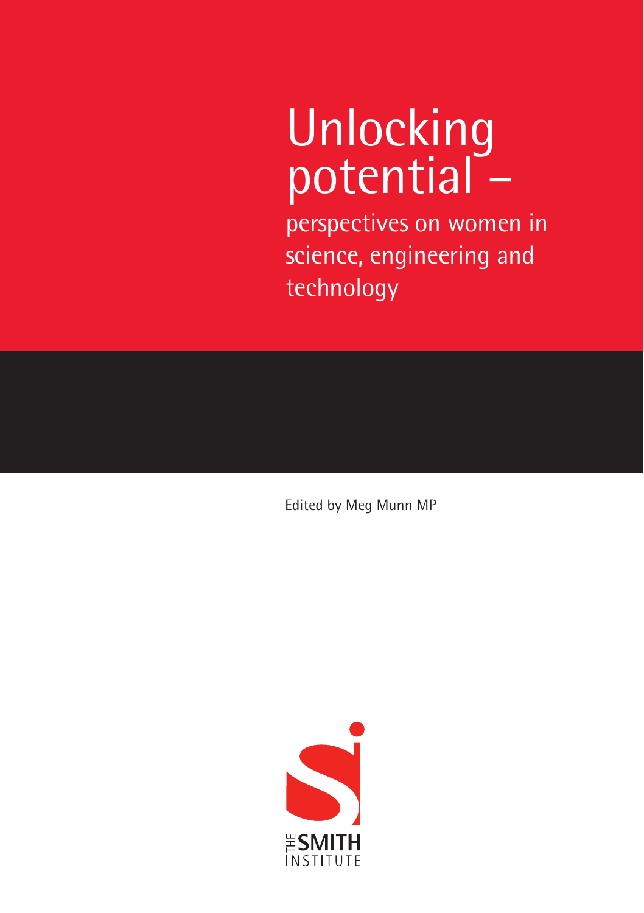# Unlocking potential –

## perspectives on women in science, engineering and technology

Edited by Meg Munn MP

THE SMITH INSTITUTE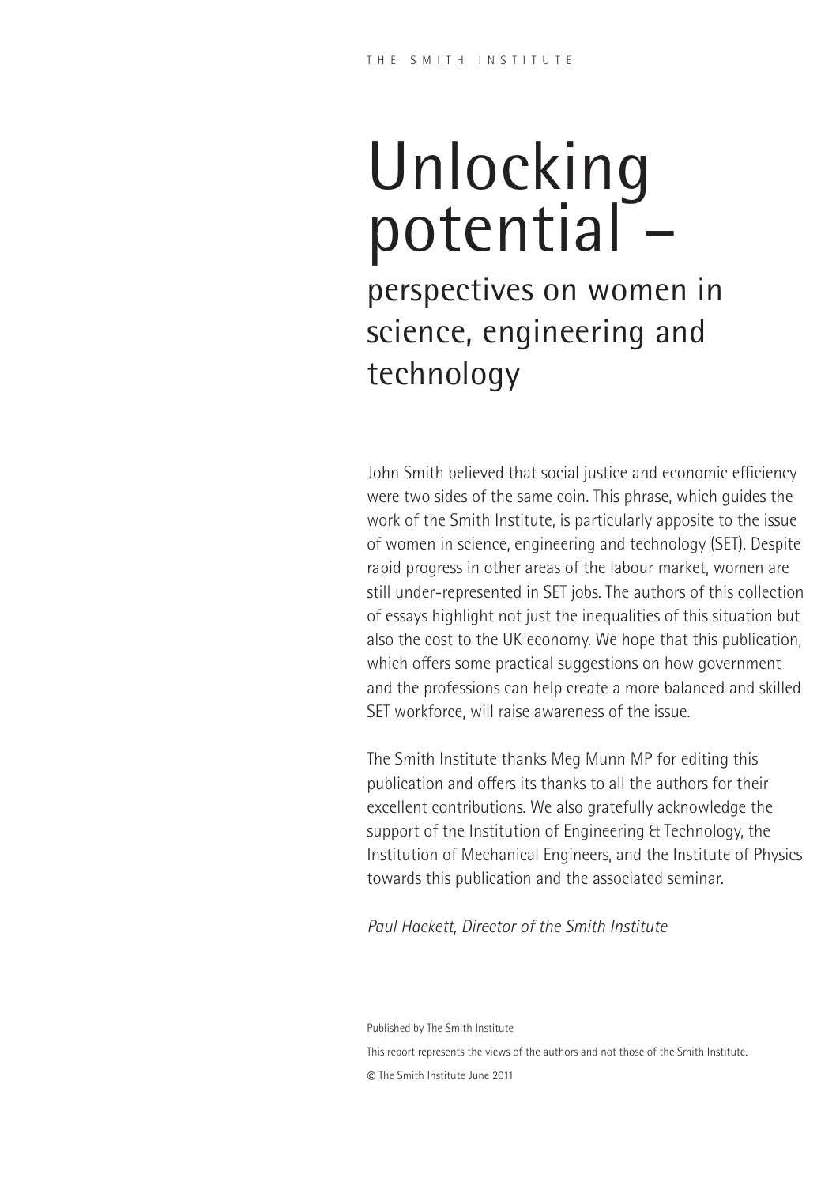# Unlocking potential –

## perspectives on women in science, engineering and technology

John Smith believed that social justice and economic efficiency were two sides of the same coin. This phrase, which guides the work of the Smith Institute, is particularly apposite to the issue of women in science, engineering and technology (SET). Despite rapid progress in other areas of the labour market, women are still under-represented in SET jobs. The authors of this collection of essays highlight not just the inequalities of this situation but also the cost to the UK economy. We hope that this publication, which offers some practical suggestions on how government and the professions can help create a more balanced and skilled SET workforce, will raise awareness of the issue.

The Smith Institute thanks Meg Munn MP for editing this publication and offers its thanks to all the authors for their excellent contributions. We also gratefully acknowledge the support of the Institution of Engineering & Technology, the Institution of Mechanical Engineers, and the Institute of Physics towards this publication and the associated seminar.

*Paul Hackett, Director of the Smith Institute*

Published by The Smith Institute

This report represents the views of the authors and not those of the Smith Institute.

© The Smith Institute June 2011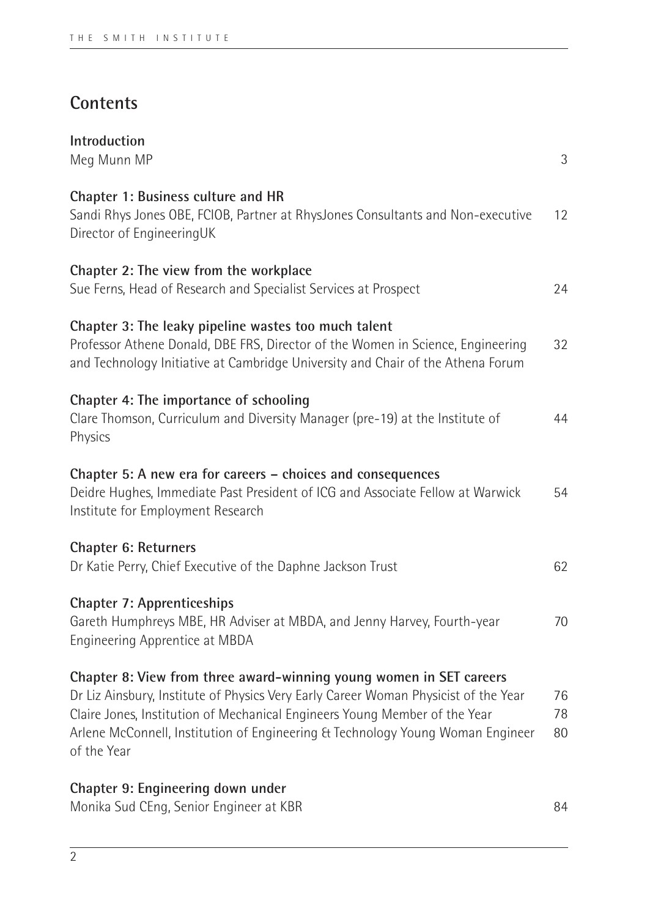## Contents

**Introduction**
Meg Munn MP 3

**Chapter 1: Business culture and HR**
Sandi Rhys Jones OBE, FCIOB, Partner at RhysJones Consultants and Non-executive Director of EngineeringUK 12

**Chapter 2: The view from the workplace**
Sue Ferns, Head of Research and Specialist Services at Prospect 24

**Chapter 3: The leaky pipeline wastes too much talent**
Professor Athene Donald, DBE FRS, Director of the Women in Science, Engineering and Technology Initiative at Cambridge University and Chair of the Athena Forum 32

**Chapter 4: The importance of schooling**
Clare Thomson, Curriculum and Diversity Manager (pre-19) at the Institute of Physics 44

**Chapter 5: A new era for careers – choices and consequences**
Deidre Hughes, Immediate Past President of ICG and Associate Fellow at Warwick Institute for Employment Research 54

**Chapter 6: Returners**
Dr Katie Perry, Chief Executive of the Daphne Jackson Trust 62

**Chapter 7: Apprenticeships**
Gareth Humphreys MBE, HR Adviser at MBDA, and Jenny Harvey, Fourth-year Engineering Apprentice at MBDA 70

**Chapter 8: View from three award-winning young women in SET careers**
Dr Liz Ainsbury, Institute of Physics Very Early Career Woman Physicist of the Year 76
Claire Jones, Institution of Mechanical Engineers Young Member of the Year 78
Arlene McConnell, Institution of Engineering & Technology Young Woman Engineer of the Year 80

**Chapter 9: Engineering down under**
Monika Sud CEng, Senior Engineer at KBR 84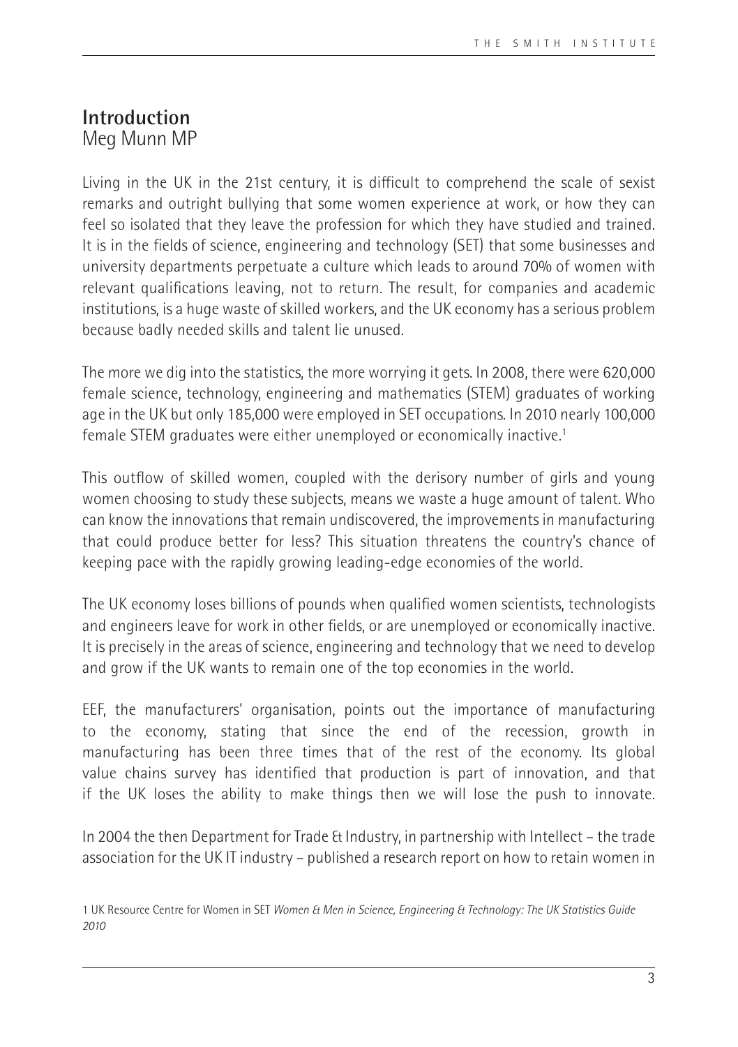## Introduction
Meg Munn MP

Living in the UK in the 21st century, it is difficult to comprehend the scale of sexist remarks and outright bullying that some women experience at work, or how they can feel so isolated that they leave the profession for which they have studied and trained. It is in the fields of science, engineering and technology (SET) that some businesses and university departments perpetuate a culture which leads to around 70% of women with relevant qualifications leaving, not to return. The result, for companies and academic institutions, is a huge waste of skilled workers, and the UK economy has a serious problem because badly needed skills and talent lie unused.

The more we dig into the statistics, the more worrying it gets. In 2008, there were 620,000 female science, technology, engineering and mathematics (STEM) graduates of working age in the UK but only 185,000 were employed in SET occupations. In 2010 nearly 100,000 female STEM graduates were either unemployed or economically inactive.[1]

This outflow of skilled women, coupled with the derisory number of girls and young women choosing to study these subjects, means we waste a huge amount of talent. Who can know the innovations that remain undiscovered, the improvements in manufacturing that could produce better for less? This situation threatens the country's chance of keeping pace with the rapidly growing leading-edge economies of the world.

The UK economy loses billions of pounds when qualified women scientists, technologists and engineers leave for work in other fields, or are unemployed or economically inactive. It is precisely in the areas of science, engineering and technology that we need to develop and grow if the UK wants to remain one of the top economies in the world.

EEF, the manufacturers' organisation, points out the importance of manufacturing to the economy, stating that since the end of the recession, growth in manufacturing has been three times that of the rest of the economy. Its global value chains survey has identified that production is part of innovation, and that if the UK loses the ability to make things then we will lose the push to innovate.

In 2004 the then Department for Trade & Industry, in partnership with Intellect – the trade association for the UK IT industry – published a research report on how to retain women in

1 UK Resource Centre for Women in SET *Women & Men in Science, Engineering & Technology: The UK Statistics Guide 2010*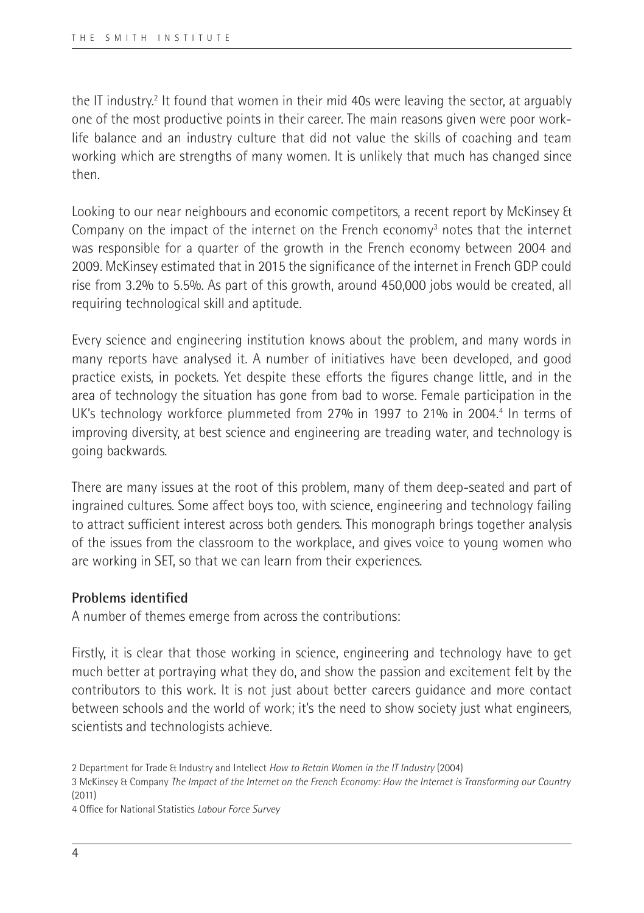the IT industry.[2] It found that women in their mid 40s were leaving the sector, at arguably one of the most productive points in their career. The main reasons given were poor work-life balance and an industry culture that did not value the skills of coaching and team working which are strengths of many women. It is unlikely that much has changed since then.

Looking to our near neighbours and economic competitors, a recent report by McKinsey & Company on the impact of the internet on the French economy[3] notes that the internet was responsible for a quarter of the growth in the French economy between 2004 and 2009. McKinsey estimated that in 2015 the significance of the internet in French GDP could rise from 3.2% to 5.5%. As part of this growth, around 450,000 jobs would be created, all requiring technological skill and aptitude.

Every science and engineering institution knows about the problem, and many words in many reports have analysed it. A number of initiatives have been developed, and good practice exists, in pockets. Yet despite these efforts the figures change little, and in the area of technology the situation has gone from bad to worse. Female participation in the UK's technology workforce plummeted from 27% in 1997 to 21% in 2004.[4] In terms of improving diversity, at best science and engineering are treading water, and technology is going backwards.

There are many issues at the root of this problem, many of them deep-seated and part of ingrained cultures. Some affect boys too, with science, engineering and technology failing to attract sufficient interest across both genders. This monograph brings together analysis of the issues from the classroom to the workplace, and gives voice to young women who are working in SET, so that we can learn from their experiences.

**Problems identified**

A number of themes emerge from across the contributions:

Firstly, it is clear that those working in science, engineering and technology have to get much better at portraying what they do, and show the passion and excitement felt by the contributors to this work. It is not just about better careers guidance and more contact between schools and the world of work; it's the need to show society just what engineers, scientists and technologists achieve.

2 Department for Trade & Industry and Intellect *How to Retain Women in the IT Industry* (2004)

3 McKinsey & Company *The Impact of the Internet on the French Economy: How the Internet is Transforming our Country* (2011)

4 Office for National Statistics *Labour Force Survey*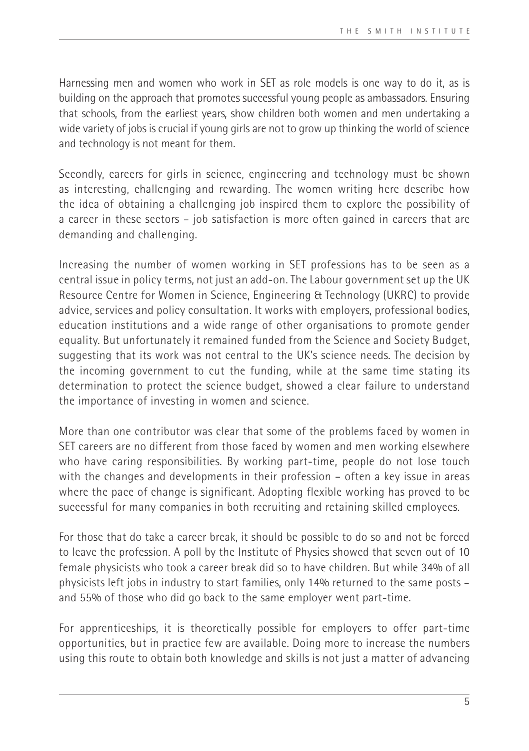Harnessing men and women who work in SET as role models is one way to do it, as is building on the approach that promotes successful young people as ambassadors. Ensuring that schools, from the earliest years, show children both women and men undertaking a wide variety of jobs is crucial if young girls are not to grow up thinking the world of science and technology is not meant for them.

Secondly, careers for girls in science, engineering and technology must be shown as interesting, challenging and rewarding. The women writing here describe how the idea of obtaining a challenging job inspired them to explore the possibility of a career in these sectors – job satisfaction is more often gained in careers that are demanding and challenging.

Increasing the number of women working in SET professions has to be seen as a central issue in policy terms, not just an add-on. The Labour government set up the UK Resource Centre for Women in Science, Engineering & Technology (UKRC) to provide advice, services and policy consultation. It works with employers, professional bodies, education institutions and a wide range of other organisations to promote gender equality. But unfortunately it remained funded from the Science and Society Budget, suggesting that its work was not central to the UK's science needs. The decision by the incoming government to cut the funding, while at the same time stating its determination to protect the science budget, showed a clear failure to understand the importance of investing in women and science.

More than one contributor was clear that some of the problems faced by women in SET careers are no different from those faced by women and men working elsewhere who have caring responsibilities. By working part-time, people do not lose touch with the changes and developments in their profession – often a key issue in areas where the pace of change is significant. Adopting flexible working has proved to be successful for many companies in both recruiting and retaining skilled employees.

For those that do take a career break, it should be possible to do so and not be forced to leave the profession. A poll by the Institute of Physics showed that seven out of 10 female physicists who took a career break did so to have children. But while 34% of all physicists left jobs in industry to start families, only 14% returned to the same posts – and 55% of those who did go back to the same employer went part-time.

For apprenticeships, it is theoretically possible for employers to offer part-time opportunities, but in practice few are available. Doing more to increase the numbers using this route to obtain both knowledge and skills is not just a matter of advancing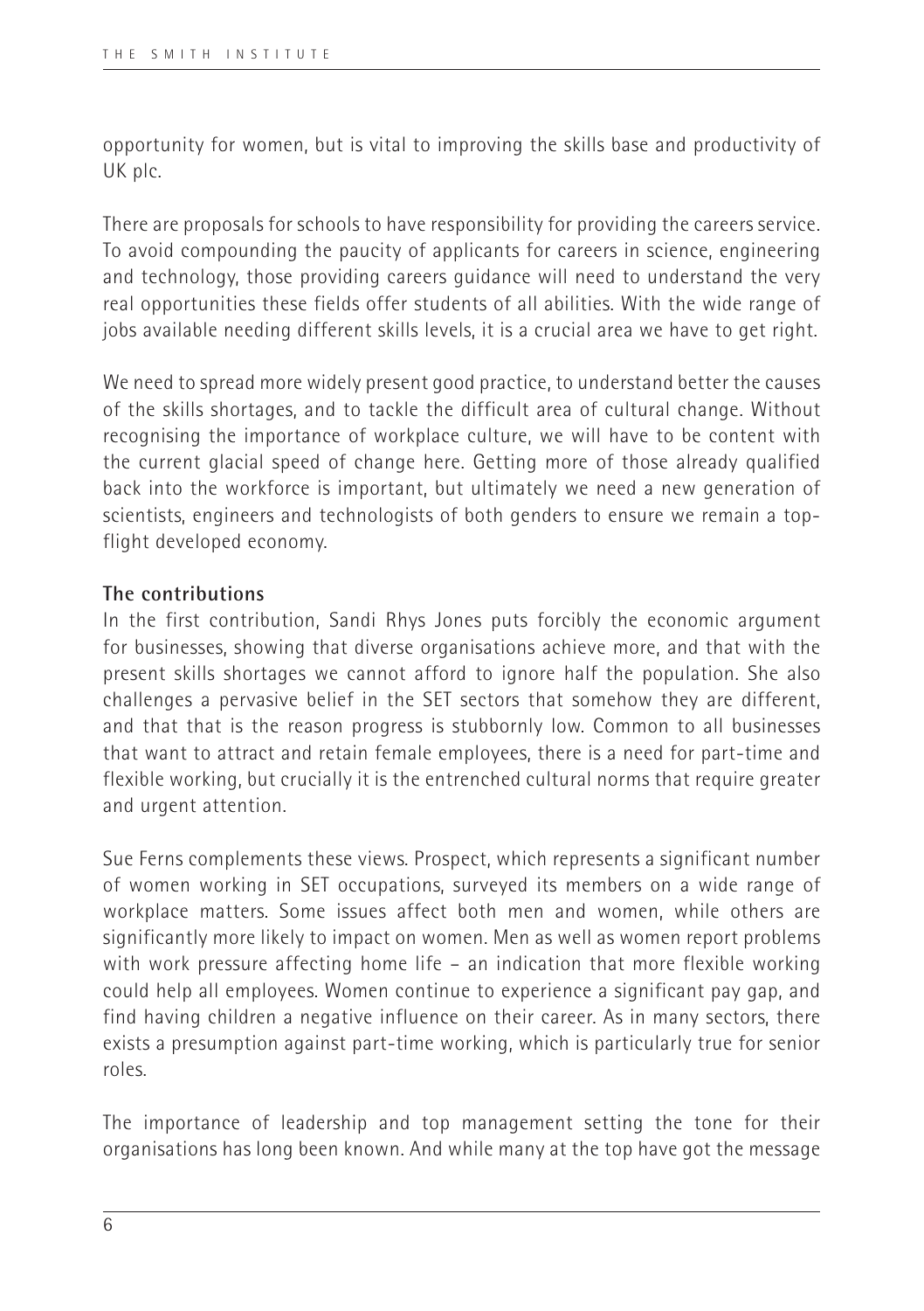opportunity for women, but is vital to improving the skills base and productivity of UK plc.

There are proposals for schools to have responsibility for providing the careers service. To avoid compounding the paucity of applicants for careers in science, engineering and technology, those providing careers guidance will need to understand the very real opportunities these fields offer students of all abilities. With the wide range of jobs available needing different skills levels, it is a crucial area we have to get right.

We need to spread more widely present good practice, to understand better the causes of the skills shortages, and to tackle the difficult area of cultural change. Without recognising the importance of workplace culture, we will have to be content with the current glacial speed of change here. Getting more of those already qualified back into the workforce is important, but ultimately we need a new generation of scientists, engineers and technologists of both genders to ensure we remain a top-flight developed economy.

**The contributions**

In the first contribution, Sandi Rhys Jones puts forcibly the economic argument for businesses, showing that diverse organisations achieve more, and that with the present skills shortages we cannot afford to ignore half the population. She also challenges a pervasive belief in the SET sectors that somehow they are different, and that that is the reason progress is stubbornly low. Common to all businesses that want to attract and retain female employees, there is a need for part-time and flexible working, but crucially it is the entrenched cultural norms that require greater and urgent attention.

Sue Ferns complements these views. Prospect, which represents a significant number of women working in SET occupations, surveyed its members on a wide range of workplace matters. Some issues affect both men and women, while others are significantly more likely to impact on women. Men as well as women report problems with work pressure affecting home life – an indication that more flexible working could help all employees. Women continue to experience a significant pay gap, and find having children a negative influence on their career. As in many sectors, there exists a presumption against part-time working, which is particularly true for senior roles.

The importance of leadership and top management setting the tone for their organisations has long been known. And while many at the top have got the message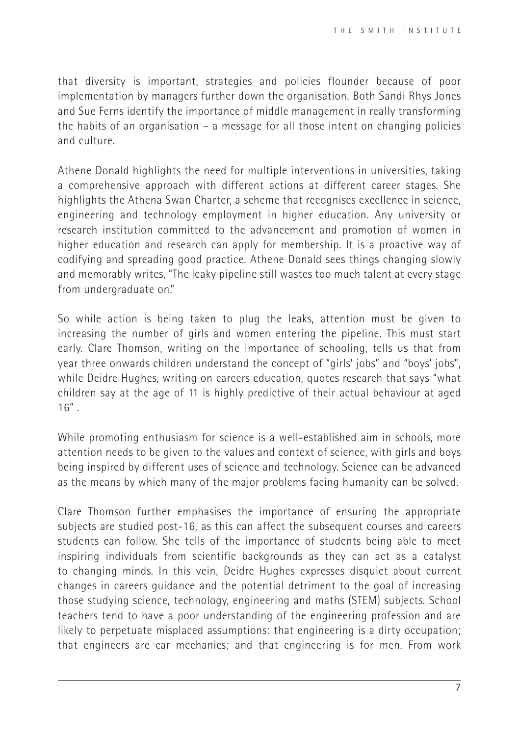that diversity is important, strategies and policies flounder because of poor implementation by managers further down the organisation. Both Sandi Rhys Jones and Sue Ferns identify the importance of middle management in really transforming the habits of an organisation – a message for all those intent on changing policies and culture.

Athene Donald highlights the need for multiple interventions in universities, taking a comprehensive approach with different actions at different career stages. She highlights the Athena Swan Charter, a scheme that recognises excellence in science, engineering and technology employment in higher education. Any university or research institution committed to the advancement and promotion of women in higher education and research can apply for membership. It is a proactive way of codifying and spreading good practice. Athene Donald sees things changing slowly and memorably writes, "The leaky pipeline still wastes too much talent at every stage from undergraduate on."

So while action is being taken to plug the leaks, attention must be given to increasing the number of girls and women entering the pipeline. This must start early. Clare Thomson, writing on the importance of schooling, tells us that from year three onwards children understand the concept of "girls' jobs" and "boys' jobs", while Deidre Hughes, writing on careers education, quotes research that says "what children say at the age of 11 is highly predictive of their actual behaviour at aged 16" .

While promoting enthusiasm for science is a well-established aim in schools, more attention needs to be given to the values and context of science, with girls and boys being inspired by different uses of science and technology. Science can be advanced as the means by which many of the major problems facing humanity can be solved.

Clare Thomson further emphasises the importance of ensuring the appropriate subjects are studied post-16, as this can affect the subsequent courses and careers students can follow. She tells of the importance of students being able to meet inspiring individuals from scientific backgrounds as they can act as a catalyst to changing minds. In this vein, Deidre Hughes expresses disquiet about current changes in careers guidance and the potential detriment to the goal of increasing those studying science, technology, engineering and maths (STEM) subjects. School teachers tend to have a poor understanding of the engineering profession and are likely to perpetuate misplaced assumptions: that engineering is a dirty occupation; that engineers are car mechanics; and that engineering is for men. From work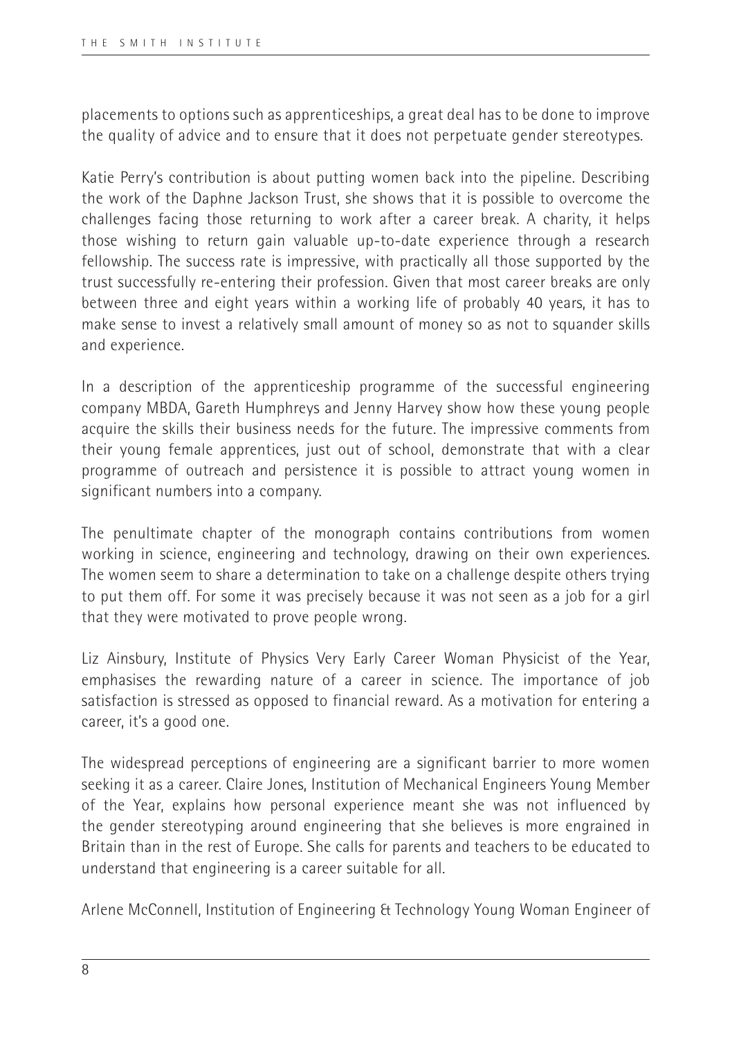placements to options such as apprenticeships, a great deal has to be done to improve the quality of advice and to ensure that it does not perpetuate gender stereotypes.

Katie Perry's contribution is about putting women back into the pipeline. Describing the work of the Daphne Jackson Trust, she shows that it is possible to overcome the challenges facing those returning to work after a career break. A charity, it helps those wishing to return gain valuable up-to-date experience through a research fellowship. The success rate is impressive, with practically all those supported by the trust successfully re-entering their profession. Given that most career breaks are only between three and eight years within a working life of probably 40 years, it has to make sense to invest a relatively small amount of money so as not to squander skills and experience.

In a description of the apprenticeship programme of the successful engineering company MBDA, Gareth Humphreys and Jenny Harvey show how these young people acquire the skills their business needs for the future. The impressive comments from their young female apprentices, just out of school, demonstrate that with a clear programme of outreach and persistence it is possible to attract young women in significant numbers into a company.

The penultimate chapter of the monograph contains contributions from women working in science, engineering and technology, drawing on their own experiences. The women seem to share a determination to take on a challenge despite others trying to put them off. For some it was precisely because it was not seen as a job for a girl that they were motivated to prove people wrong.

Liz Ainsbury, Institute of Physics Very Early Career Woman Physicist of the Year, emphasises the rewarding nature of a career in science. The importance of job satisfaction is stressed as opposed to financial reward. As a motivation for entering a career, it's a good one.

The widespread perceptions of engineering are a significant barrier to more women seeking it as a career. Claire Jones, Institution of Mechanical Engineers Young Member of the Year, explains how personal experience meant she was not influenced by the gender stereotyping around engineering that she believes is more engrained in Britain than in the rest of Europe. She calls for parents and teachers to be educated to understand that engineering is a career suitable for all.

Arlene McConnell, Institution of Engineering & Technology Young Woman Engineer of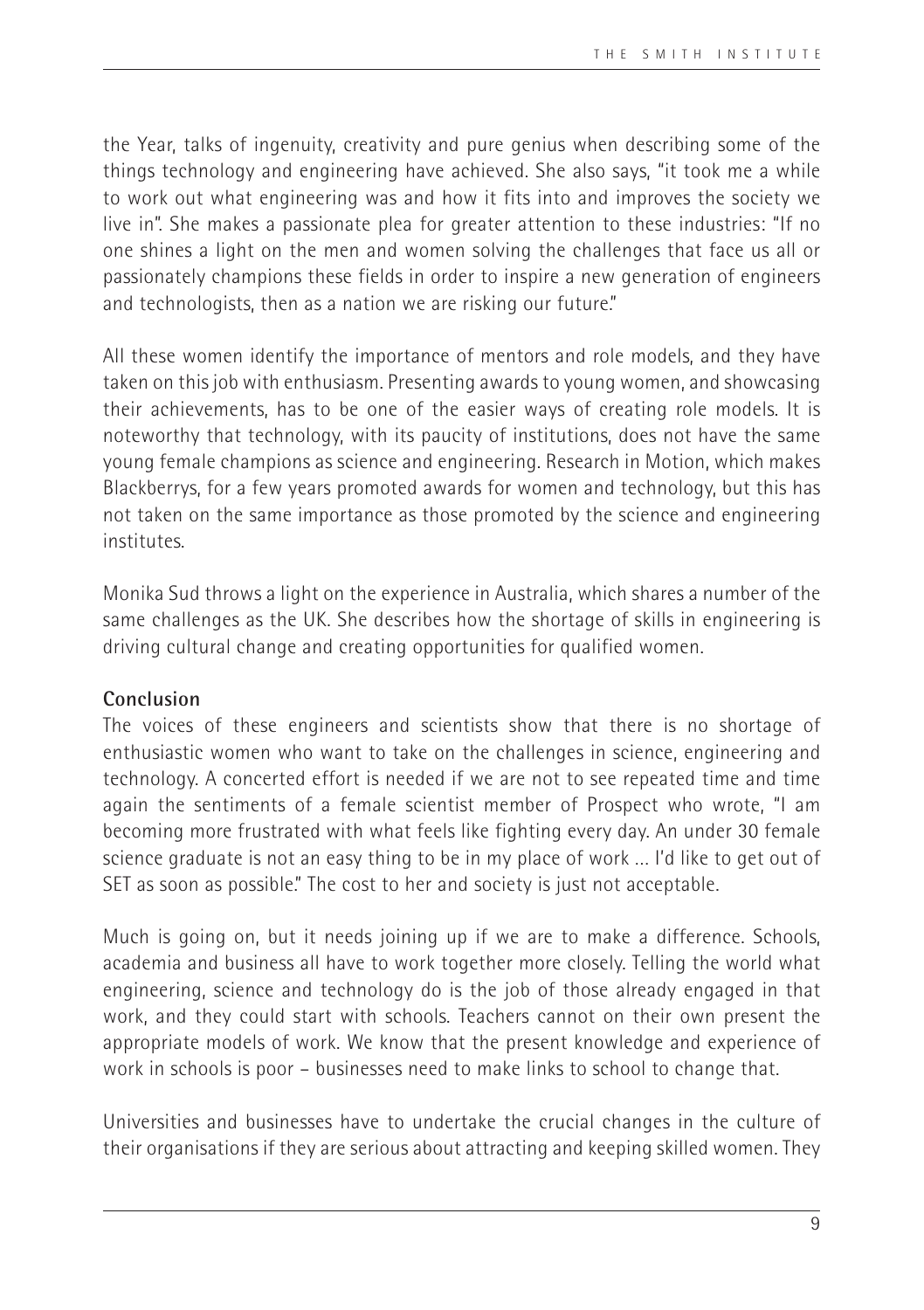the Year, talks of ingenuity, creativity and pure genius when describing some of the things technology and engineering have achieved. She also says, "it took me a while to work out what engineering was and how it fits into and improves the society we live in". She makes a passionate plea for greater attention to these industries: "If no one shines a light on the men and women solving the challenges that face us all or passionately champions these fields in order to inspire a new generation of engineers and technologists, then as a nation we are risking our future."

All these women identify the importance of mentors and role models, and they have taken on this job with enthusiasm. Presenting awards to young women, and showcasing their achievements, has to be one of the easier ways of creating role models. It is noteworthy that technology, with its paucity of institutions, does not have the same young female champions as science and engineering. Research in Motion, which makes Blackberrys, for a few years promoted awards for women and technology, but this has not taken on the same importance as those promoted by the science and engineering institutes.

Monika Sud throws a light on the experience in Australia, which shares a number of the same challenges as the UK. She describes how the shortage of skills in engineering is driving cultural change and creating opportunities for qualified women.

**Conclusion**

The voices of these engineers and scientists show that there is no shortage of enthusiastic women who want to take on the challenges in science, engineering and technology. A concerted effort is needed if we are not to see repeated time and time again the sentiments of a female scientist member of Prospect who wrote, "I am becoming more frustrated with what feels like fighting every day. An under 30 female science graduate is not an easy thing to be in my place of work … I'd like to get out of SET as soon as possible." The cost to her and society is just not acceptable.

Much is going on, but it needs joining up if we are to make a difference. Schools, academia and business all have to work together more closely. Telling the world what engineering, science and technology do is the job of those already engaged in that work, and they could start with schools. Teachers cannot on their own present the appropriate models of work. We know that the present knowledge and experience of work in schools is poor – businesses need to make links to school to change that.

Universities and businesses have to undertake the crucial changes in the culture of their organisations if they are serious about attracting and keeping skilled women. They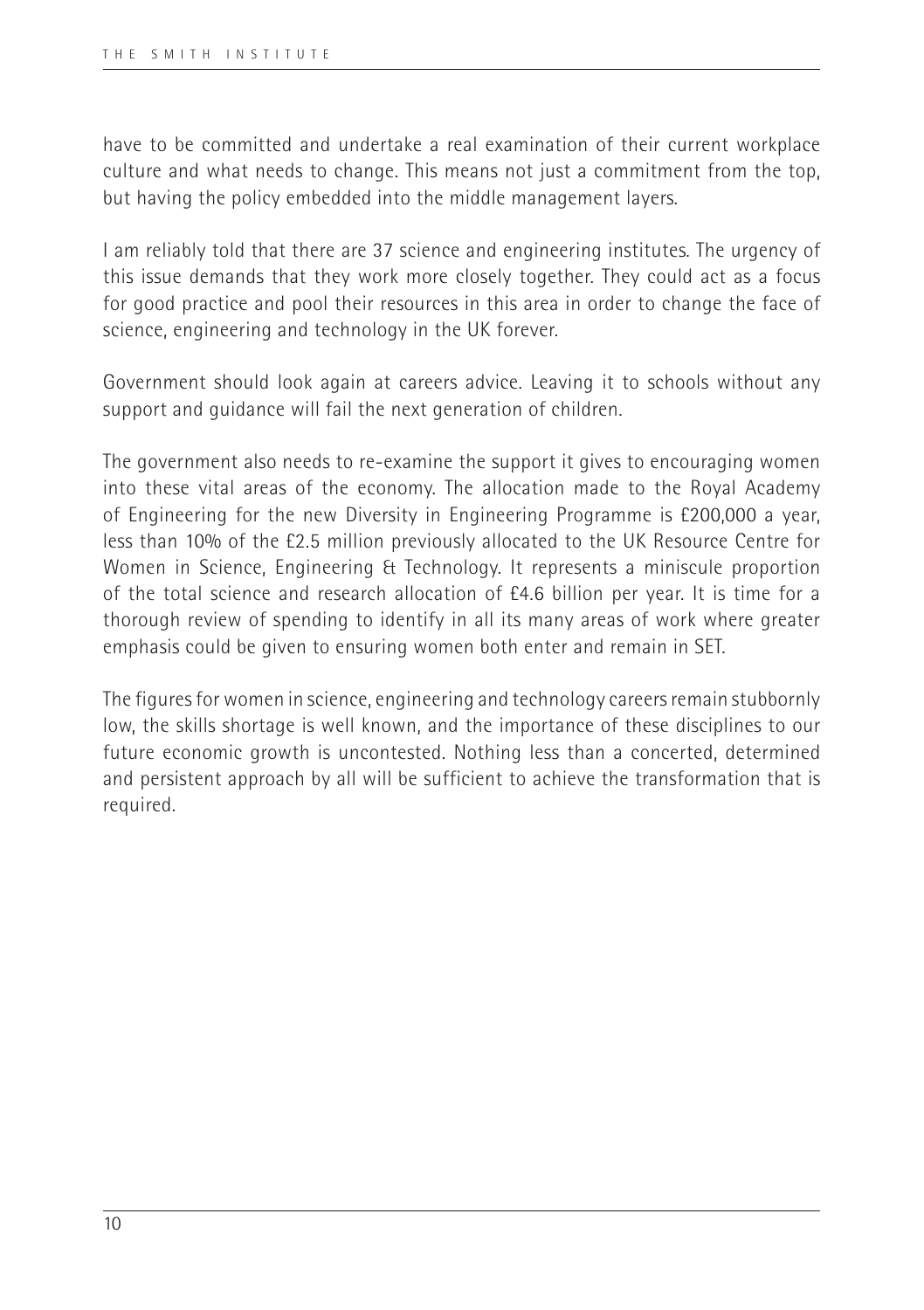have to be committed and undertake a real examination of their current workplace culture and what needs to change. This means not just a commitment from the top, but having the policy embedded into the middle management layers.

I am reliably told that there are 37 science and engineering institutes. The urgency of this issue demands that they work more closely together. They could act as a focus for good practice and pool their resources in this area in order to change the face of science, engineering and technology in the UK forever.

Government should look again at careers advice. Leaving it to schools without any support and guidance will fail the next generation of children.

The government also needs to re-examine the support it gives to encouraging women into these vital areas of the economy. The allocation made to the Royal Academy of Engineering for the new Diversity in Engineering Programme is £200,000 a year, less than 10% of the £2.5 million previously allocated to the UK Resource Centre for Women in Science, Engineering & Technology. It represents a miniscule proportion of the total science and research allocation of £4.6 billion per year. It is time for a thorough review of spending to identify in all its many areas of work where greater emphasis could be given to ensuring women both enter and remain in SET.

The figures for women in science, engineering and technology careers remain stubbornly low, the skills shortage is well known, and the importance of these disciplines to our future economic growth is uncontested. Nothing less than a concerted, determined and persistent approach by all will be sufficient to achieve the transformation that is required.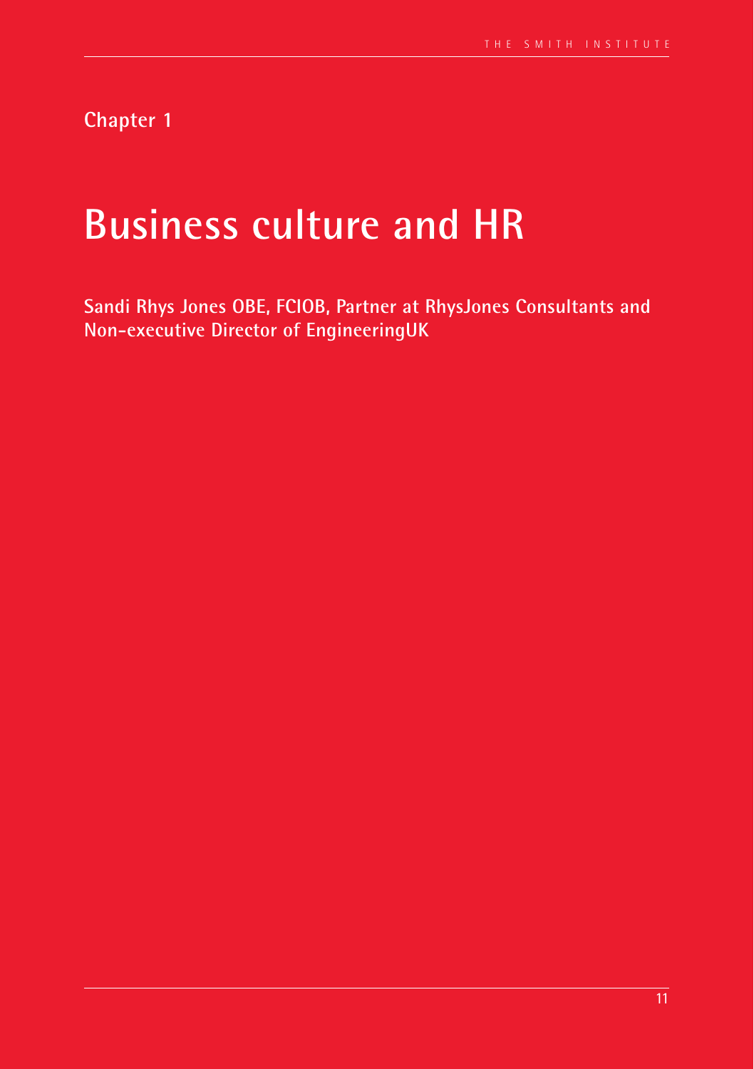Chapter 1

# Business culture and HR

**Sandi Rhys Jones OBE, FCIOB, Partner at RhysJones Consultants and Non-executive Director of EngineeringUK**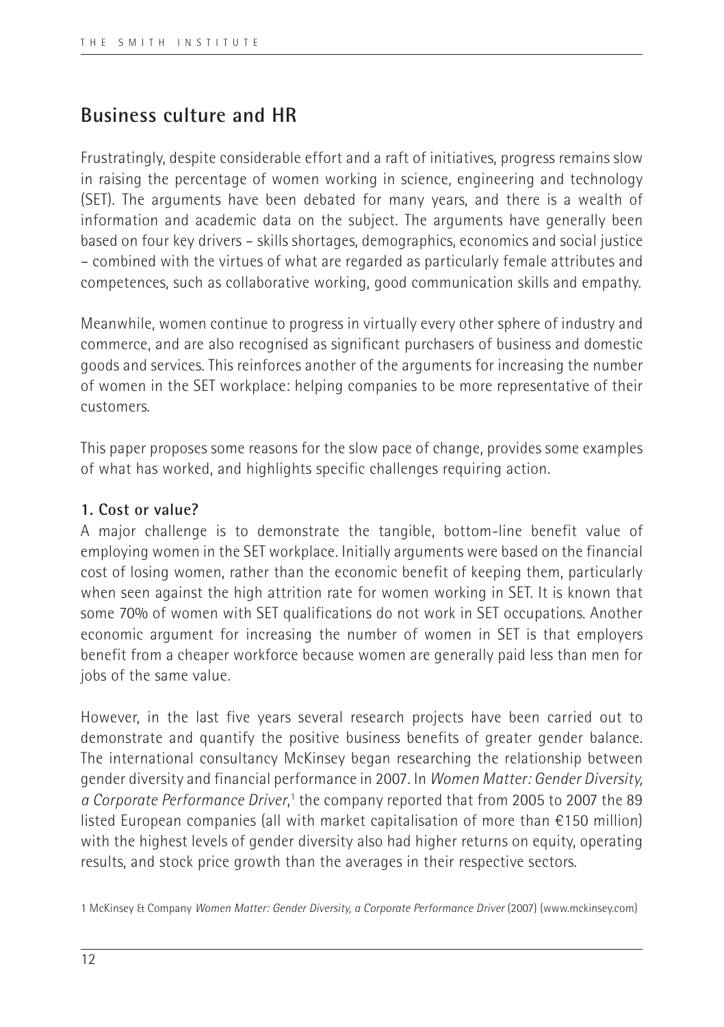## Business culture and HR

Frustratingly, despite considerable effort and a raft of initiatives, progress remains slow in raising the percentage of women working in science, engineering and technology (SET). The arguments have been debated for many years, and there is a wealth of information and academic data on the subject. The arguments have generally been based on four key drivers – skills shortages, demographics, economics and social justice – combined with the virtues of what are regarded as particularly female attributes and competences, such as collaborative working, good communication skills and empathy.

Meanwhile, women continue to progress in virtually every other sphere of industry and commerce, and are also recognised as significant purchasers of business and domestic goods and services. This reinforces another of the arguments for increasing the number of women in the SET workplace: helping companies to be more representative of their customers.

This paper proposes some reasons for the slow pace of change, provides some examples of what has worked, and highlights specific challenges requiring action.

### 1. Cost or value?

A major challenge is to demonstrate the tangible, bottom-line benefit value of employing women in the SET workplace. Initially arguments were based on the financial cost of losing women, rather than the economic benefit of keeping them, particularly when seen against the high attrition rate for women working in SET. It is known that some 70% of women with SET qualifications do not work in SET occupations. Another economic argument for increasing the number of women in SET is that employers benefit from a cheaper workforce because women are generally paid less than men for jobs of the same value.

However, in the last five years several research projects have been carried out to demonstrate and quantify the positive business benefits of greater gender balance. The international consultancy McKinsey began researching the relationship between gender diversity and financial performance in 2007. In *Women Matter: Gender Diversity, a Corporate Performance Driver*,[1] the company reported that from 2005 to 2007 the 89 listed European companies (all with market capitalisation of more than €150 million) with the highest levels of gender diversity also had higher returns on equity, operating results, and stock price growth than the averages in their respective sectors.

1 McKinsey & Company *Women Matter: Gender Diversity, a Corporate Performance Driver* (2007) (www.mckinsey.com)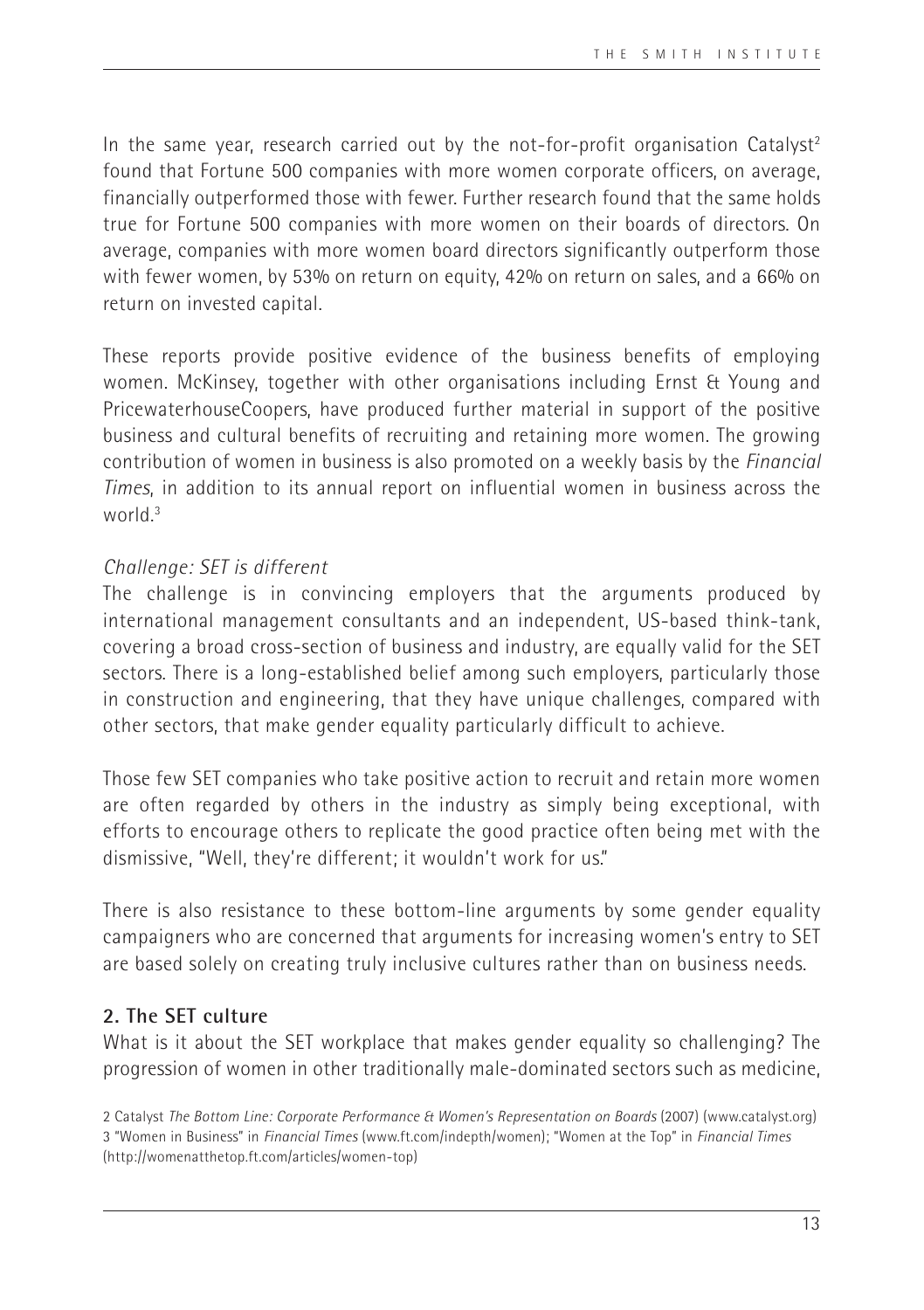In the same year, research carried out by the not-for-profit organisation Catalyst[2] found that Fortune 500 companies with more women corporate officers, on average, financially outperformed those with fewer. Further research found that the same holds true for Fortune 500 companies with more women on their boards of directors. On average, companies with more women board directors significantly outperform those with fewer women, by 53% on return on equity, 42% on return on sales, and a 66% on return on invested capital.

These reports provide positive evidence of the business benefits of employing women. McKinsey, together with other organisations including Ernst & Young and PricewaterhouseCoopers, have produced further material in support of the positive business and cultural benefits of recruiting and retaining more women. The growing contribution of women in business is also promoted on a weekly basis by the *Financial Times*, in addition to its annual report on influential women in business across the world.[3]

*Challenge: SET is different*

The challenge is in convincing employers that the arguments produced by international management consultants and an independent, US-based think-tank, covering a broad cross-section of business and industry, are equally valid for the SET sectors. There is a long-established belief among such employers, particularly those in construction and engineering, that they have unique challenges, compared with other sectors, that make gender equality particularly difficult to achieve.

Those few SET companies who take positive action to recruit and retain more women are often regarded by others in the industry as simply being exceptional, with efforts to encourage others to replicate the good practice often being met with the dismissive, "Well, they're different; it wouldn't work for us."

There is also resistance to these bottom-line arguments by some gender equality campaigners who are concerned that arguments for increasing women's entry to SET are based solely on creating truly inclusive cultures rather than on business needs.

**2. The SET culture**

What is it about the SET workplace that makes gender equality so challenging? The progression of women in other traditionally male-dominated sectors such as medicine,

2 Catalyst *The Bottom Line: Corporate Performance & Women's Representation on Boards* (2007) (www.catalyst.org)
3 "Women in Business" in *Financial Times* (www.ft.com/indepth/women); "Women at the Top" in *Financial Times* (http://womenatthetop.ft.com/articles/women-top)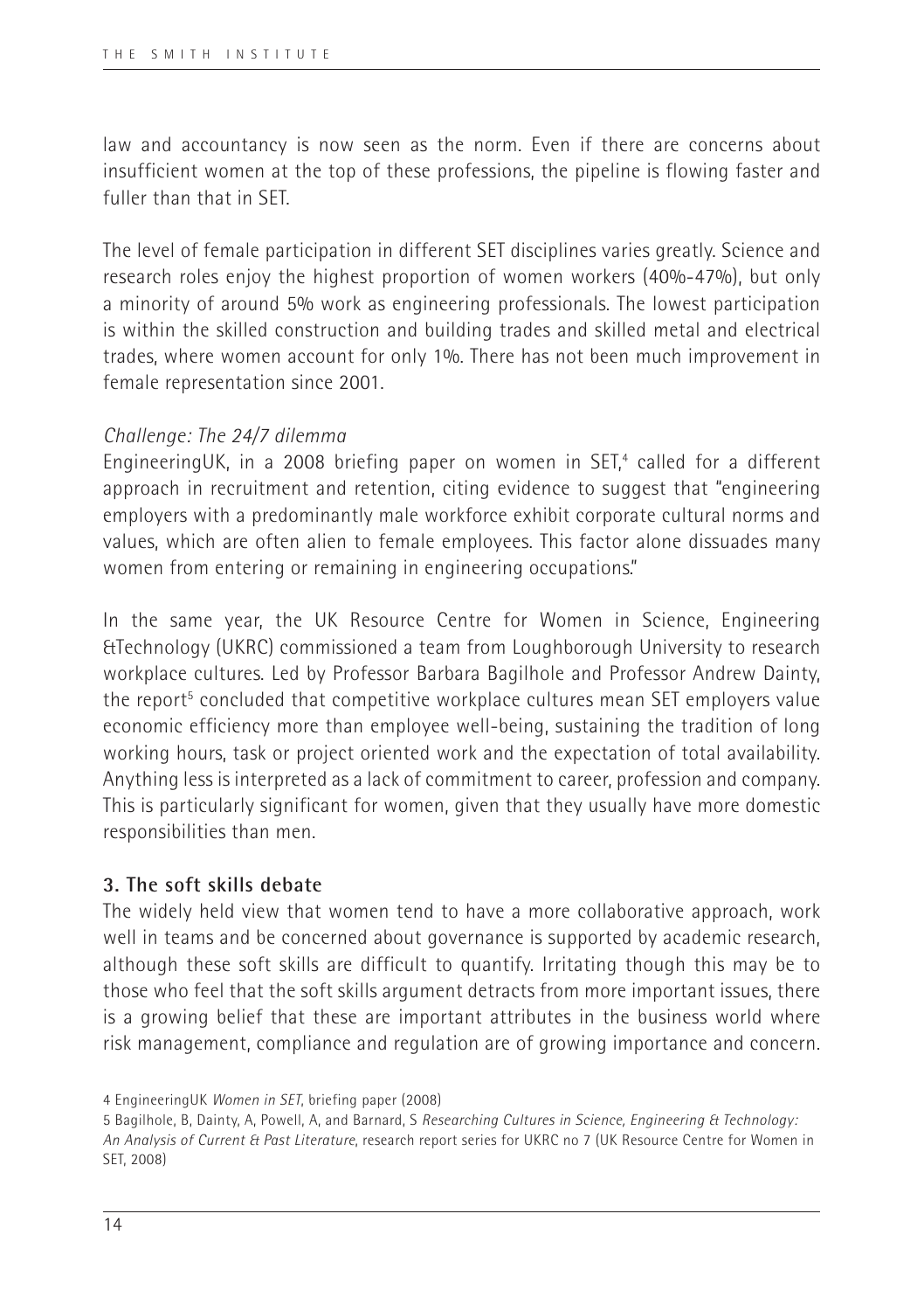law and accountancy is now seen as the norm. Even if there are concerns about insufficient women at the top of these professions, the pipeline is flowing faster and fuller than that in SET.

The level of female participation in different SET disciplines varies greatly. Science and research roles enjoy the highest proportion of women workers (40%-47%), but only a minority of around 5% work as engineering professionals. The lowest participation is within the skilled construction and building trades and skilled metal and electrical trades, where women account for only 1%. There has not been much improvement in female representation since 2001.

*Challenge: The 24/7 dilemma*

EngineeringUK, in a 2008 briefing paper on women in SET,[4] called for a different approach in recruitment and retention, citing evidence to suggest that "engineering employers with a predominantly male workforce exhibit corporate cultural norms and values, which are often alien to female employees. This factor alone dissuades many women from entering or remaining in engineering occupations."

In the same year, the UK Resource Centre for Women in Science, Engineering &Technology (UKRC) commissioned a team from Loughborough University to research workplace cultures. Led by Professor Barbara Bagilhole and Professor Andrew Dainty, the report[5] concluded that competitive workplace cultures mean SET employers value economic efficiency more than employee well-being, sustaining the tradition of long working hours, task or project oriented work and the expectation of total availability. Anything less is interpreted as a lack of commitment to career, profession and company. This is particularly significant for women, given that they usually have more domestic responsibilities than men.

### 3. The soft skills debate

The widely held view that women tend to have a more collaborative approach, work well in teams and be concerned about governance is supported by academic research, although these soft skills are difficult to quantify. Irritating though this may be to those who feel that the soft skills argument detracts from more important issues, there is a growing belief that these are important attributes in the business world where risk management, compliance and regulation are of growing importance and concern.

4 EngineeringUK *Women in SET*, briefing paper (2008)

5 Bagilhole, B, Dainty, A, Powell, A, and Barnard, S *Researching Cultures in Science, Engineering & Technology: An Analysis of Current & Past Literature*, research report series for UKRC no 7 (UK Resource Centre for Women in SET, 2008)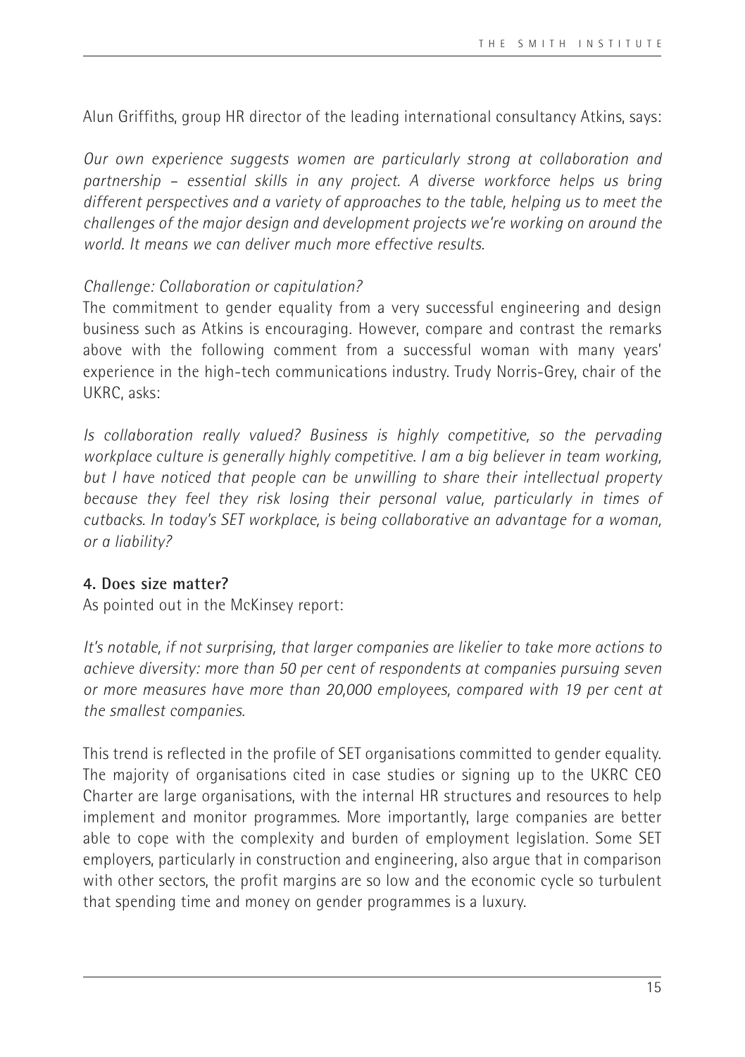Alun Griffiths, group HR director of the leading international consultancy Atkins, says:

*Our own experience suggests women are particularly strong at collaboration and partnership – essential skills in any project. A diverse workforce helps us bring different perspectives and a variety of approaches to the table, helping us to meet the challenges of the major design and development projects we're working on around the world. It means we can deliver much more effective results.*

*Challenge: Collaboration or capitulation?*

The commitment to gender equality from a very successful engineering and design business such as Atkins is encouraging. However, compare and contrast the remarks above with the following comment from a successful woman with many years' experience in the high-tech communications industry. Trudy Norris-Grey, chair of the UKRC, asks:

*Is collaboration really valued? Business is highly competitive, so the pervading workplace culture is generally highly competitive. I am a big believer in team working, but I have noticed that people can be unwilling to share their intellectual property because they feel they risk losing their personal value, particularly in times of cutbacks. In today's SET workplace, is being collaborative an advantage for a woman, or a liability?*

**4. Does size matter?**

As pointed out in the McKinsey report:

*It's notable, if not surprising, that larger companies are likelier to take more actions to achieve diversity: more than 50 per cent of respondents at companies pursuing seven or more measures have more than 20,000 employees, compared with 19 per cent at the smallest companies.*

This trend is reflected in the profile of SET organisations committed to gender equality. The majority of organisations cited in case studies or signing up to the UKRC CEO Charter are large organisations, with the internal HR structures and resources to help implement and monitor programmes. More importantly, large companies are better able to cope with the complexity and burden of employment legislation. Some SET employers, particularly in construction and engineering, also argue that in comparison with other sectors, the profit margins are so low and the economic cycle so turbulent that spending time and money on gender programmes is a luxury.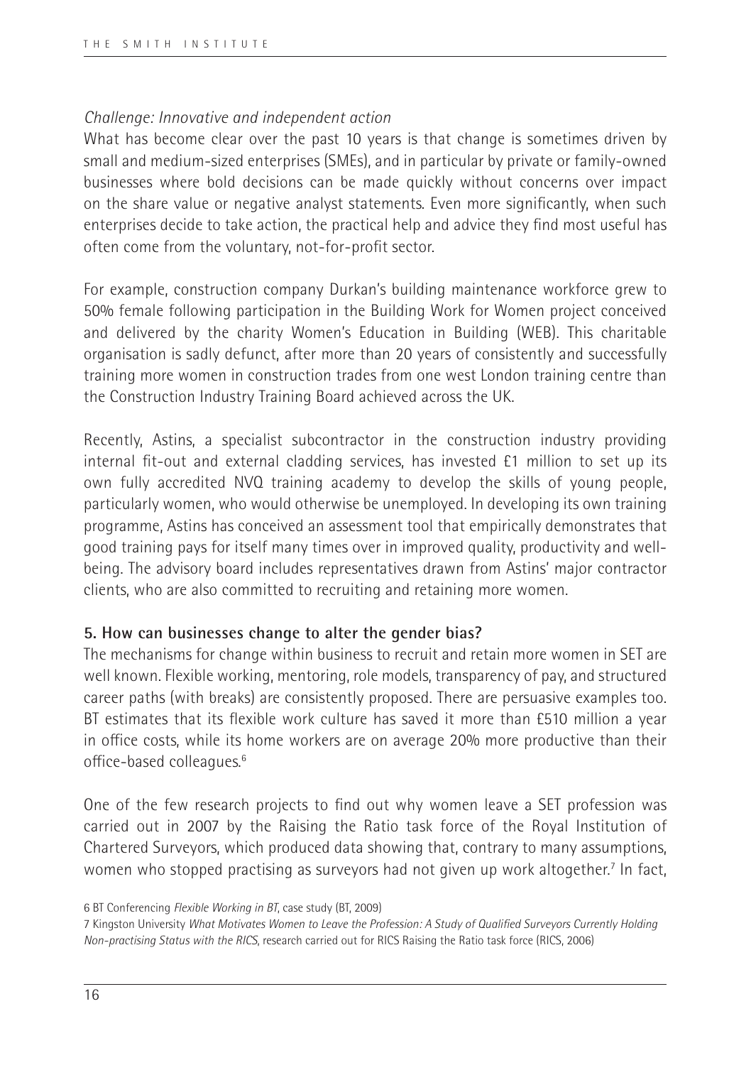*Challenge: Innovative and independent action*

What has become clear over the past 10 years is that change is sometimes driven by small and medium-sized enterprises (SMEs), and in particular by private or family-owned businesses where bold decisions can be made quickly without concerns over impact on the share value or negative analyst statements. Even more significantly, when such enterprises decide to take action, the practical help and advice they find most useful has often come from the voluntary, not-for-profit sector.

For example, construction company Durkan's building maintenance workforce grew to 50% female following participation in the Building Work for Women project conceived and delivered by the charity Women's Education in Building (WEB). This charitable organisation is sadly defunct, after more than 20 years of consistently and successfully training more women in construction trades from one west London training centre than the Construction Industry Training Board achieved across the UK.

Recently, Astins, a specialist subcontractor in the construction industry providing internal fit-out and external cladding services, has invested £1 million to set up its own fully accredited NVQ training academy to develop the skills of young people, particularly women, who would otherwise be unemployed. In developing its own training programme, Astins has conceived an assessment tool that empirically demonstrates that good training pays for itself many times over in improved quality, productivity and well-being. The advisory board includes representatives drawn from Astins' major contractor clients, who are also committed to recruiting and retaining more women.

**5. How can businesses change to alter the gender bias?**

The mechanisms for change within business to recruit and retain more women in SET are well known. Flexible working, mentoring, role models, transparency of pay, and structured career paths (with breaks) are consistently proposed. There are persuasive examples too. BT estimates that its flexible work culture has saved it more than £510 million a year in office costs, while its home workers are on average 20% more productive than their office-based colleagues.[6]

One of the few research projects to find out why women leave a SET profession was carried out in 2007 by the Raising the Ratio task force of the Royal Institution of Chartered Surveyors, which produced data showing that, contrary to many assumptions, women who stopped practising as surveyors had not given up work altogether.[7] In fact,

6 BT Conferencing *Flexible Working in BT*, case study (BT, 2009)

7 Kingston University *What Motivates Women to Leave the Profession: A Study of Qualified Surveyors Currently Holding Non-practising Status with the RICS*, research carried out for RICS Raising the Ratio task force (RICS, 2006)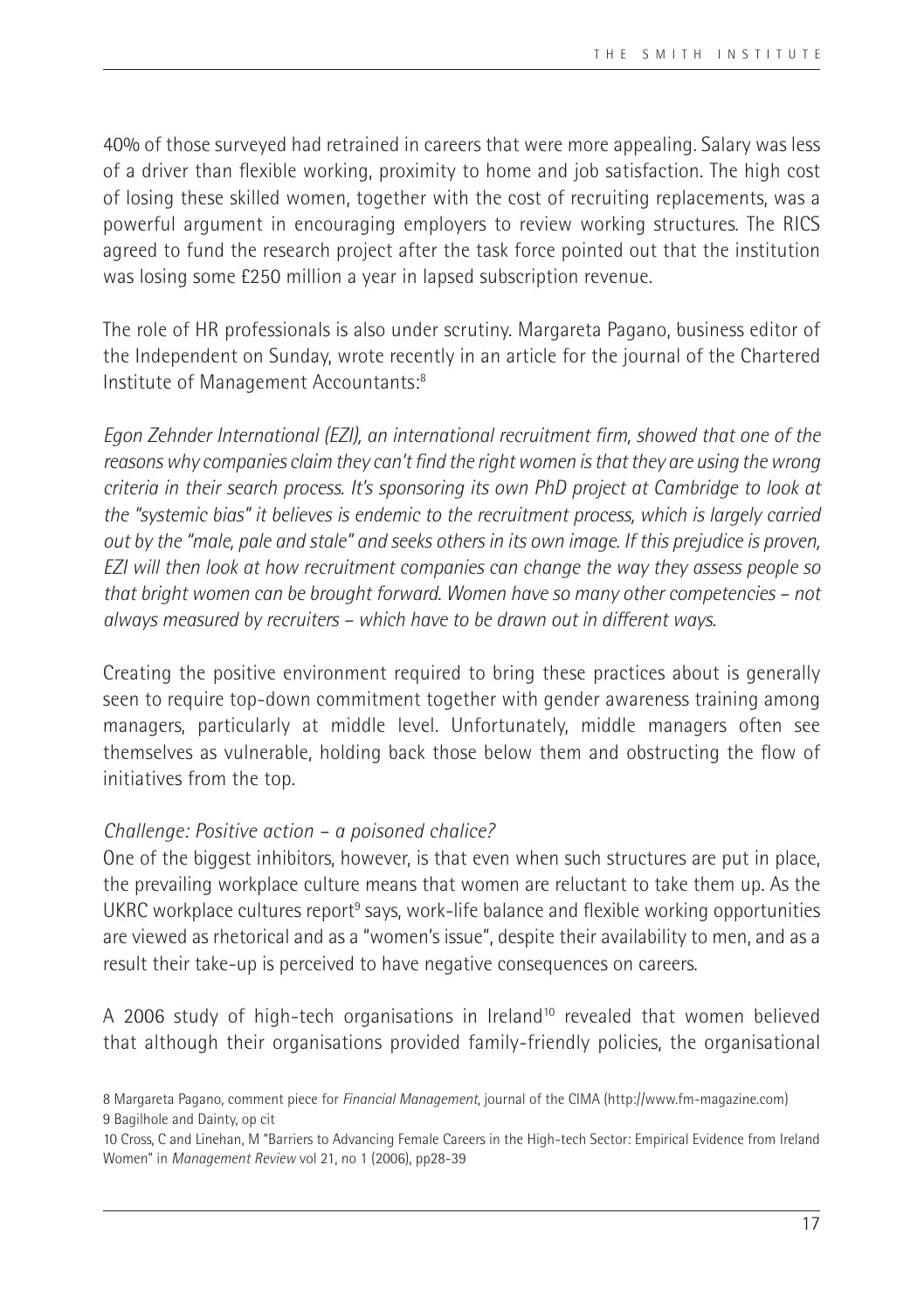40% of those surveyed had retrained in careers that were more appealing. Salary was less of a driver than flexible working, proximity to home and job satisfaction. The high cost of losing these skilled women, together with the cost of recruiting replacements, was a powerful argument in encouraging employers to review working structures. The RICS agreed to fund the research project after the task force pointed out that the institution was losing some £250 million a year in lapsed subscription revenue.

The role of HR professionals is also under scrutiny. Margareta Pagano, business editor of the Independent on Sunday, wrote recently in an article for the journal of the Chartered Institute of Management Accountants:[8]

*Egon Zehnder International (EZI), an international recruitment firm, showed that one of the reasons why companies claim they can't find the right women is that they are using the wrong criteria in their search process. It's sponsoring its own PhD project at Cambridge to look at the "systemic bias" it believes is endemic to the recruitment process, which is largely carried out by the "male, pale and stale" and seeks others in its own image. If this prejudice is proven, EZI will then look at how recruitment companies can change the way they assess people so that bright women can be brought forward. Women have so many other competencies – not always measured by recruiters – which have to be drawn out in different ways.*

Creating the positive environment required to bring these practices about is generally seen to require top-down commitment together with gender awareness training among managers, particularly at middle level. Unfortunately, middle managers often see themselves as vulnerable, holding back those below them and obstructing the flow of initiatives from the top.

*Challenge: Positive action – a poisoned chalice?*

One of the biggest inhibitors, however, is that even when such structures are put in place, the prevailing workplace culture means that women are reluctant to take them up. As the UKRC workplace cultures report[9] says, work-life balance and flexible working opportunities are viewed as rhetorical and as a "women's issue", despite their availability to men, and as a result their take-up is perceived to have negative consequences on careers.

A 2006 study of high-tech organisations in Ireland[10] revealed that women believed that although their organisations provided family-friendly policies, the organisational

8 Margareta Pagano, comment piece for *Financial Management*, journal of the CIMA (http://www.fm-magazine.com)
9 Bagilhole and Dainty, op cit
10 Cross, C and Linehan, M "Barriers to Advancing Female Careers in the High-tech Sector: Empirical Evidence from Ireland Women" in *Management Review* vol 21, no 1 (2006), pp28-39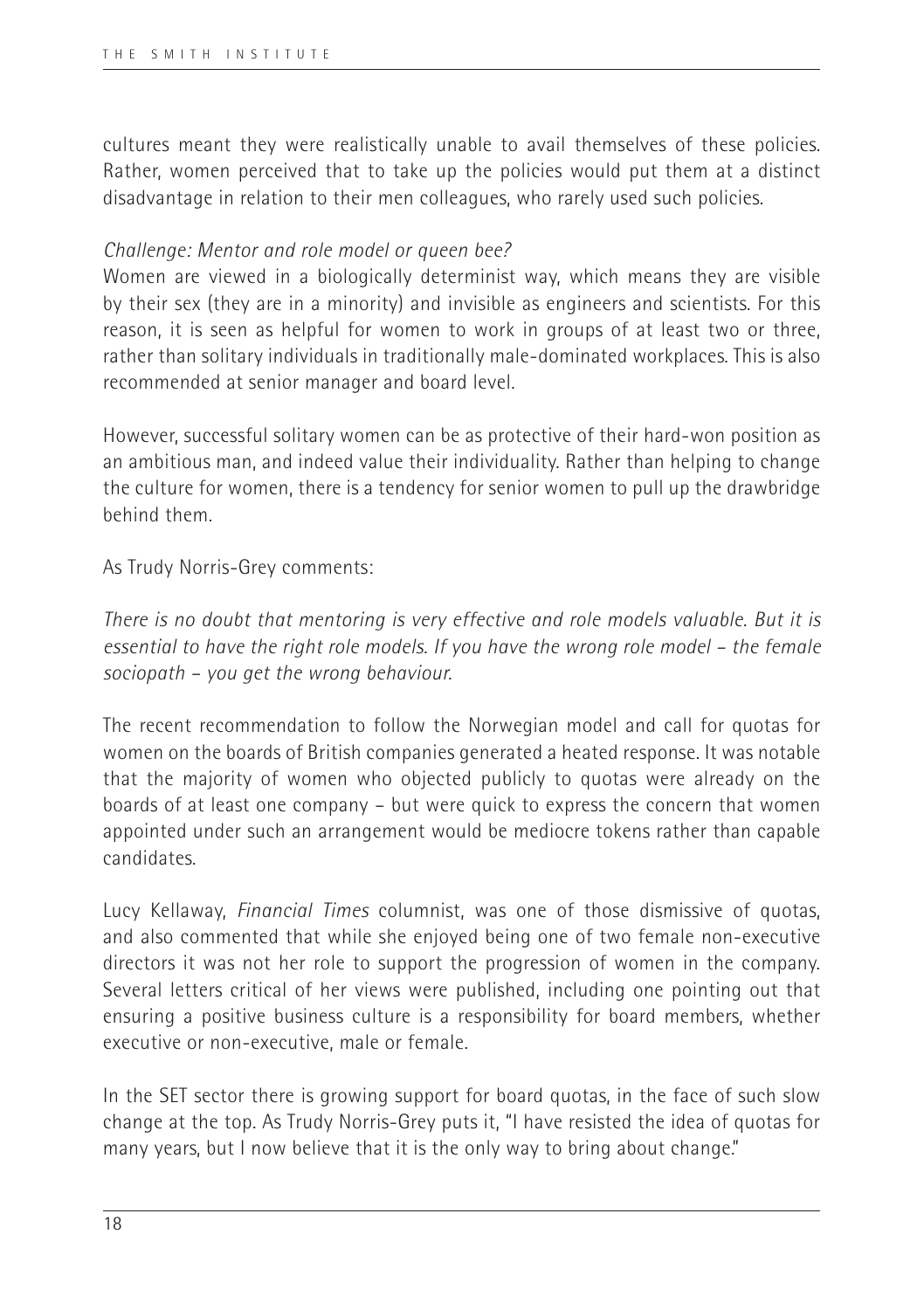cultures meant they were realistically unable to avail themselves of these policies. Rather, women perceived that to take up the policies would put them at a distinct disadvantage in relation to their men colleagues, who rarely used such policies.

*Challenge: Mentor and role model or queen bee?*

Women are viewed in a biologically determinist way, which means they are visible by their sex (they are in a minority) and invisible as engineers and scientists. For this reason, it is seen as helpful for women to work in groups of at least two or three, rather than solitary individuals in traditionally male-dominated workplaces. This is also recommended at senior manager and board level.

However, successful solitary women can be as protective of their hard-won position as an ambitious man, and indeed value their individuality. Rather than helping to change the culture for women, there is a tendency for senior women to pull up the drawbridge behind them.

As Trudy Norris-Grey comments:

*There is no doubt that mentoring is very effective and role models valuable. But it is essential to have the right role models. If you have the wrong role model – the female sociopath – you get the wrong behaviour.*

The recent recommendation to follow the Norwegian model and call for quotas for women on the boards of British companies generated a heated response. It was notable that the majority of women who objected publicly to quotas were already on the boards of at least one company – but were quick to express the concern that women appointed under such an arrangement would be mediocre tokens rather than capable candidates.

Lucy Kellaway, *Financial Times* columnist, was one of those dismissive of quotas, and also commented that while she enjoyed being one of two female non-executive directors it was not her role to support the progression of women in the company. Several letters critical of her views were published, including one pointing out that ensuring a positive business culture is a responsibility for board members, whether executive or non-executive, male or female.

In the SET sector there is growing support for board quotas, in the face of such slow change at the top. As Trudy Norris-Grey puts it, "I have resisted the idea of quotas for many years, but I now believe that it is the only way to bring about change."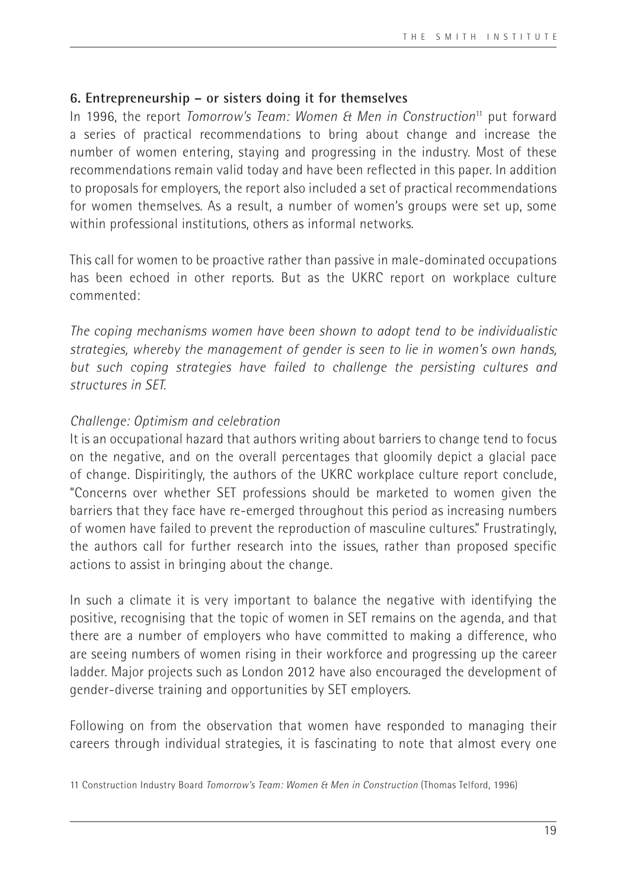### 6. Entrepreneurship – or sisters doing it for themselves

In 1996, the report *Tomorrow's Team: Women & Men in Construction*[11] put forward a series of practical recommendations to bring about change and increase the number of women entering, staying and progressing in the industry. Most of these recommendations remain valid today and have been reflected in this paper. In addition to proposals for employers, the report also included a set of practical recommendations for women themselves. As a result, a number of women's groups were set up, some within professional institutions, others as informal networks.

This call for women to be proactive rather than passive in male-dominated occupations has been echoed in other reports. But as the UKRC report on workplace culture commented:

*The coping mechanisms women have been shown to adopt tend to be individualistic strategies, whereby the management of gender is seen to lie in women's own hands, but such coping strategies have failed to challenge the persisting cultures and structures in SET.*

*Challenge: Optimism and celebration*

It is an occupational hazard that authors writing about barriers to change tend to focus on the negative, and on the overall percentages that gloomily depict a glacial pace of change. Dispiritingly, the authors of the UKRC workplace culture report conclude, "Concerns over whether SET professions should be marketed to women given the barriers that they face have re-emerged throughout this period as increasing numbers of women have failed to prevent the reproduction of masculine cultures." Frustratingly, the authors call for further research into the issues, rather than proposed specific actions to assist in bringing about the change.

In such a climate it is very important to balance the negative with identifying the positive, recognising that the topic of women in SET remains on the agenda, and that there are a number of employers who have committed to making a difference, who are seeing numbers of women rising in their workforce and progressing up the career ladder. Major projects such as London 2012 have also encouraged the development of gender-diverse training and opportunities by SET employers.

Following on from the observation that women have responded to managing their careers through individual strategies, it is fascinating to note that almost every one

11 Construction Industry Board *Tomorrow's Team: Women & Men in Construction* (Thomas Telford, 1996)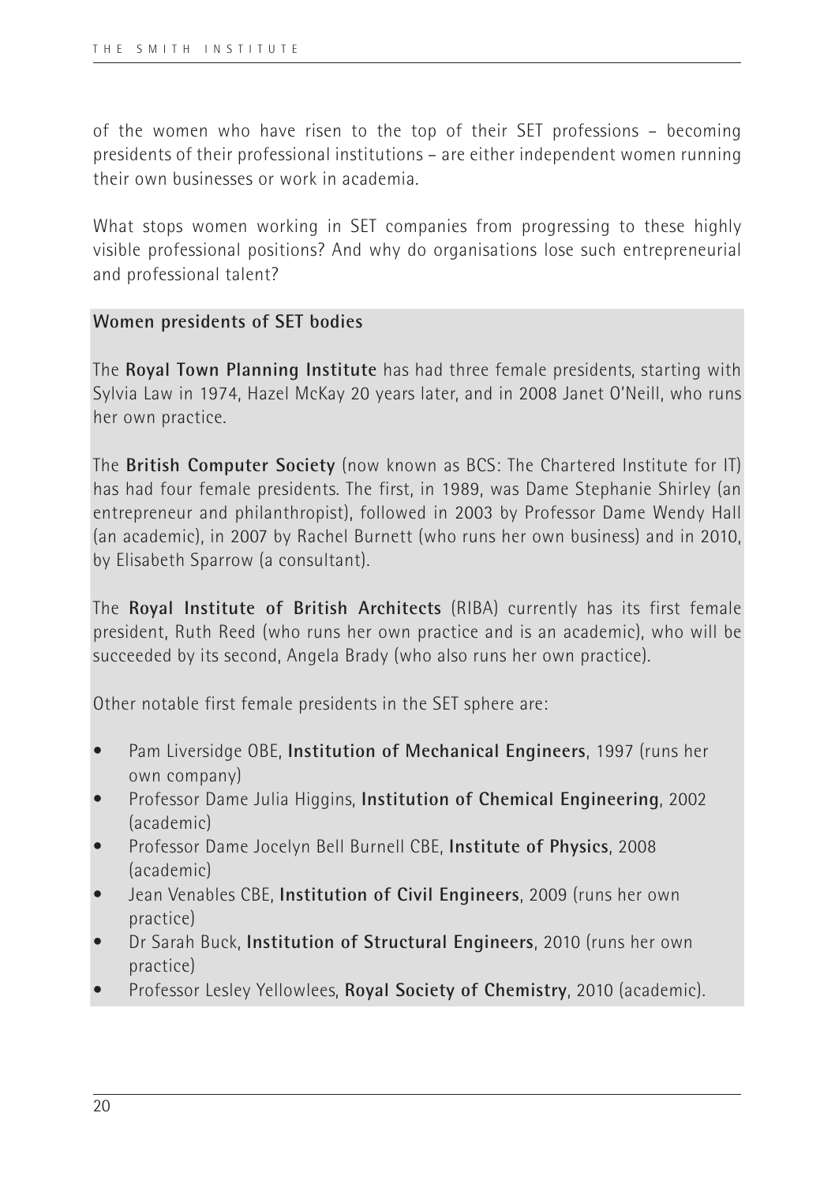of the women who have risen to the top of their SET professions – becoming presidents of their professional institutions – are either independent women running their own businesses or work in academia.

What stops women working in SET companies from progressing to these highly visible professional positions? And why do organisations lose such entrepreneurial and professional talent?

**Women presidents of SET bodies**

The **Royal Town Planning Institute** has had three female presidents, starting with Sylvia Law in 1974, Hazel McKay 20 years later, and in 2008 Janet O'Neill, who runs her own practice.

The **British Computer Society** (now known as BCS: The Chartered Institute for IT) has had four female presidents. The first, in 1989, was Dame Stephanie Shirley (an entrepreneur and philanthropist), followed in 2003 by Professor Dame Wendy Hall (an academic), in 2007 by Rachel Burnett (who runs her own business) and in 2010, by Elisabeth Sparrow (a consultant).

The **Royal Institute of British Architects** (RIBA) currently has its first female president, Ruth Reed (who runs her own practice and is an academic), who will be succeeded by its second, Angela Brady (who also runs her own practice).

Other notable first female presidents in the SET sphere are:

- Pam Liversidge OBE, **Institution of Mechanical Engineers**, 1997 (runs her own company)
- Professor Dame Julia Higgins, **Institution of Chemical Engineering**, 2002 (academic)
- Professor Dame Jocelyn Bell Burnell CBE, **Institute of Physics**, 2008 (academic)
- Jean Venables CBE, **Institution of Civil Engineers**, 2009 (runs her own practice)
- Dr Sarah Buck, **Institution of Structural Engineers**, 2010 (runs her own practice)
- Professor Lesley Yellowlees, **Royal Society of Chemistry**, 2010 (academic).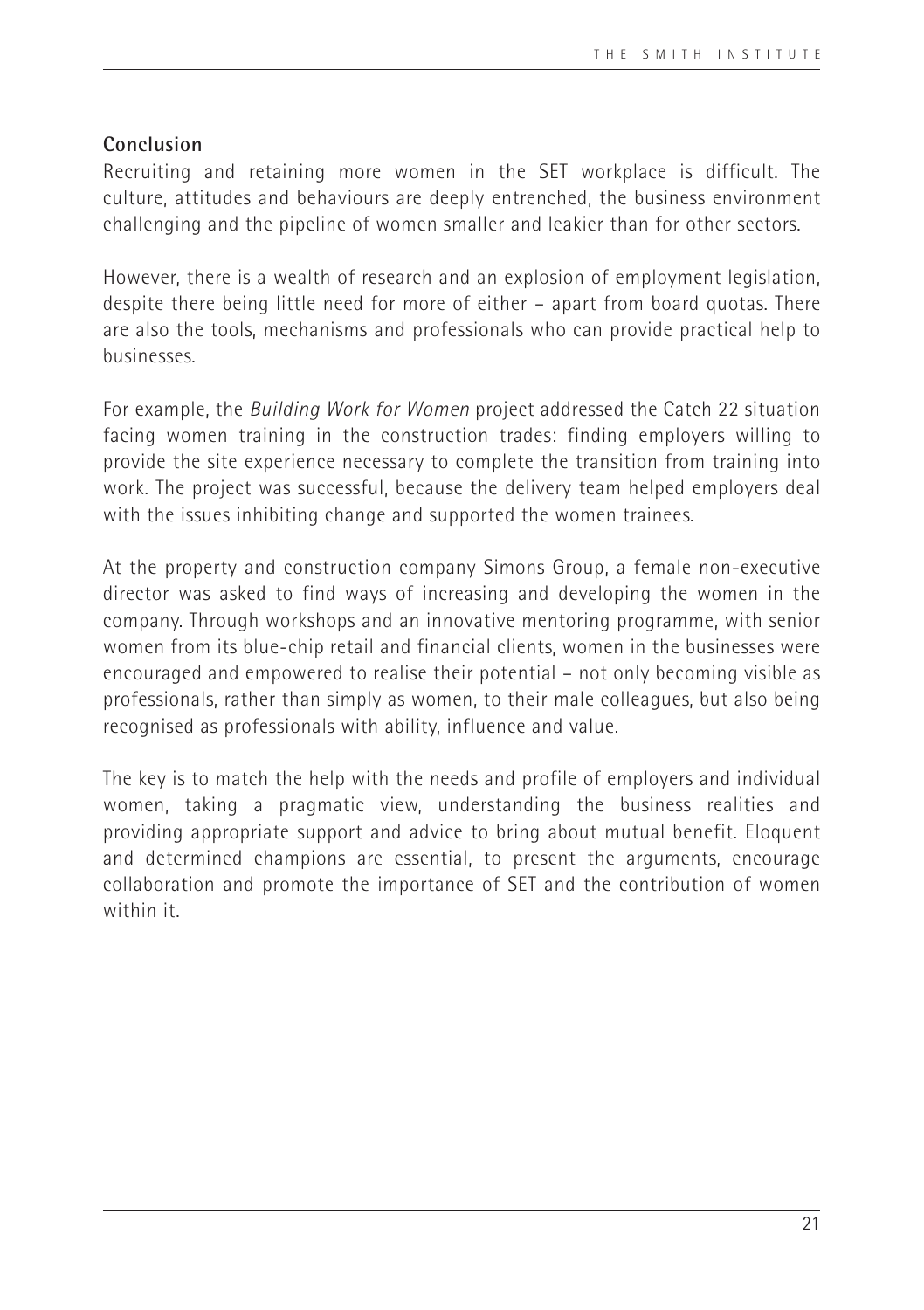**Conclusion**

Recruiting and retaining more women in the SET workplace is difficult. The culture, attitudes and behaviours are deeply entrenched, the business environment challenging and the pipeline of women smaller and leakier than for other sectors.

However, there is a wealth of research and an explosion of employment legislation, despite there being little need for more of either – apart from board quotas. There are also the tools, mechanisms and professionals who can provide practical help to businesses.

For example, the *Building Work for Women* project addressed the Catch 22 situation facing women training in the construction trades: finding employers willing to provide the site experience necessary to complete the transition from training into work. The project was successful, because the delivery team helped employers deal with the issues inhibiting change and supported the women trainees.

At the property and construction company Simons Group, a female non-executive director was asked to find ways of increasing and developing the women in the company. Through workshops and an innovative mentoring programme, with senior women from its blue-chip retail and financial clients, women in the businesses were encouraged and empowered to realise their potential – not only becoming visible as professionals, rather than simply as women, to their male colleagues, but also being recognised as professionals with ability, influence and value.

The key is to match the help with the needs and profile of employers and individual women, taking a pragmatic view, understanding the business realities and providing appropriate support and advice to bring about mutual benefit. Eloquent and determined champions are essential, to present the arguments, encourage collaboration and promote the importance of SET and the contribution of women within it.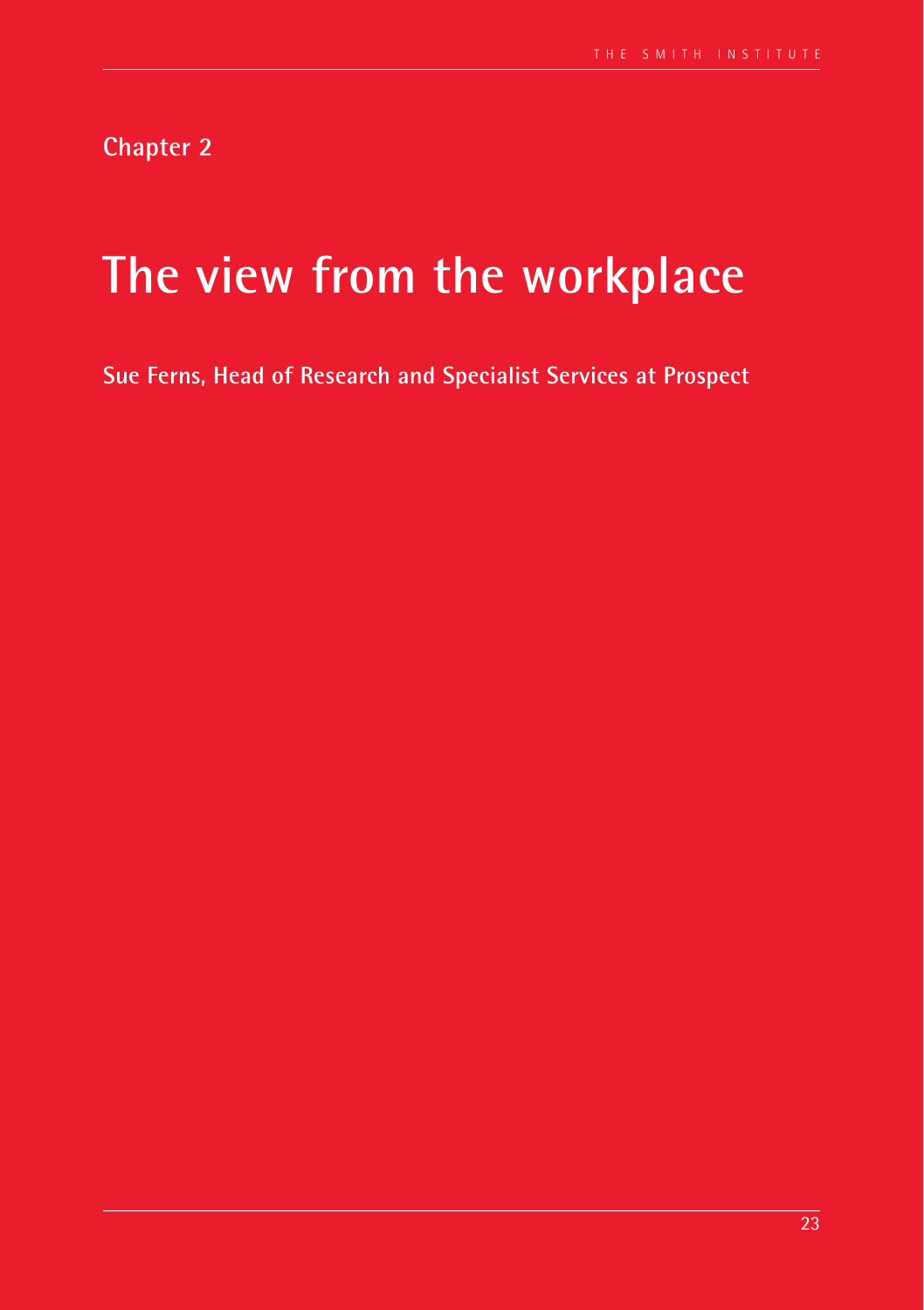**Chapter 2**

# The view from the workplace

**Sue Ferns, Head of Research and Specialist Services at Prospect**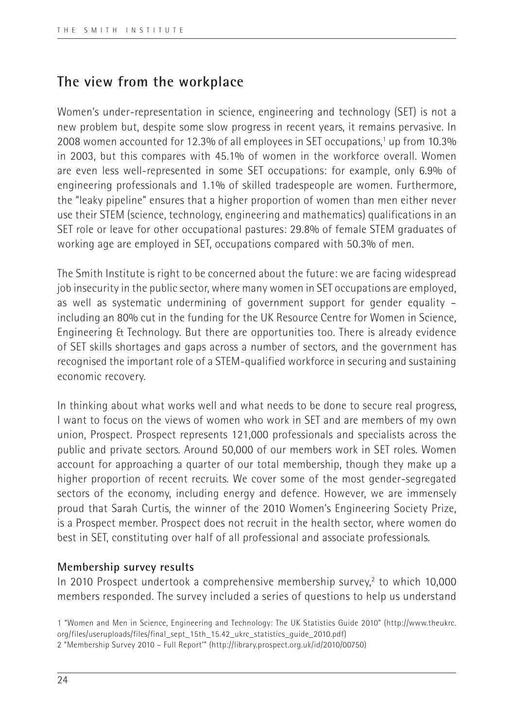## The view from the workplace

Women's under-representation in science, engineering and technology (SET) is not a new problem but, despite some slow progress in recent years, it remains pervasive. In 2008 women accounted for 12.3% of all employees in SET occupations,[1] up from 10.3% in 2003, but this compares with 45.1% of women in the workforce overall. Women are even less well-represented in some SET occupations: for example, only 6.9% of engineering professionals and 1.1% of skilled tradespeople are women. Furthermore, the "leaky pipeline" ensures that a higher proportion of women than men either never use their STEM (science, technology, engineering and mathematics) qualifications in an SET role or leave for other occupational pastures: 29.8% of female STEM graduates of working age are employed in SET, occupations compared with 50.3% of men.

The Smith Institute is right to be concerned about the future: we are facing widespread job insecurity in the public sector, where many women in SET occupations are employed, as well as systematic undermining of government support for gender equality – including an 80% cut in the funding for the UK Resource Centre for Women in Science, Engineering & Technology. But there are opportunities too. There is already evidence of SET skills shortages and gaps across a number of sectors, and the government has recognised the important role of a STEM-qualified workforce in securing and sustaining economic recovery.

In thinking about what works well and what needs to be done to secure real progress, I want to focus on the views of women who work in SET and are members of my own union, Prospect. Prospect represents 121,000 professionals and specialists across the public and private sectors. Around 50,000 of our members work in SET roles. Women account for approaching a quarter of our total membership, though they make up a higher proportion of recent recruits. We cover some of the most gender-segregated sectors of the economy, including energy and defence. However, we are immensely proud that Sarah Curtis, the winner of the 2010 Women's Engineering Society Prize, is a Prospect member. Prospect does not recruit in the health sector, where women do best in SET, constituting over half of all professional and associate professionals.

**Membership survey results**

In 2010 Prospect undertook a comprehensive membership survey,[2] to which 10,000 members responded. The survey included a series of questions to help us understand

1 "Women and Men in Science, Engineering and Technology: The UK Statistics Guide 2010" (http://www.theukrc.org/files/useruploads/files/final_sept_15th_15.42_ukrc_statistics_guide_2010.pdf)

2 "Membership Survey 2010 – Full Report'" (http://library.prospect.org.uk/id/2010/00750)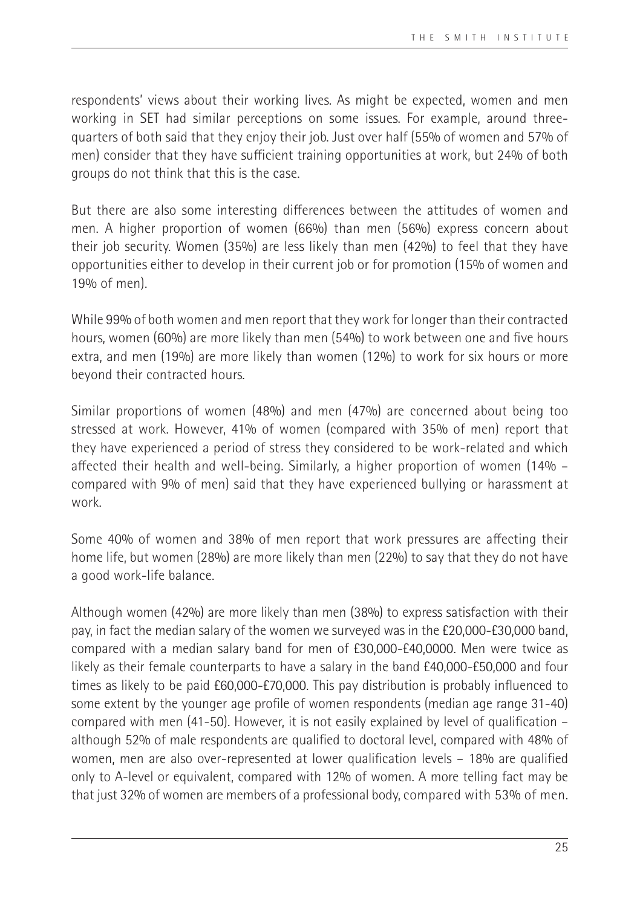respondents' views about their working lives. As might be expected, women and men working in SET had similar perceptions on some issues. For example, around three-quarters of both said that they enjoy their job. Just over half (55% of women and 57% of men) consider that they have sufficient training opportunities at work, but 24% of both groups do not think that this is the case.

But there are also some interesting differences between the attitudes of women and men. A higher proportion of women (66%) than men (56%) express concern about their job security. Women (35%) are less likely than men (42%) to feel that they have opportunities either to develop in their current job or for promotion (15% of women and 19% of men).

While 99% of both women and men report that they work for longer than their contracted hours, women (60%) are more likely than men (54%) to work between one and five hours extra, and men (19%) are more likely than women (12%) to work for six hours or more beyond their contracted hours.

Similar proportions of women (48%) and men (47%) are concerned about being too stressed at work. However, 41% of women (compared with 35% of men) report that they have experienced a period of stress they considered to be work-related and which affected their health and well-being. Similarly, a higher proportion of women (14% – compared with 9% of men) said that they have experienced bullying or harassment at work.

Some 40% of women and 38% of men report that work pressures are affecting their home life, but women (28%) are more likely than men (22%) to say that they do not have a good work-life balance.

Although women (42%) are more likely than men (38%) to express satisfaction with their pay, in fact the median salary of the women we surveyed was in the £20,000-£30,000 band, compared with a median salary band for men of £30,000-£40,0000. Men were twice as likely as their female counterparts to have a salary in the band £40,000-£50,000 and four times as likely to be paid £60,000-£70,000. This pay distribution is probably influenced to some extent by the younger age profile of women respondents (median age range 31-40) compared with men (41-50). However, it is not easily explained by level of qualification – although 52% of male respondents are qualified to doctoral level, compared with 48% of women, men are also over-represented at lower qualification levels – 18% are qualified only to A-level or equivalent, compared with 12% of women. A more telling fact may be that just 32% of women are members of a professional body, compared with 53% of men.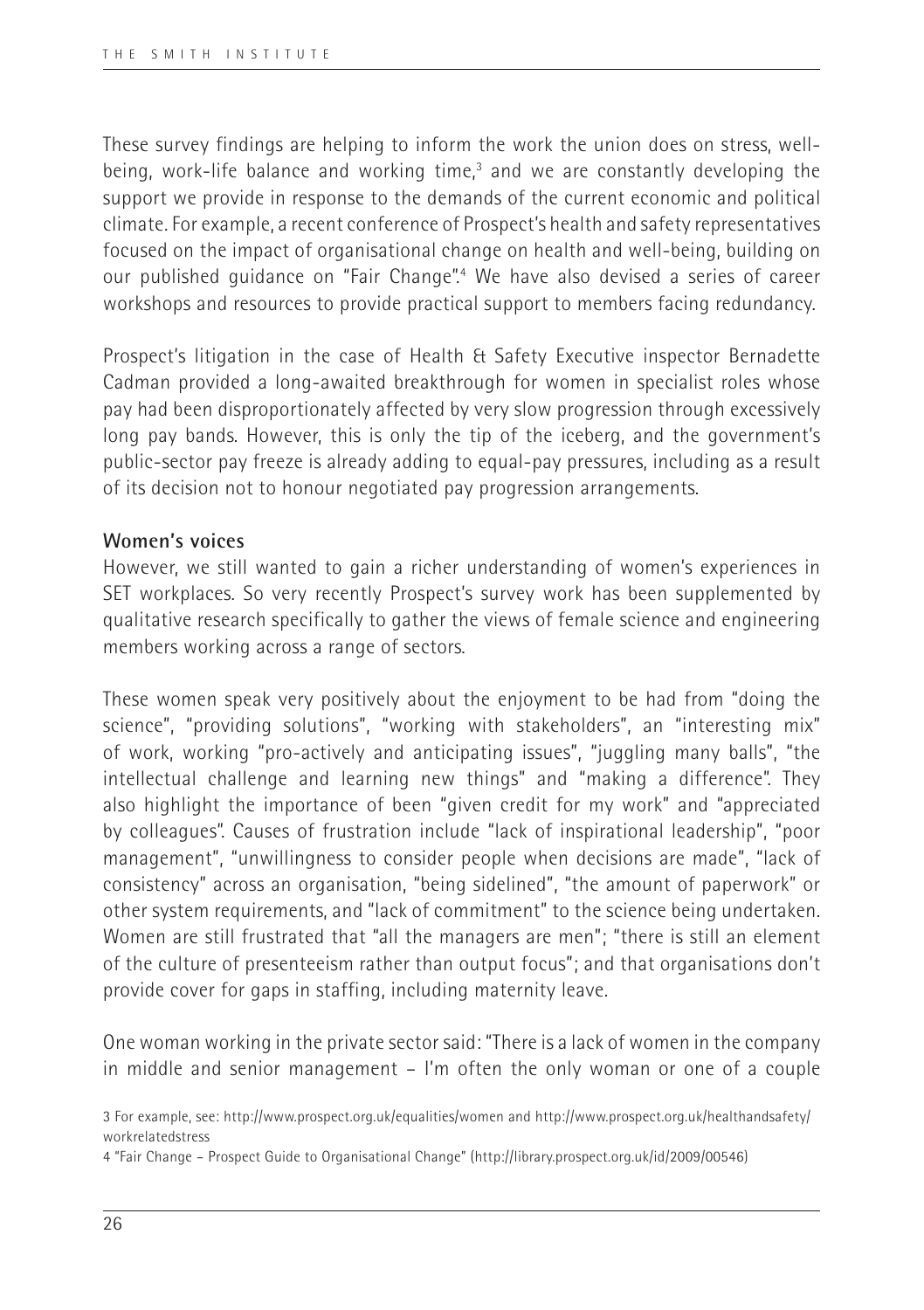These survey findings are helping to inform the work the union does on stress, well-being, work-life balance and working time,[3] and we are constantly developing the support we provide in response to the demands of the current economic and political climate. For example, a recent conference of Prospect's health and safety representatives focused on the impact of organisational change on health and well-being, building on our published guidance on "Fair Change".[4] We have also devised a series of career workshops and resources to provide practical support to members facing redundancy.

Prospect's litigation in the case of Health & Safety Executive inspector Bernadette Cadman provided a long-awaited breakthrough for women in specialist roles whose pay had been disproportionately affected by very slow progression through excessively long pay bands. However, this is only the tip of the iceberg, and the government's public-sector pay freeze is already adding to equal-pay pressures, including as a result of its decision not to honour negotiated pay progression arrangements.

**Women's voices**

However, we still wanted to gain a richer understanding of women's experiences in SET workplaces. So very recently Prospect's survey work has been supplemented by qualitative research specifically to gather the views of female science and engineering members working across a range of sectors.

These women speak very positively about the enjoyment to be had from "doing the science", "providing solutions", "working with stakeholders", an "interesting mix" of work, working "pro-actively and anticipating issues", "juggling many balls", "the intellectual challenge and learning new things" and "making a difference". They also highlight the importance of been "given credit for my work" and "appreciated by colleagues". Causes of frustration include "lack of inspirational leadership", "poor management", "unwillingness to consider people when decisions are made", "lack of consistency" across an organisation, "being sidelined", "the amount of paperwork" or other system requirements, and "lack of commitment" to the science being undertaken. Women are still frustrated that "all the managers are men"; "there is still an element of the culture of presenteeism rather than output focus"; and that organisations don't provide cover for gaps in staffing, including maternity leave.

One woman working in the private sector said: "There is a lack of women in the company in middle and senior management – I'm often the only woman or one of a couple

3 For example, see: http://www.prospect.org.uk/equalities/women and http://www.prospect.org.uk/healthandsafety/workrelatedstress

4 "Fair Change – Prospect Guide to Organisational Change" (http://library.prospect.org.uk/id/2009/00546)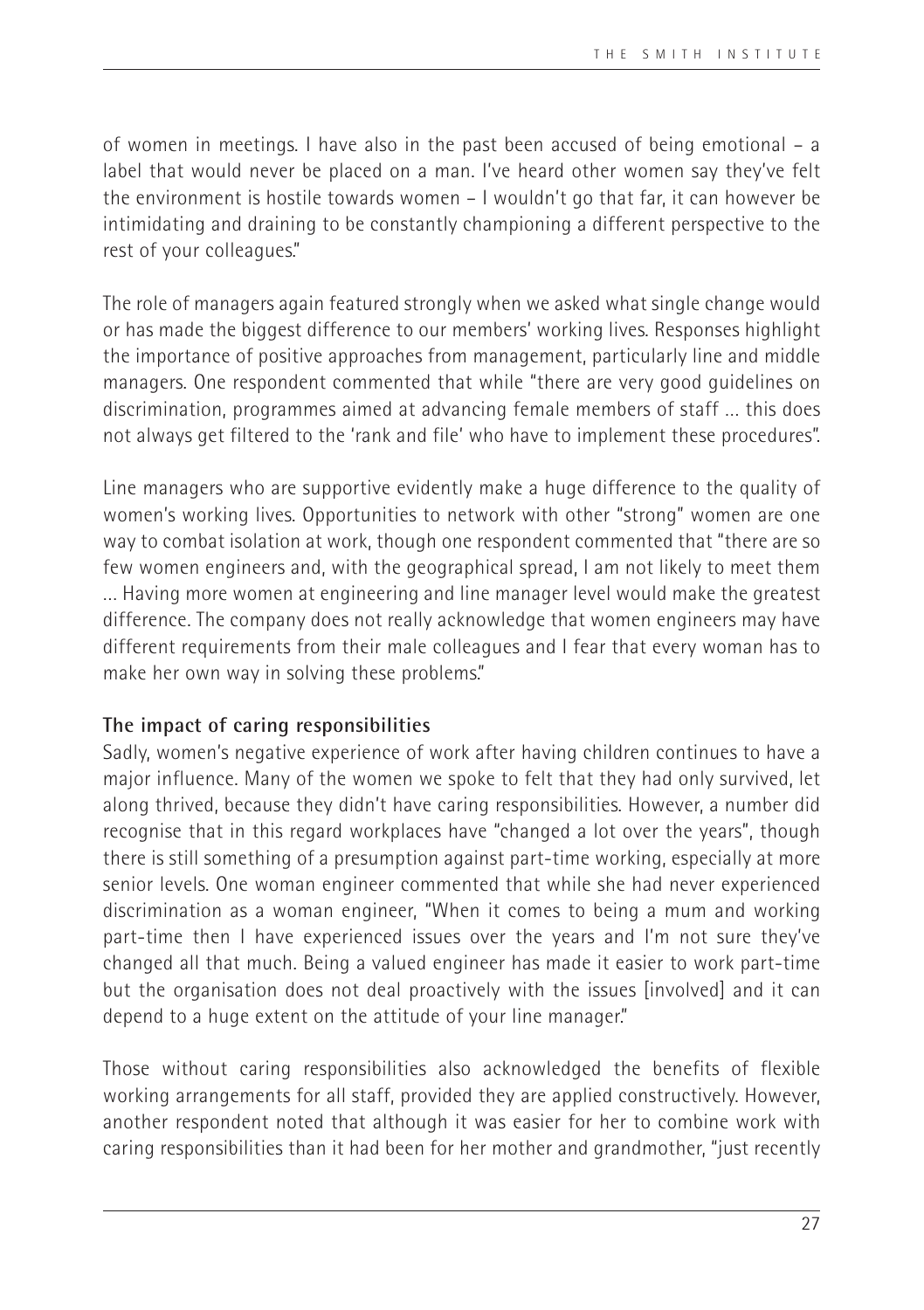of women in meetings. I have also in the past been accused of being emotional – a label that would never be placed on a man. I've heard other women say they've felt the environment is hostile towards women – I wouldn't go that far, it can however be intimidating and draining to be constantly championing a different perspective to the rest of your colleagues."

The role of managers again featured strongly when we asked what single change would or has made the biggest difference to our members' working lives. Responses highlight the importance of positive approaches from management, particularly line and middle managers. One respondent commented that while "there are very good guidelines on discrimination, programmes aimed at advancing female members of staff … this does not always get filtered to the 'rank and file' who have to implement these procedures".

Line managers who are supportive evidently make a huge difference to the quality of women's working lives. Opportunities to network with other "strong" women are one way to combat isolation at work, though one respondent commented that "there are so few women engineers and, with the geographical spread, I am not likely to meet them … Having more women at engineering and line manager level would make the greatest difference. The company does not really acknowledge that women engineers may have different requirements from their male colleagues and I fear that every woman has to make her own way in solving these problems."

**The impact of caring responsibilities**

Sadly, women's negative experience of work after having children continues to have a major influence. Many of the women we spoke to felt that they had only survived, let along thrived, because they didn't have caring responsibilities. However, a number did recognise that in this regard workplaces have "changed a lot over the years", though there is still something of a presumption against part-time working, especially at more senior levels. One woman engineer commented that while she had never experienced discrimination as a woman engineer, "When it comes to being a mum and working part-time then I have experienced issues over the years and I'm not sure they've changed all that much. Being a valued engineer has made it easier to work part-time but the organisation does not deal proactively with the issues [involved] and it can depend to a huge extent on the attitude of your line manager."

Those without caring responsibilities also acknowledged the benefits of flexible working arrangements for all staff, provided they are applied constructively. However, another respondent noted that although it was easier for her to combine work with caring responsibilities than it had been for her mother and grandmother, "just recently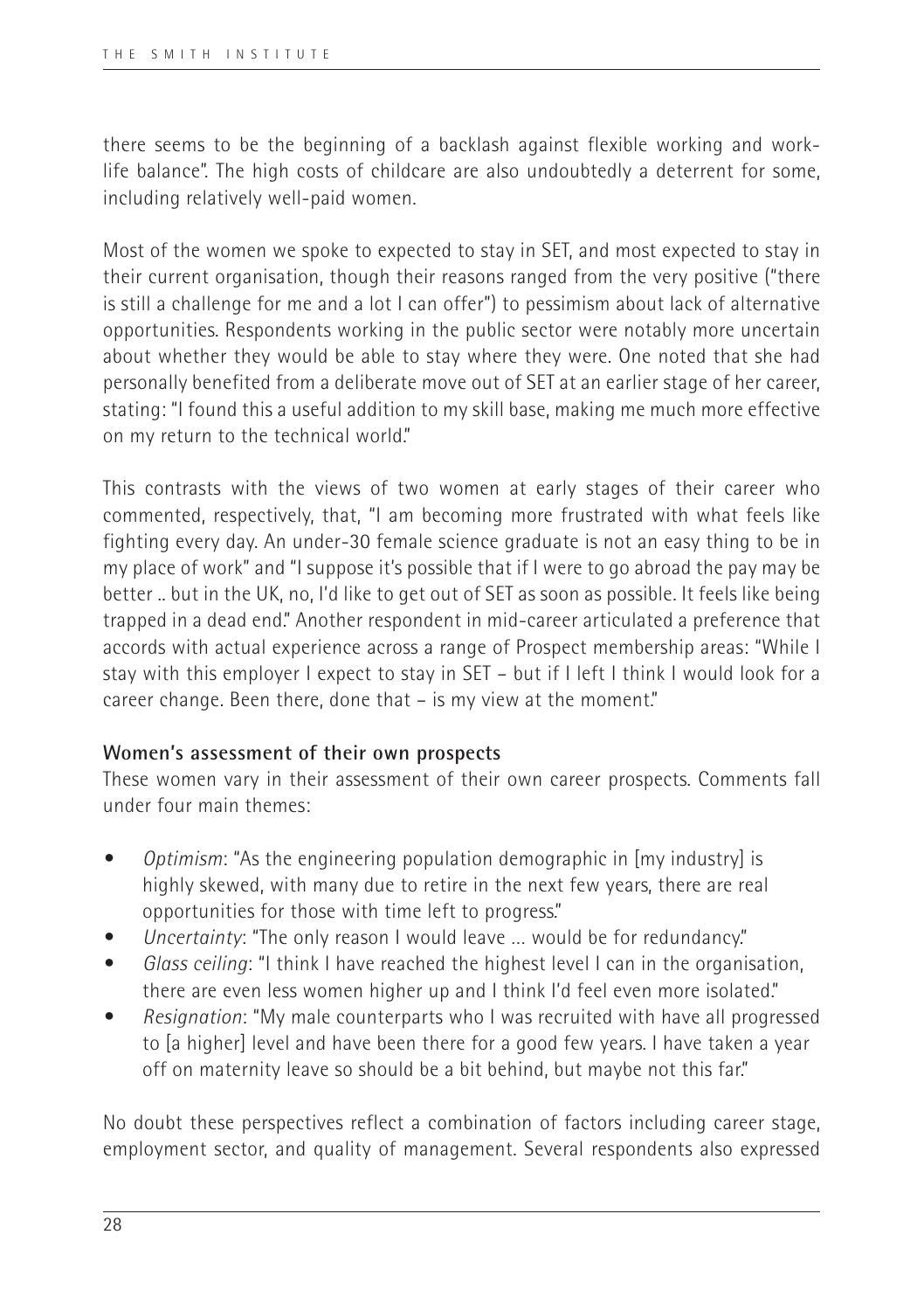there seems to be the beginning of a backlash against flexible working and work-life balance". The high costs of childcare are also undoubtedly a deterrent for some, including relatively well-paid women.

Most of the women we spoke to expected to stay in SET, and most expected to stay in their current organisation, though their reasons ranged from the very positive ("there is still a challenge for me and a lot I can offer") to pessimism about lack of alternative opportunities. Respondents working in the public sector were notably more uncertain about whether they would be able to stay where they were. One noted that she had personally benefited from a deliberate move out of SET at an earlier stage of her career, stating: "I found this a useful addition to my skill base, making me much more effective on my return to the technical world."

This contrasts with the views of two women at early stages of their career who commented, respectively, that, "I am becoming more frustrated with what feels like fighting every day. An under-30 female science graduate is not an easy thing to be in my place of work" and "I suppose it's possible that if I were to go abroad the pay may be better .. but in the UK, no, I'd like to get out of SET as soon as possible. It feels like being trapped in a dead end." Another respondent in mid-career articulated a preference that accords with actual experience across a range of Prospect membership areas: "While I stay with this employer I expect to stay in SET – but if I left I think I would look for a career change. Been there, done that – is my view at the moment."

**Women's assessment of their own prospects**

These women vary in their assessment of their own career prospects. Comments fall under four main themes:

- *Optimism*: "As the engineering population demographic in [my industry] is highly skewed, with many due to retire in the next few years, there are real opportunities for those with time left to progress."
- *Uncertainty*: "The only reason I would leave … would be for redundancy."
- *Glass ceiling*: "I think I have reached the highest level I can in the organisation, there are even less women higher up and I think I'd feel even more isolated."
- *Resignation*: "My male counterparts who I was recruited with have all progressed to [a higher] level and have been there for a good few years. I have taken a year off on maternity leave so should be a bit behind, but maybe not this far."

No doubt these perspectives reflect a combination of factors including career stage, employment sector, and quality of management. Several respondents also expressed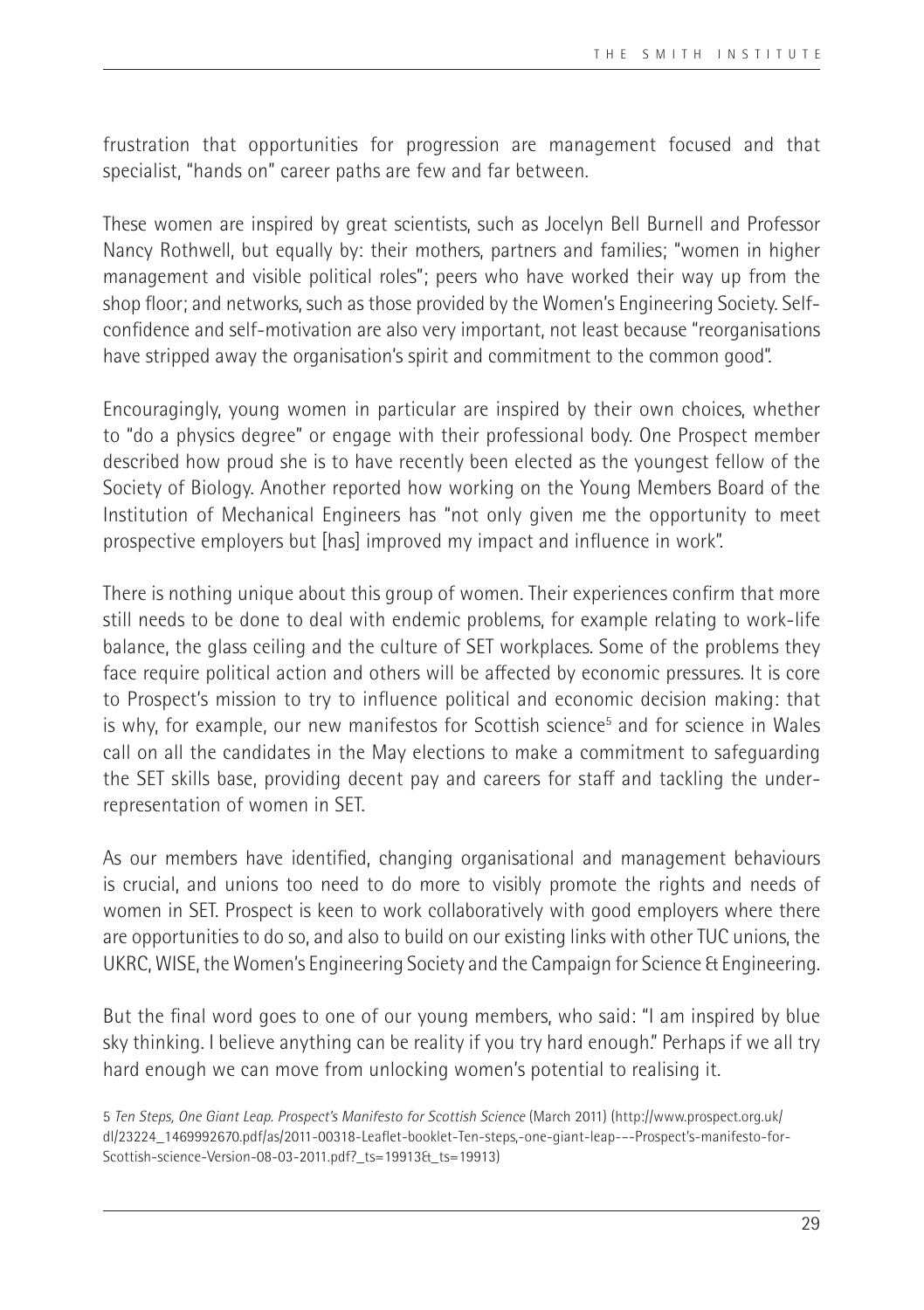frustration that opportunities for progression are management focused and that specialist, "hands on" career paths are few and far between.

These women are inspired by great scientists, such as Jocelyn Bell Burnell and Professor Nancy Rothwell, but equally by: their mothers, partners and families; "women in higher management and visible political roles"; peers who have worked their way up from the shop floor; and networks, such as those provided by the Women's Engineering Society. Self-confidence and self-motivation are also very important, not least because "reorganisations have stripped away the organisation's spirit and commitment to the common good".

Encouragingly, young women in particular are inspired by their own choices, whether to "do a physics degree" or engage with their professional body. One Prospect member described how proud she is to have recently been elected as the youngest fellow of the Society of Biology. Another reported how working on the Young Members Board of the Institution of Mechanical Engineers has "not only given me the opportunity to meet prospective employers but [has] improved my impact and influence in work".

There is nothing unique about this group of women. Their experiences confirm that more still needs to be done to deal with endemic problems, for example relating to work-life balance, the glass ceiling and the culture of SET workplaces. Some of the problems they face require political action and others will be affected by economic pressures. It is core to Prospect's mission to try to influence political and economic decision making: that is why, for example, our new manifestos for Scottish science[5] and for science in Wales call on all the candidates in the May elections to make a commitment to safeguarding the SET skills base, providing decent pay and careers for staff and tackling the under-representation of women in SET.

As our members have identified, changing organisational and management behaviours is crucial, and unions too need to do more to visibly promote the rights and needs of women in SET. Prospect is keen to work collaboratively with good employers where there are opportunities to do so, and also to build on our existing links with other TUC unions, the UKRC, WISE, the Women's Engineering Society and the Campaign for Science & Engineering.

But the final word goes to one of our young members, who said: "I am inspired by blue sky thinking. I believe anything can be reality if you try hard enough." Perhaps if we all try hard enough we can move from unlocking women's potential to realising it.

5 *Ten Steps, One Giant Leap. Prospect's Manifesto for Scottish Science* (March 2011) (http://www.prospect.org.uk/dl/23224_1469992670.pdf/as/2011-00318-Leaflet-booklet-Ten-steps,-one-giant-leap---Prospect's-manifesto-for-Scottish-science-Version-08-03-2011.pdf?_ts=19913&_ts=19913)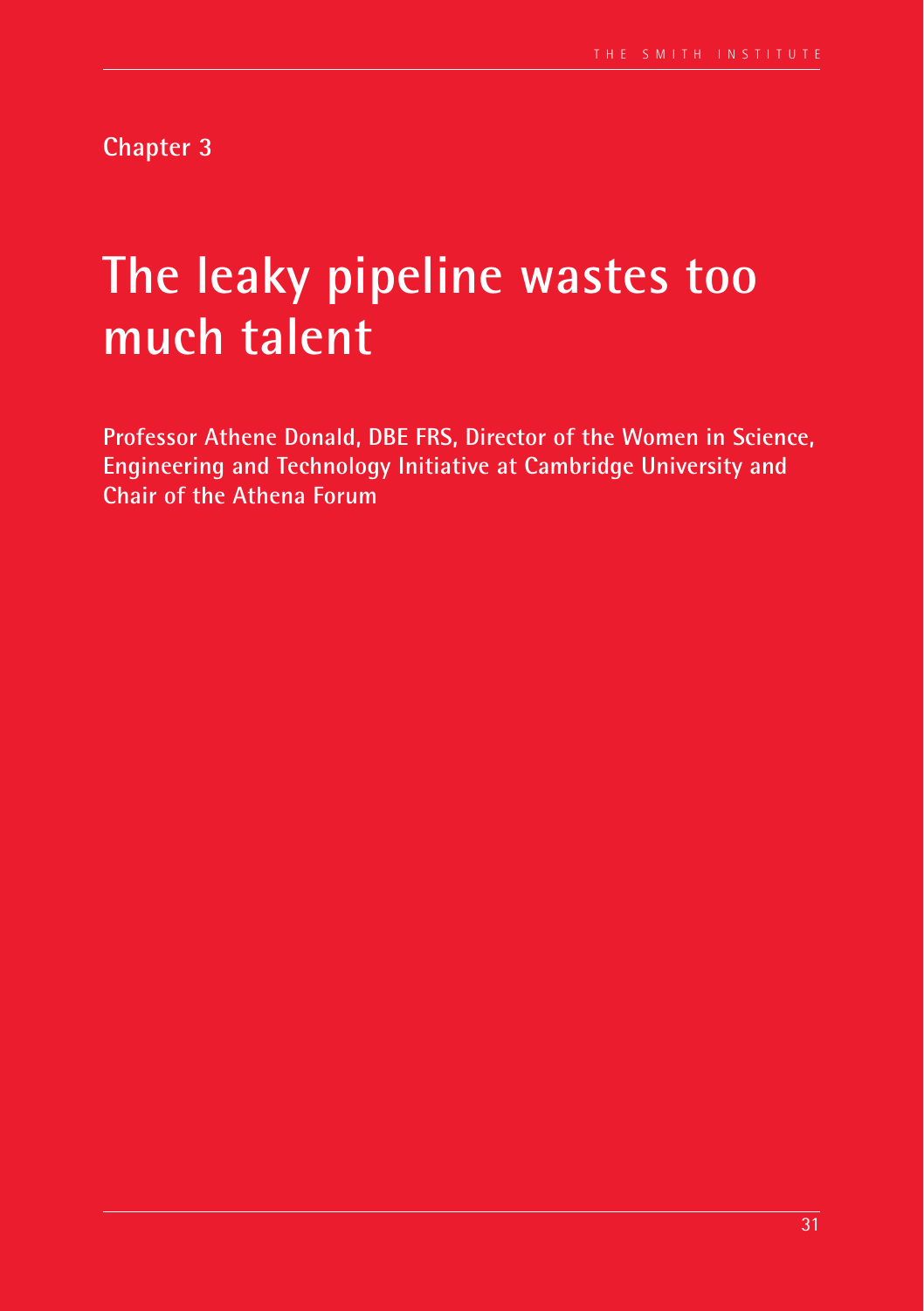Chapter 3

# The leaky pipeline wastes too much talent

**Professor Athene Donald, DBE FRS, Director of the Women in Science, Engineering and Technology Initiative at Cambridge University and Chair of the Athena Forum**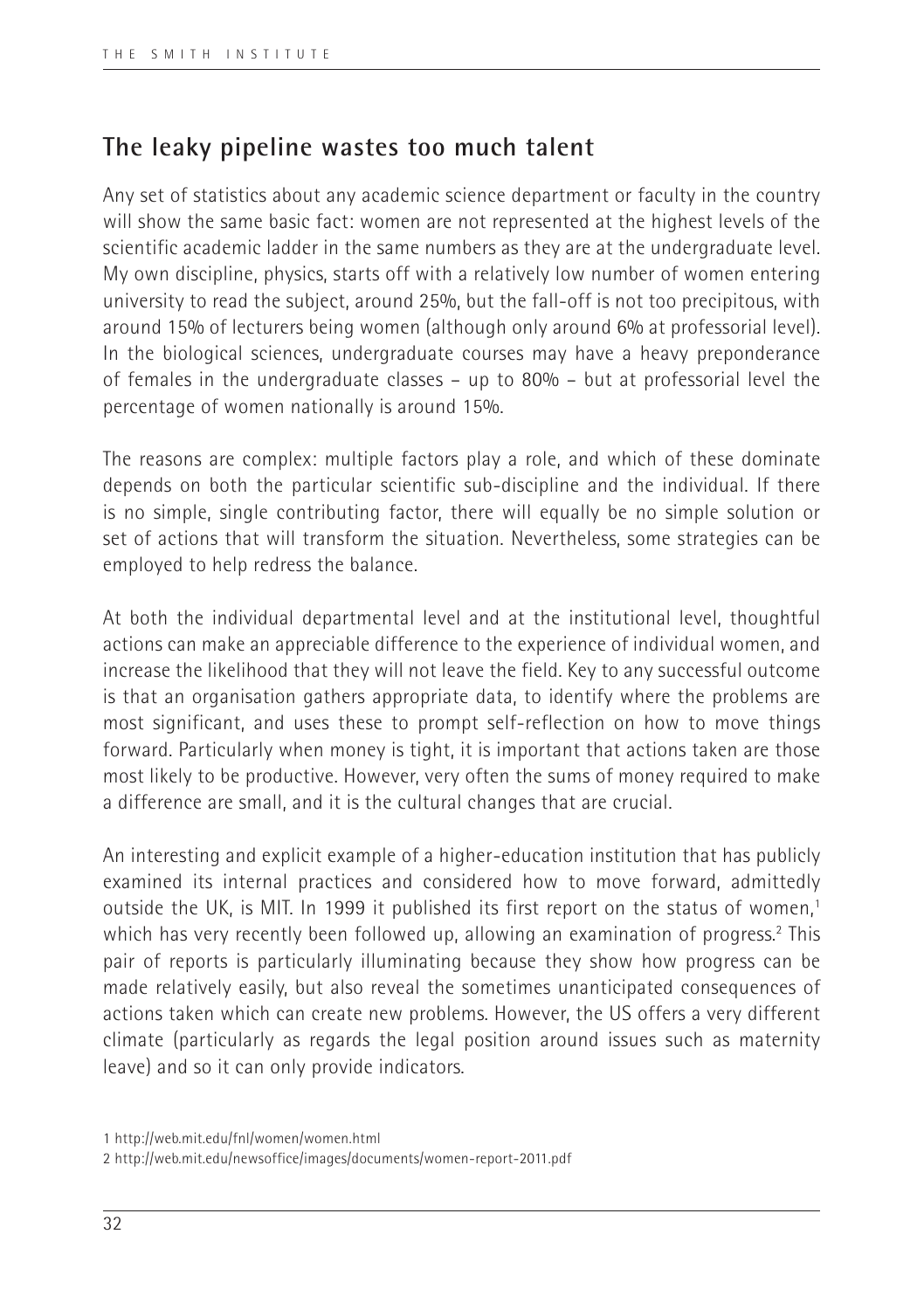## The leaky pipeline wastes too much talent

Any set of statistics about any academic science department or faculty in the country will show the same basic fact: women are not represented at the highest levels of the scientific academic ladder in the same numbers as they are at the undergraduate level. My own discipline, physics, starts off with a relatively low number of women entering university to read the subject, around 25%, but the fall-off is not too precipitous, with around 15% of lecturers being women (although only around 6% at professorial level). In the biological sciences, undergraduate courses may have a heavy preponderance of females in the undergraduate classes – up to 80% – but at professorial level the percentage of women nationally is around 15%.

The reasons are complex: multiple factors play a role, and which of these dominate depends on both the particular scientific sub-discipline and the individual. If there is no simple, single contributing factor, there will equally be no simple solution or set of actions that will transform the situation. Nevertheless, some strategies can be employed to help redress the balance.

At both the individual departmental level and at the institutional level, thoughtful actions can make an appreciable difference to the experience of individual women, and increase the likelihood that they will not leave the field. Key to any successful outcome is that an organisation gathers appropriate data, to identify where the problems are most significant, and uses these to prompt self-reflection on how to move things forward. Particularly when money is tight, it is important that actions taken are those most likely to be productive. However, very often the sums of money required to make a difference are small, and it is the cultural changes that are crucial.

An interesting and explicit example of a higher-education institution that has publicly examined its internal practices and considered how to move forward, admittedly outside the UK, is MIT. In 1999 it published its first report on the status of women,[1] which has very recently been followed up, allowing an examination of progress.[2] This pair of reports is particularly illuminating because they show how progress can be made relatively easily, but also reveal the sometimes unanticipated consequences of actions taken which can create new problems. However, the US offers a very different climate (particularly as regards the legal position around issues such as maternity leave) and so it can only provide indicators.

1 http://web.mit.edu/fnl/women/women.html

2 http://web.mit.edu/newsoffice/images/documents/women-report-2011.pdf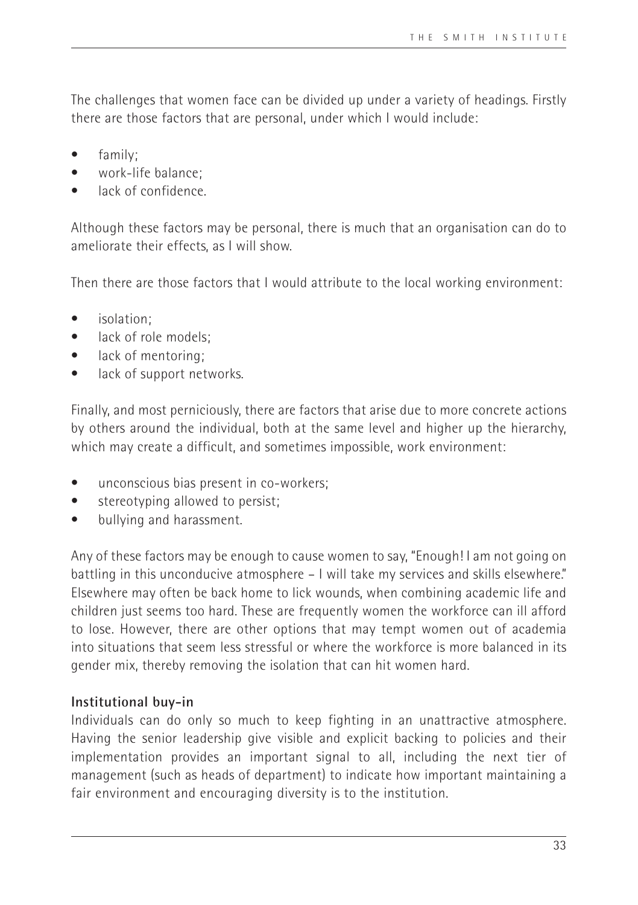The challenges that women face can be divided up under a variety of headings. Firstly there are those factors that are personal, under which I would include:

- family;
- work-life balance;
- lack of confidence.

Although these factors may be personal, there is much that an organisation can do to ameliorate their effects, as I will show.

Then there are those factors that I would attribute to the local working environment:

- isolation;
- lack of role models;
- lack of mentoring;
- lack of support networks.

Finally, and most perniciously, there are factors that arise due to more concrete actions by others around the individual, both at the same level and higher up the hierarchy, which may create a difficult, and sometimes impossible, work environment:

- unconscious bias present in co-workers;
- stereotyping allowed to persist;
- bullying and harassment.

Any of these factors may be enough to cause women to say, "Enough! I am not going on battling in this unconducive atmosphere – I will take my services and skills elsewhere." Elsewhere may often be back home to lick wounds, when combining academic life and children just seems too hard. These are frequently women the workforce can ill afford to lose. However, there are other options that may tempt women out of academia into situations that seem less stressful or where the workforce is more balanced in its gender mix, thereby removing the isolation that can hit women hard.

**Institutional buy-in**

Individuals can do only so much to keep fighting in an unattractive atmosphere. Having the senior leadership give visible and explicit backing to policies and their implementation provides an important signal to all, including the next tier of management (such as heads of department) to indicate how important maintaining a fair environment and encouraging diversity is to the institution.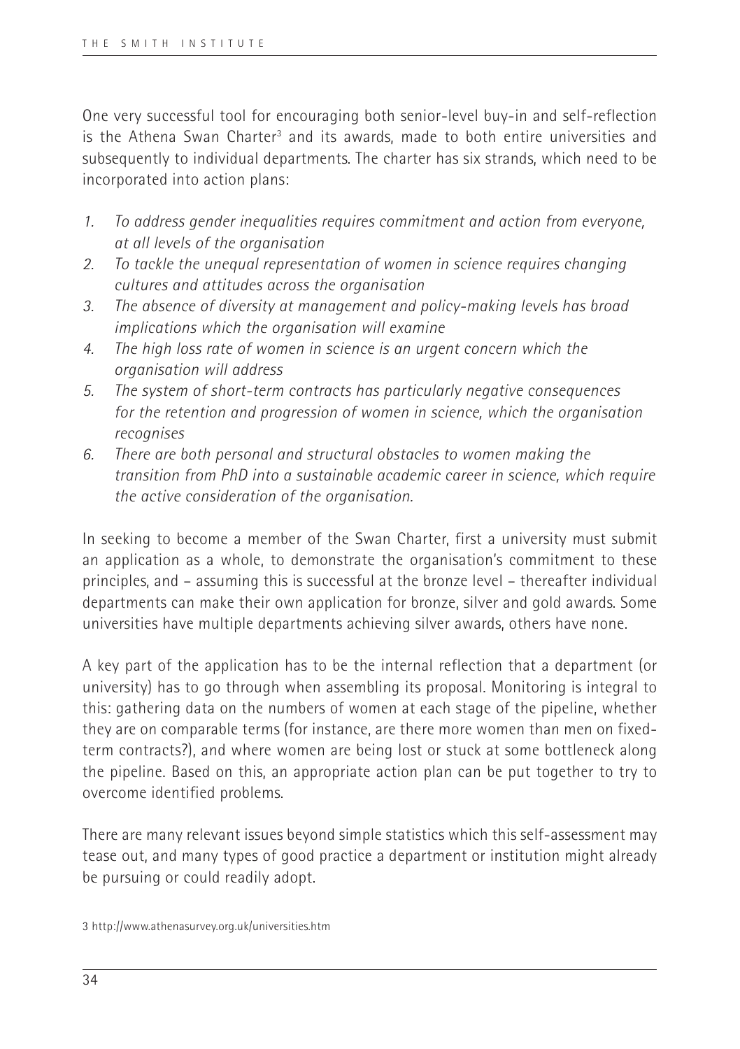One very successful tool for encouraging both senior-level buy-in and self-reflection is the Athena Swan Charter[3] and its awards, made to both entire universities and subsequently to individual departments. The charter has six strands, which need to be incorporated into action plans:

1. *To address gender inequalities requires commitment and action from everyone, at all levels of the organisation*
2. *To tackle the unequal representation of women in science requires changing cultures and attitudes across the organisation*
3. *The absence of diversity at management and policy-making levels has broad implications which the organisation will examine*
4. *The high loss rate of women in science is an urgent concern which the organisation will address*
5. *The system of short-term contracts has particularly negative consequences for the retention and progression of women in science, which the organisation recognises*
6. *There are both personal and structural obstacles to women making the transition from PhD into a sustainable academic career in science, which require the active consideration of the organisation.*

In seeking to become a member of the Swan Charter, first a university must submit an application as a whole, to demonstrate the organisation's commitment to these principles, and – assuming this is successful at the bronze level – thereafter individual departments can make their own application for bronze, silver and gold awards. Some universities have multiple departments achieving silver awards, others have none.

A key part of the application has to be the internal reflection that a department (or university) has to go through when assembling its proposal. Monitoring is integral to this: gathering data on the numbers of women at each stage of the pipeline, whether they are on comparable terms (for instance, are there more women than men on fixed-term contracts?), and where women are being lost or stuck at some bottleneck along the pipeline. Based on this, an appropriate action plan can be put together to try to overcome identified problems.

There are many relevant issues beyond simple statistics which this self-assessment may tease out, and many types of good practice a department or institution might already be pursuing or could readily adopt.

3 http://www.athenasurvey.org.uk/universities.htm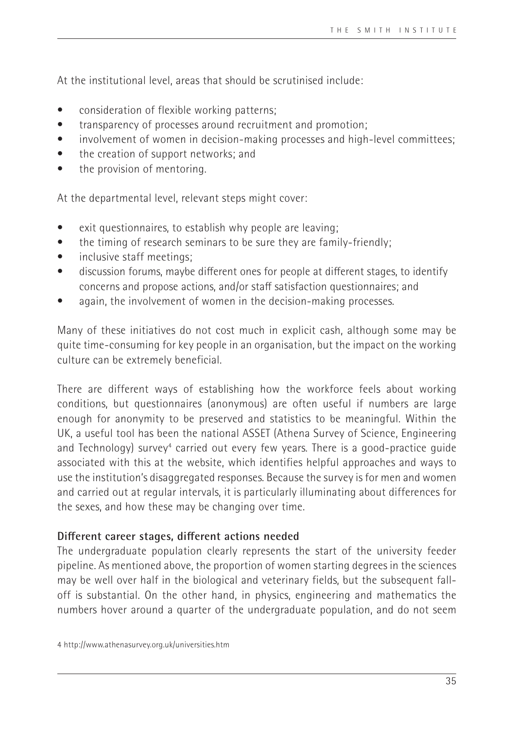At the institutional level, areas that should be scrutinised include:

- consideration of flexible working patterns;
- transparency of processes around recruitment and promotion;
- involvement of women in decision-making processes and high-level committees;
- the creation of support networks; and
- the provision of mentoring.

At the departmental level, relevant steps might cover:

- exit questionnaires, to establish why people are leaving;
- the timing of research seminars to be sure they are family-friendly;
- inclusive staff meetings;
- discussion forums, maybe different ones for people at different stages, to identify concerns and propose actions, and/or staff satisfaction questionnaires; and
- again, the involvement of women in the decision-making processes.

Many of these initiatives do not cost much in explicit cash, although some may be quite time-consuming for key people in an organisation, but the impact on the working culture can be extremely beneficial.

There are different ways of establishing how the workforce feels about working conditions, but questionnaires (anonymous) are often useful if numbers are large enough for anonymity to be preserved and statistics to be meaningful. Within the UK, a useful tool has been the national ASSET (Athena Survey of Science, Engineering and Technology) survey[4] carried out every few years. There is a good-practice guide associated with this at the website, which identifies helpful approaches and ways to use the institution's disaggregated responses. Because the survey is for men and women and carried out at regular intervals, it is particularly illuminating about differences for the sexes, and how these may be changing over time.

**Different career stages, different actions needed**

The undergraduate population clearly represents the start of the university feeder pipeline. As mentioned above, the proportion of women starting degrees in the sciences may be well over half in the biological and veterinary fields, but the subsequent fall-off is substantial. On the other hand, in physics, engineering and mathematics the numbers hover around a quarter of the undergraduate population, and do not seem

4 http://www.athenasurvey.org.uk/universities.htm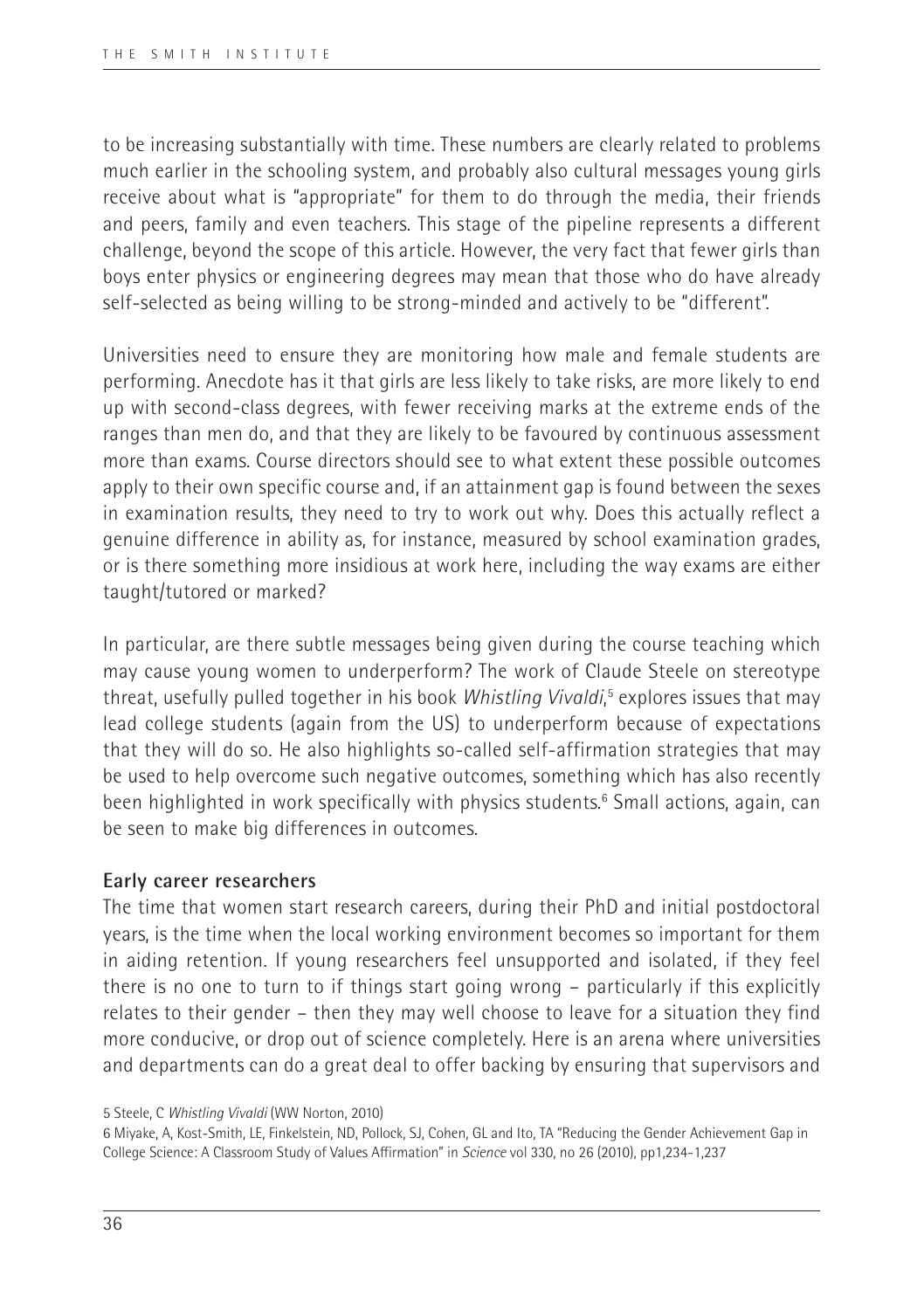to be increasing substantially with time. These numbers are clearly related to problems much earlier in the schooling system, and probably also cultural messages young girls receive about what is "appropriate" for them to do through the media, their friends and peers, family and even teachers. This stage of the pipeline represents a different challenge, beyond the scope of this article. However, the very fact that fewer girls than boys enter physics or engineering degrees may mean that those who do have already self-selected as being willing to be strong-minded and actively to be "different".

Universities need to ensure they are monitoring how male and female students are performing. Anecdote has it that girls are less likely to take risks, are more likely to end up with second-class degrees, with fewer receiving marks at the extreme ends of the ranges than men do, and that they are likely to be favoured by continuous assessment more than exams. Course directors should see to what extent these possible outcomes apply to their own specific course and, if an attainment gap is found between the sexes in examination results, they need to try to work out why. Does this actually reflect a genuine difference in ability as, for instance, measured by school examination grades, or is there something more insidious at work here, including the way exams are either taught/tutored or marked?

In particular, are there subtle messages being given during the course teaching which may cause young women to underperform? The work of Claude Steele on stereotype threat, usefully pulled together in his book *Whistling Vivaldi*,[5] explores issues that may lead college students (again from the US) to underperform because of expectations that they will do so. He also highlights so-called self-affirmation strategies that may be used to help overcome such negative outcomes, something which has also recently been highlighted in work specifically with physics students.[6] Small actions, again, can be seen to make big differences in outcomes.

**Early career researchers**

The time that women start research careers, during their PhD and initial postdoctoral years, is the time when the local working environment becomes so important for them in aiding retention. If young researchers feel unsupported and isolated, if they feel there is no one to turn to if things start going wrong – particularly if this explicitly relates to their gender – then they may well choose to leave for a situation they find more conducive, or drop out of science completely. Here is an arena where universities and departments can do a great deal to offer backing by ensuring that supervisors and

5 Steele, C *Whistling Vivaldi* (WW Norton, 2010)

6 Miyake, A, Kost-Smith, LE, Finkelstein, ND, Pollock, SJ, Cohen, GL and Ito, TA "Reducing the Gender Achievement Gap in College Science: A Classroom Study of Values Affirmation" in *Science* vol 330, no 26 (2010), pp1,234-1,237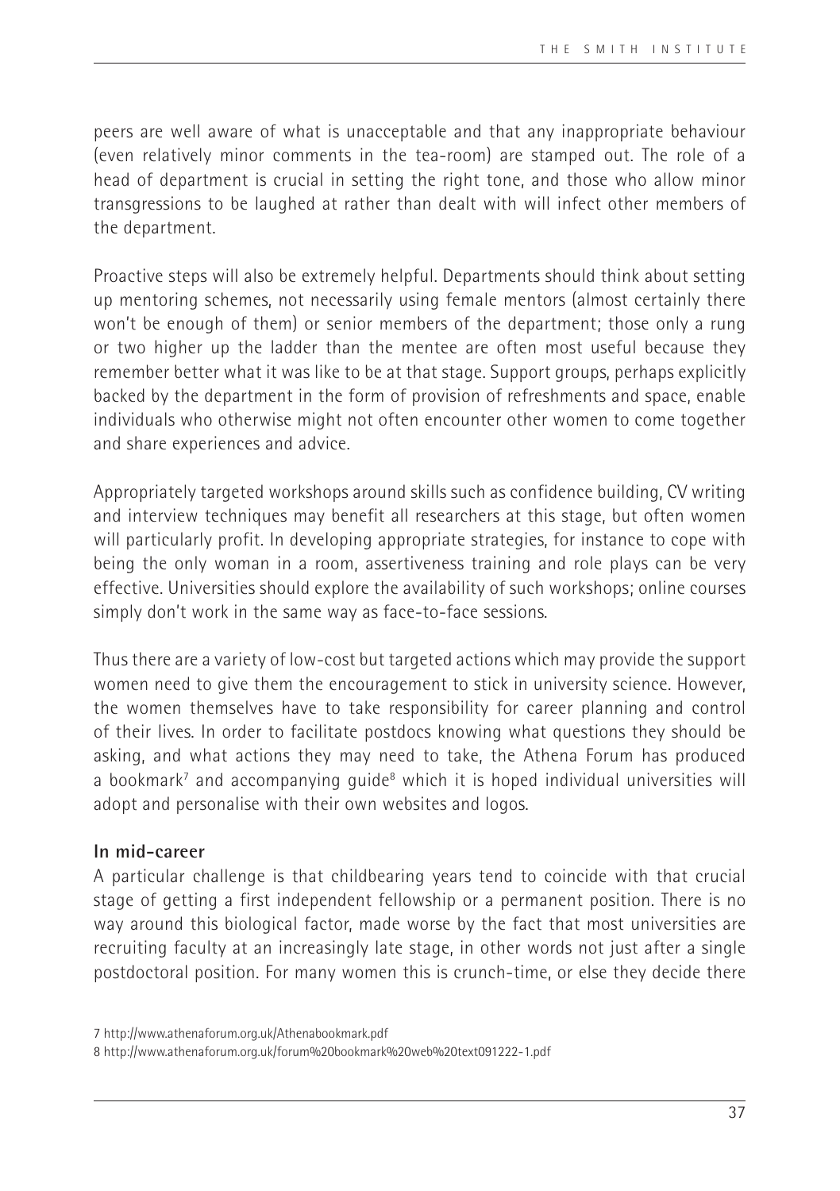peers are well aware of what is unacceptable and that any inappropriate behaviour (even relatively minor comments in the tea-room) are stamped out. The role of a head of department is crucial in setting the right tone, and those who allow minor transgressions to be laughed at rather than dealt with will infect other members of the department.

Proactive steps will also be extremely helpful. Departments should think about setting up mentoring schemes, not necessarily using female mentors (almost certainly there won't be enough of them) or senior members of the department; those only a rung or two higher up the ladder than the mentee are often most useful because they remember better what it was like to be at that stage. Support groups, perhaps explicitly backed by the department in the form of provision of refreshments and space, enable individuals who otherwise might not often encounter other women to come together and share experiences and advice.

Appropriately targeted workshops around skills such as confidence building, CV writing and interview techniques may benefit all researchers at this stage, but often women will particularly profit. In developing appropriate strategies, for instance to cope with being the only woman in a room, assertiveness training and role plays can be very effective. Universities should explore the availability of such workshops; online courses simply don't work in the same way as face-to-face sessions.

Thus there are a variety of low-cost but targeted actions which may provide the support women need to give them the encouragement to stick in university science. However, the women themselves have to take responsibility for career planning and control of their lives. In order to facilitate postdocs knowing what questions they should be asking, and what actions they may need to take, the Athena Forum has produced a bookmark[7] and accompanying guide[8] which it is hoped individual universities will adopt and personalise with their own websites and logos.

**In mid-career**

A particular challenge is that childbearing years tend to coincide with that crucial stage of getting a first independent fellowship or a permanent position. There is no way around this biological factor, made worse by the fact that most universities are recruiting faculty at an increasingly late stage, in other words not just after a single postdoctoral position. For many women this is crunch-time, or else they decide there

7 http://www.athenaforum.org.uk/Athenabookmark.pdf

8 http://www.athenaforum.org.uk/forum%20bookmark%20web%20text091222-1.pdf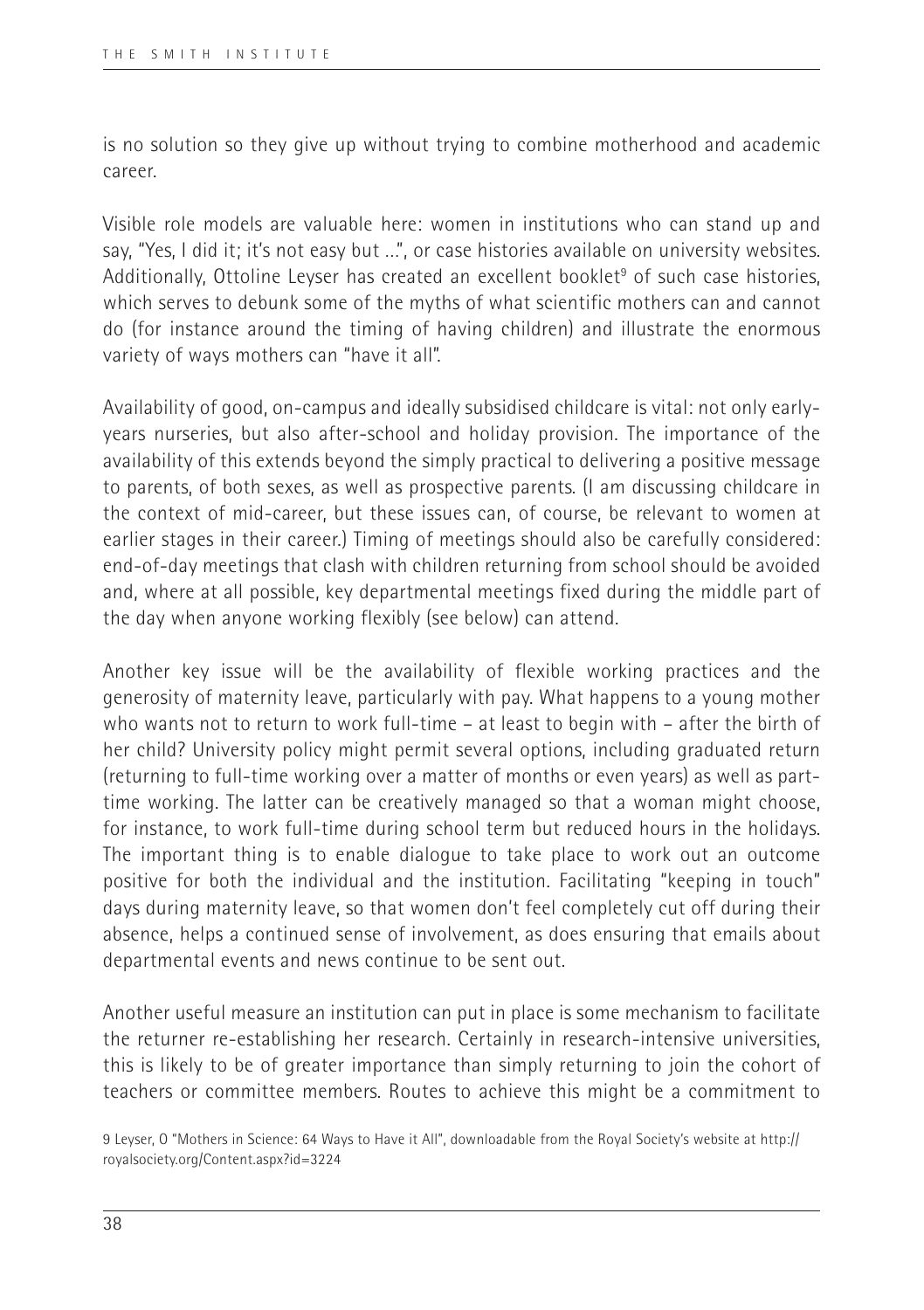is no solution so they give up without trying to combine motherhood and academic career.

Visible role models are valuable here: women in institutions who can stand up and say, "Yes, I did it; it's not easy but ...", or case histories available on university websites. Additionally, Ottoline Leyser has created an excellent booklet[9] of such case histories, which serves to debunk some of the myths of what scientific mothers can and cannot do (for instance around the timing of having children) and illustrate the enormous variety of ways mothers can "have it all".

Availability of good, on-campus and ideally subsidised childcare is vital: not only early-years nurseries, but also after-school and holiday provision. The importance of the availability of this extends beyond the simply practical to delivering a positive message to parents, of both sexes, as well as prospective parents. (I am discussing childcare in the context of mid-career, but these issues can, of course, be relevant to women at earlier stages in their career.) Timing of meetings should also be carefully considered: end-of-day meetings that clash with children returning from school should be avoided and, where at all possible, key departmental meetings fixed during the middle part of the day when anyone working flexibly (see below) can attend.

Another key issue will be the availability of flexible working practices and the generosity of maternity leave, particularly with pay. What happens to a young mother who wants not to return to work full-time – at least to begin with – after the birth of her child? University policy might permit several options, including graduated return (returning to full-time working over a matter of months or even years) as well as part-time working. The latter can be creatively managed so that a woman might choose, for instance, to work full-time during school term but reduced hours in the holidays. The important thing is to enable dialogue to take place to work out an outcome positive for both the individual and the institution. Facilitating "keeping in touch" days during maternity leave, so that women don't feel completely cut off during their absence, helps a continued sense of involvement, as does ensuring that emails about departmental events and news continue to be sent out.

Another useful measure an institution can put in place is some mechanism to facilitate the returner re-establishing her research. Certainly in research-intensive universities, this is likely to be of greater importance than simply returning to join the cohort of teachers or committee members. Routes to achieve this might be a commitment to

9 Leyser, O "Mothers in Science: 64 Ways to Have it All", downloadable from the Royal Society's website at http://royalsociety.org/Content.aspx?id=3224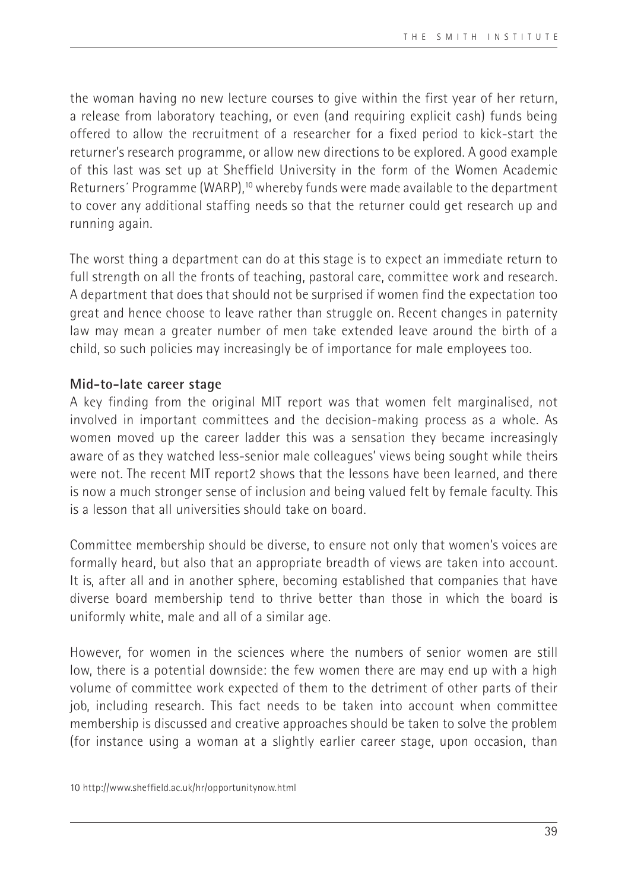the woman having no new lecture courses to give within the first year of her return, a release from laboratory teaching, or even (and requiring explicit cash) funds being offered to allow the recruitment of a researcher for a fixed period to kick-start the returner's research programme, or allow new directions to be explored. A good example of this last was set up at Sheffield University in the form of the Women Academic Returners´ Programme (WARP),[10] whereby funds were made available to the department to cover any additional staffing needs so that the returner could get research up and running again.

The worst thing a department can do at this stage is to expect an immediate return to full strength on all the fronts of teaching, pastoral care, committee work and research. A department that does that should not be surprised if women find the expectation too great and hence choose to leave rather than struggle on. Recent changes in paternity law may mean a greater number of men take extended leave around the birth of a child, so such policies may increasingly be of importance for male employees too.

**Mid-to-late career stage**

A key finding from the original MIT report was that women felt marginalised, not involved in important committees and the decision-making process as a whole. As women moved up the career ladder this was a sensation they became increasingly aware of as they watched less-senior male colleagues' views being sought while theirs were not. The recent MIT report2 shows that the lessons have been learned, and there is now a much stronger sense of inclusion and being valued felt by female faculty. This is a lesson that all universities should take on board.

Committee membership should be diverse, to ensure not only that women's voices are formally heard, but also that an appropriate breadth of views are taken into account. It is, after all and in another sphere, becoming established that companies that have diverse board membership tend to thrive better than those in which the board is uniformly white, male and all of a similar age.

However, for women in the sciences where the numbers of senior women are still low, there is a potential downside: the few women there are may end up with a high volume of committee work expected of them to the detriment of other parts of their job, including research. This fact needs to be taken into account when committee membership is discussed and creative approaches should be taken to solve the problem (for instance using a woman at a slightly earlier career stage, upon occasion, than

10 http://www.sheffield.ac.uk/hr/opportunitynow.html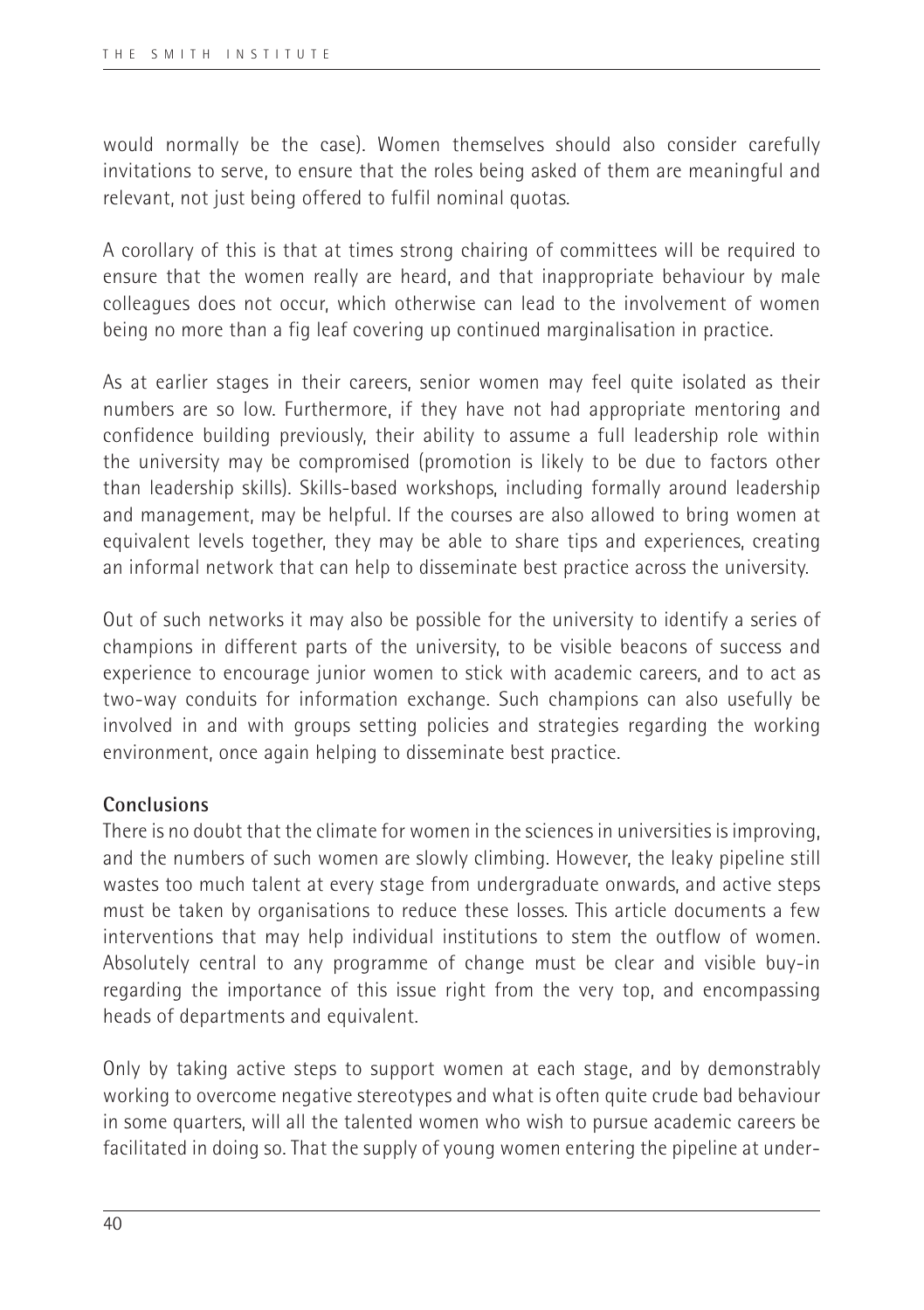would normally be the case). Women themselves should also consider carefully invitations to serve, to ensure that the roles being asked of them are meaningful and relevant, not just being offered to fulfil nominal quotas.

A corollary of this is that at times strong chairing of committees will be required to ensure that the women really are heard, and that inappropriate behaviour by male colleagues does not occur, which otherwise can lead to the involvement of women being no more than a fig leaf covering up continued marginalisation in practice.

As at earlier stages in their careers, senior women may feel quite isolated as their numbers are so low. Furthermore, if they have not had appropriate mentoring and confidence building previously, their ability to assume a full leadership role within the university may be compromised (promotion is likely to be due to factors other than leadership skills). Skills-based workshops, including formally around leadership and management, may be helpful. If the courses are also allowed to bring women at equivalent levels together, they may be able to share tips and experiences, creating an informal network that can help to disseminate best practice across the university.

Out of such networks it may also be possible for the university to identify a series of champions in different parts of the university, to be visible beacons of success and experience to encourage junior women to stick with academic careers, and to act as two-way conduits for information exchange. Such champions can also usefully be involved in and with groups setting policies and strategies regarding the working environment, once again helping to disseminate best practice.

**Conclusions**

There is no doubt that the climate for women in the sciences in universities is improving, and the numbers of such women are slowly climbing. However, the leaky pipeline still wastes too much talent at every stage from undergraduate onwards, and active steps must be taken by organisations to reduce these losses. This article documents a few interventions that may help individual institutions to stem the outflow of women. Absolutely central to any programme of change must be clear and visible buy-in regarding the importance of this issue right from the very top, and encompassing heads of departments and equivalent.

Only by taking active steps to support women at each stage, and by demonstrably working to overcome negative stereotypes and what is often quite crude bad behaviour in some quarters, will all the talented women who wish to pursue academic careers be facilitated in doing so. That the supply of young women entering the pipeline at under-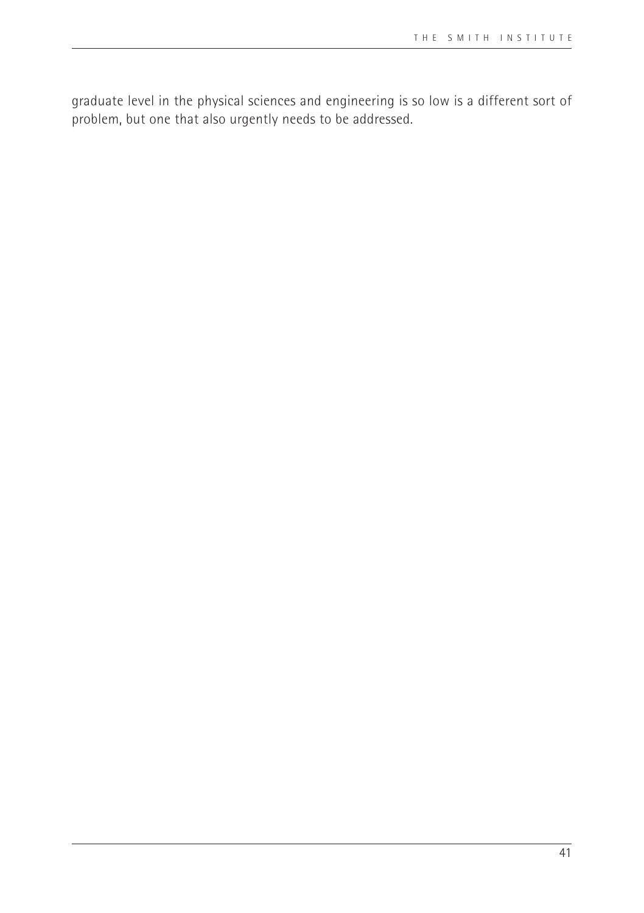graduate level in the physical sciences and engineering is so low is a different sort of problem, but one that also urgently needs to be addressed.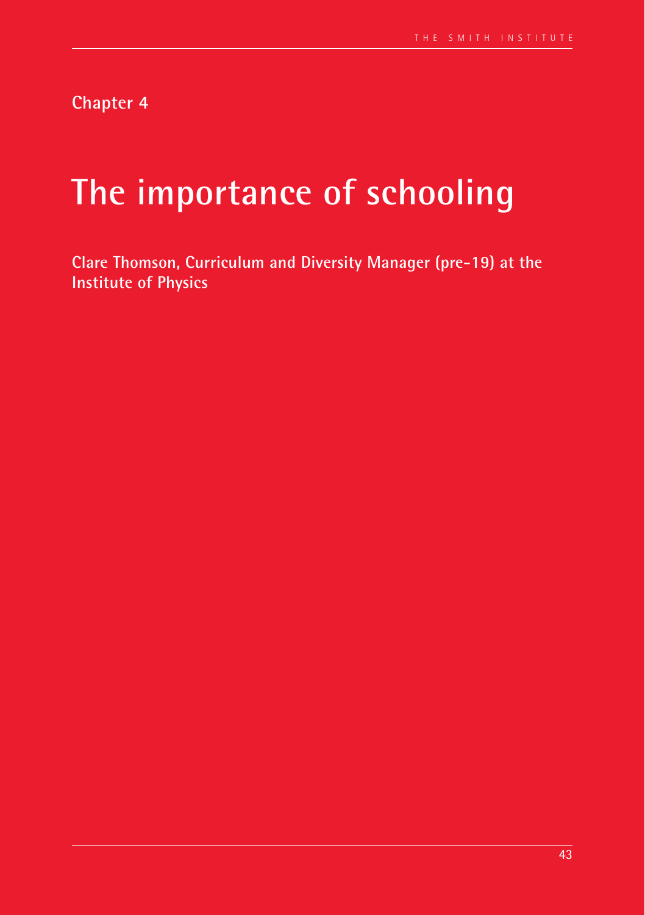Chapter 4

# The importance of schooling

**Clare Thomson, Curriculum and Diversity Manager (pre-19) at the Institute of Physics**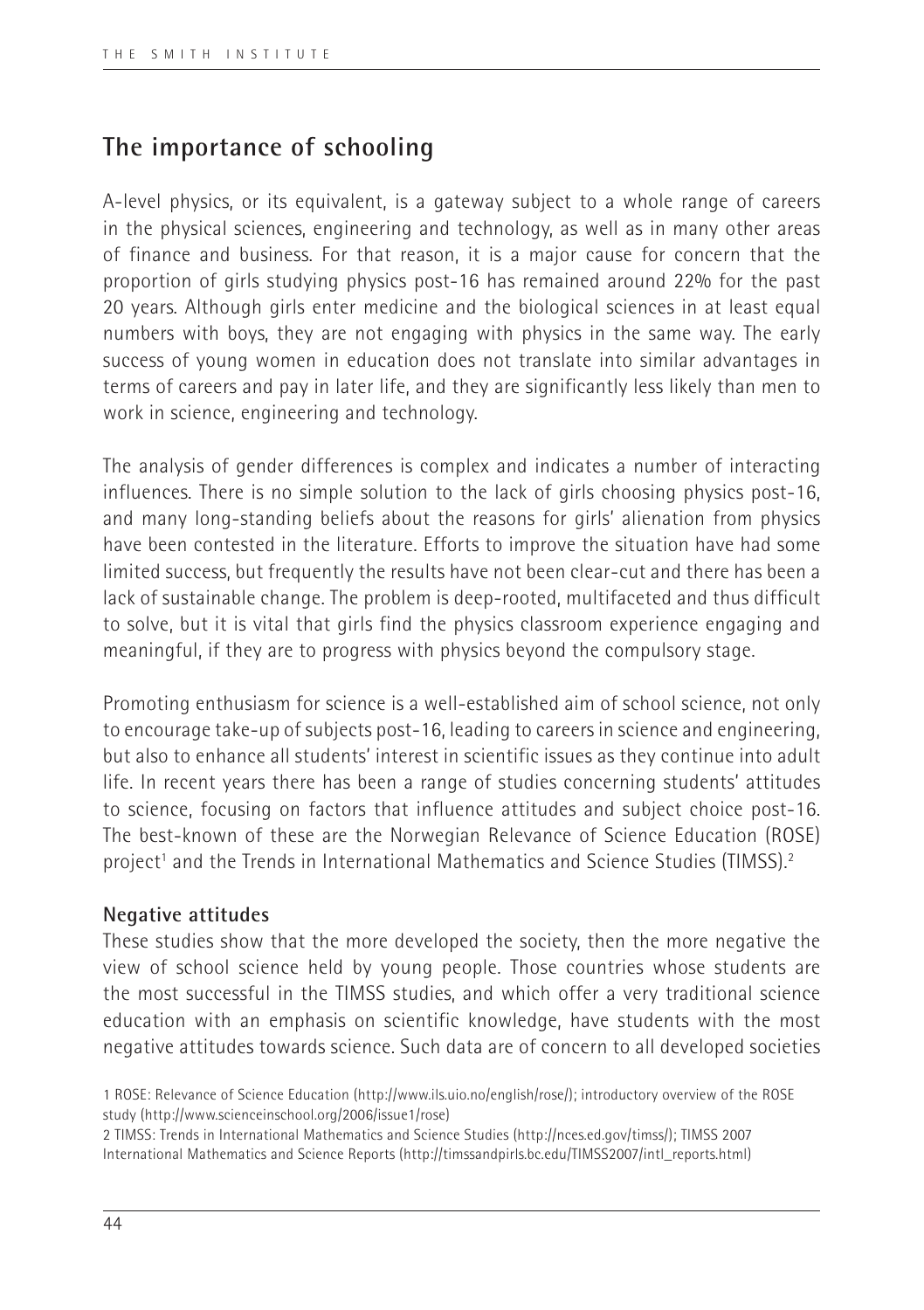## The importance of schooling

A-level physics, or its equivalent, is a gateway subject to a whole range of careers in the physical sciences, engineering and technology, as well as in many other areas of finance and business. For that reason, it is a major cause for concern that the proportion of girls studying physics post-16 has remained around 22% for the past 20 years. Although girls enter medicine and the biological sciences in at least equal numbers with boys, they are not engaging with physics in the same way. The early success of young women in education does not translate into similar advantages in terms of careers and pay in later life, and they are significantly less likely than men to work in science, engineering and technology.

The analysis of gender differences is complex and indicates a number of interacting influences. There is no simple solution to the lack of girls choosing physics post-16, and many long-standing beliefs about the reasons for girls' alienation from physics have been contested in the literature. Efforts to improve the situation have had some limited success, but frequently the results have not been clear-cut and there has been a lack of sustainable change. The problem is deep-rooted, multifaceted and thus difficult to solve, but it is vital that girls find the physics classroom experience engaging and meaningful, if they are to progress with physics beyond the compulsory stage.

Promoting enthusiasm for science is a well-established aim of school science, not only to encourage take-up of subjects post-16, leading to careers in science and engineering, but also to enhance all students' interest in scientific issues as they continue into adult life. In recent years there has been a range of studies concerning students' attitudes to science, focusing on factors that influence attitudes and subject choice post-16. The best-known of these are the Norwegian Relevance of Science Education (ROSE) project[1] and the Trends in International Mathematics and Science Studies (TIMSS).[2]

### Negative attitudes

These studies show that the more developed the society, then the more negative the view of school science held by young people. Those countries whose students are the most successful in the TIMSS studies, and which offer a very traditional science education with an emphasis on scientific knowledge, have students with the most negative attitudes towards science. Such data are of concern to all developed societies

1 ROSE: Relevance of Science Education (http://www.ils.uio.no/english/rose/); introductory overview of the ROSE study (http://www.scienceinschool.org/2006/issue1/rose)

2 TIMSS: Trends in International Mathematics and Science Studies (http://nces.ed.gov/timss/); TIMSS 2007 International Mathematics and Science Reports (http://timssandpirls.bc.edu/TIMSS2007/intl_reports.html)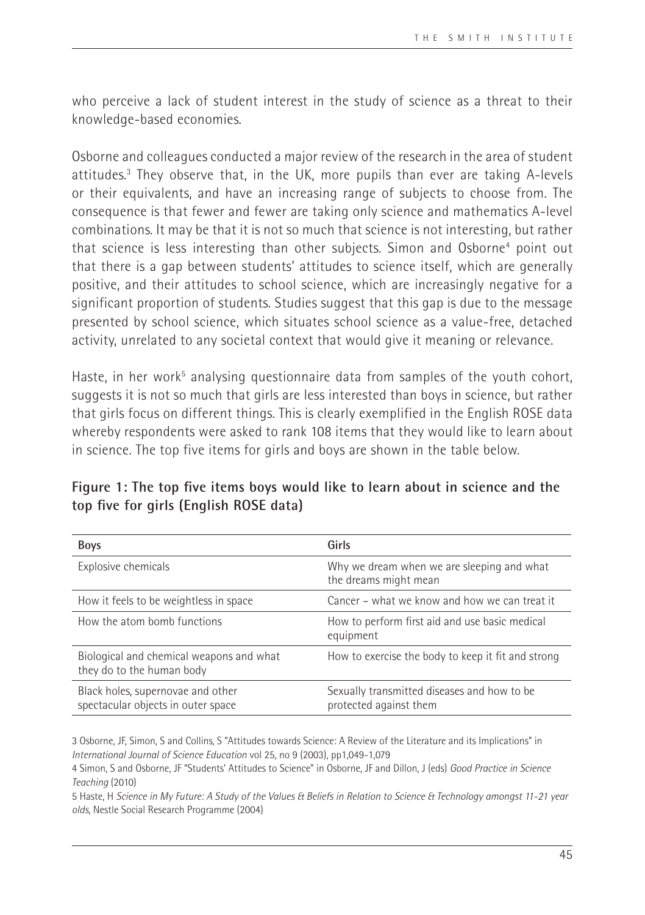who perceive a lack of student interest in the study of science as a threat to their knowledge-based economies.

Osborne and colleagues conducted a major review of the research in the area of student attitudes.[3] They observe that, in the UK, more pupils than ever are taking A-levels or their equivalents, and have an increasing range of subjects to choose from. The consequence is that fewer and fewer are taking only science and mathematics A-level combinations. It may be that it is not so much that science is not interesting, but rather that science is less interesting than other subjects. Simon and Osborne[4] point out that there is a gap between students' attitudes to science itself, which are generally positive, and their attitudes to school science, which are increasingly negative for a significant proportion of students. Studies suggest that this gap is due to the message presented by school science, which situates school science as a value-free, detached activity, unrelated to any societal context that would give it meaning or relevance.

Haste, in her work[5] analysing questionnaire data from samples of the youth cohort, suggests it is not so much that girls are less interested than boys in science, but rather that girls focus on different things. This is clearly exemplified in the English ROSE data whereby respondents were asked to rank 108 items that they would like to learn about in science. The top five items for girls and boys are shown in the table below.

**Figure 1: The top five items boys would like to learn about in science and the top five for girls (English ROSE data)**

| Boys | Girls |
|---|---|
| Explosive chemicals | Why we dream when we are sleeping and what the dreams might mean |
| How it feels to be weightless in space | Cancer – what we know and how we can treat it |
| How the atom bomb functions | How to perform first aid and use basic medical equipment |
| Biological and chemical weapons and what they do to the human body | How to exercise the body to keep it fit and strong |
| Black holes, supernovae and other spectacular objects in outer space | Sexually transmitted diseases and how to be protected against them |

3 Osborne, JF, Simon, S and Collins, S "Attitudes towards Science: A Review of the Literature and its Implications" in *International Journal of Science Education* vol 25, no 9 (2003), pp1,049-1,079

4 Simon, S and Osborne, JF "Students' Attitudes to Science" in Osborne, JF and Dillon, J (eds) *Good Practice in Science Teaching* (2010)

5 Haste, H *Science in My Future: A Study of the Values & Beliefs in Relation to Science & Technology amongst 11-21 year olds*, Nestle Social Research Programme (2004)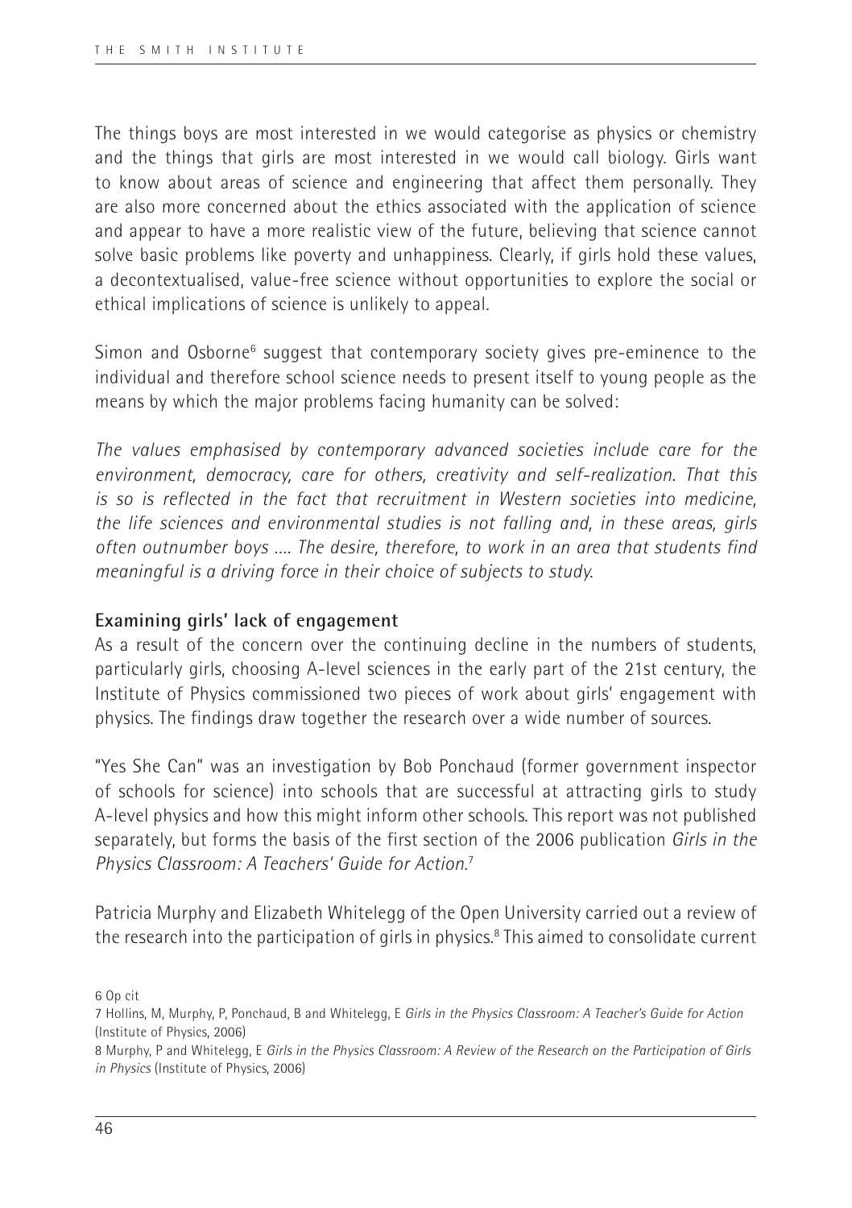The things boys are most interested in we would categorise as physics or chemistry and the things that girls are most interested in we would call biology. Girls want to know about areas of science and engineering that affect them personally. They are also more concerned about the ethics associated with the application of science and appear to have a more realistic view of the future, believing that science cannot solve basic problems like poverty and unhappiness. Clearly, if girls hold these values, a decontextualised, value-free science without opportunities to explore the social or ethical implications of science is unlikely to appeal.

Simon and Osborne[6] suggest that contemporary society gives pre-eminence to the individual and therefore school science needs to present itself to young people as the means by which the major problems facing humanity can be solved:

*The values emphasised by contemporary advanced societies include care for the environment, democracy, care for others, creativity and self-realization. That this is so is reflected in the fact that recruitment in Western societies into medicine, the life sciences and environmental studies is not falling and, in these areas, girls often outnumber boys .... The desire, therefore, to work in an area that students find meaningful is a driving force in their choice of subjects to study.*

**Examining girls' lack of engagement**

As a result of the concern over the continuing decline in the numbers of students, particularly girls, choosing A-level sciences in the early part of the 21st century, the Institute of Physics commissioned two pieces of work about girls' engagement with physics. The findings draw together the research over a wide number of sources.

"Yes She Can" was an investigation by Bob Ponchaud (former government inspector of schools for science) into schools that are successful at attracting girls to study A-level physics and how this might inform other schools. This report was not published separately, but forms the basis of the first section of the 2006 publication *Girls in the Physics Classroom: A Teachers' Guide for Action.*[7]

Patricia Murphy and Elizabeth Whitelegg of the Open University carried out a review of the research into the participation of girls in physics.[8] This aimed to consolidate current

6 Op cit

7 Hollins, M, Murphy, P, Ponchaud, B and Whitelegg, E *Girls in the Physics Classroom: A Teacher's Guide for Action* (Institute of Physics, 2006)

8 Murphy, P and Whitelegg, E *Girls in the Physics Classroom: A Review of the Research on the Participation of Girls in Physics* (Institute of Physics, 2006)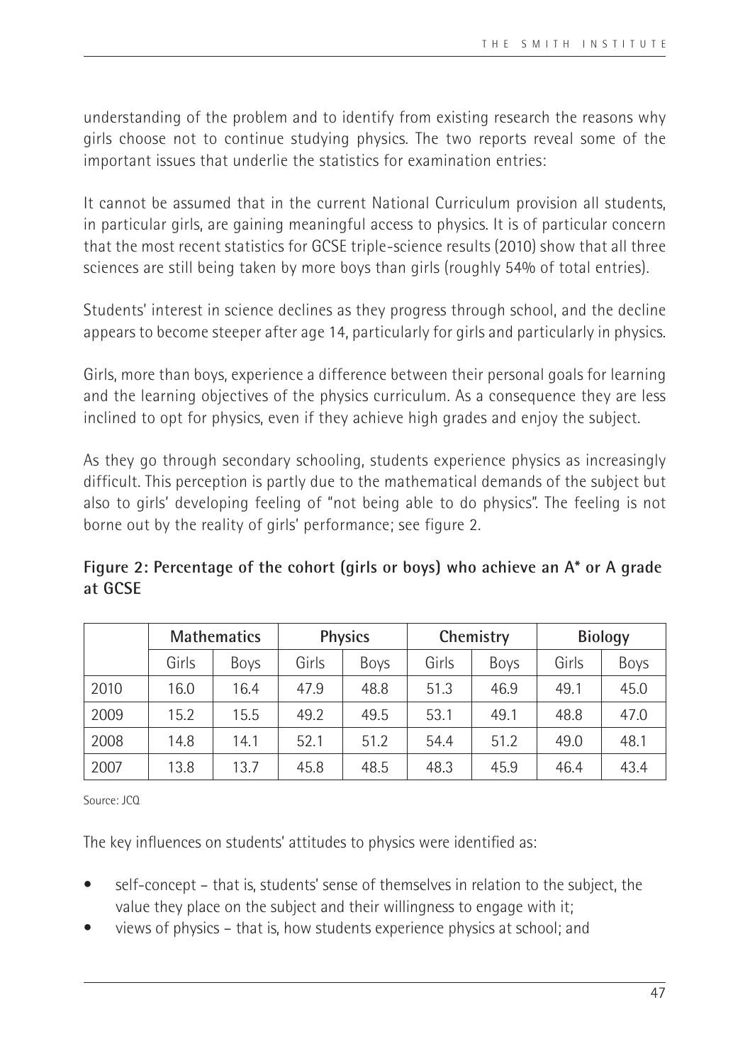understanding of the problem and to identify from existing research the reasons why girls choose not to continue studying physics. The two reports reveal some of the important issues that underlie the statistics for examination entries:

It cannot be assumed that in the current National Curriculum provision all students, in particular girls, are gaining meaningful access to physics. It is of particular concern that the most recent statistics for GCSE triple-science results (2010) show that all three sciences are still being taken by more boys than girls (roughly 54% of total entries).

Students' interest in science declines as they progress through school, and the decline appears to become steeper after age 14, particularly for girls and particularly in physics.

Girls, more than boys, experience a difference between their personal goals for learning and the learning objectives of the physics curriculum. As a consequence they are less inclined to opt for physics, even if they achieve high grades and enjoy the subject.

As they go through secondary schooling, students experience physics as increasingly difficult. This perception is partly due to the mathematical demands of the subject but also to girls' developing feeling of "not being able to do physics". The feeling is not borne out by the reality of girls' performance; see figure 2.

**Figure 2: Percentage of the cohort (girls or boys) who achieve an A* or A grade at GCSE**

| | Mathematics | | Physics | | Chemistry | | Biology | |
|---|---|---|---|---|---|---|---|---|
| | Girls | Boys | Girls | Boys | Girls | Boys | Girls | Boys |
| 2010 | 16.0 | 16.4 | 47.9 | 48.8 | 51.3 | 46.9 | 49.1 | 45.0 |
| 2009 | 15.2 | 15.5 | 49.2 | 49.5 | 53.1 | 49.1 | 48.8 | 47.0 |
| 2008 | 14.8 | 14.1 | 52.1 | 51.2 | 54.4 | 51.2 | 49.0 | 48.1 |
| 2007 | 13.8 | 13.7 | 45.8 | 48.5 | 48.3 | 45.9 | 46.4 | 43.4 |

Source: JCQ

The key influences on students' attitudes to physics were identified as:

- self-concept – that is, students' sense of themselves in relation to the subject, the value they place on the subject and their willingness to engage with it;
- views of physics – that is, how students experience physics at school; and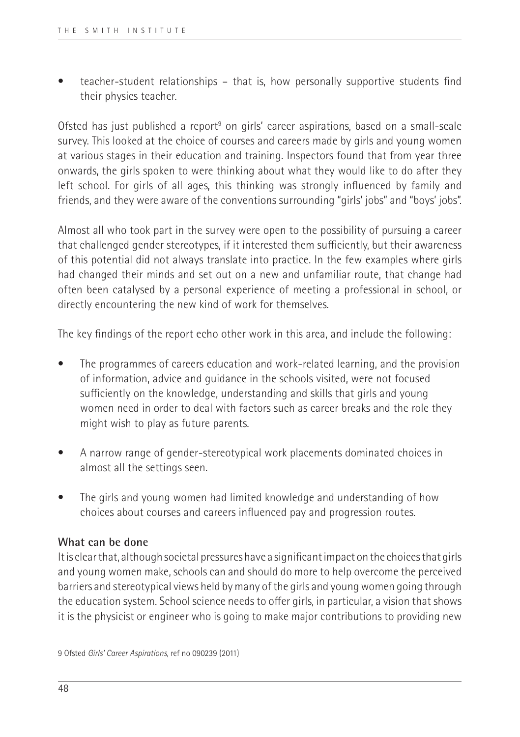- teacher-student relationships – that is, how personally supportive students find their physics teacher.

Ofsted has just published a report[9] on girls' career aspirations, based on a small-scale survey. This looked at the choice of courses and careers made by girls and young women at various stages in their education and training. Inspectors found that from year three onwards, the girls spoken to were thinking about what they would like to do after they left school. For girls of all ages, this thinking was strongly influenced by family and friends, and they were aware of the conventions surrounding "girls' jobs" and "boys' jobs".

Almost all who took part in the survey were open to the possibility of pursuing a career that challenged gender stereotypes, if it interested them sufficiently, but their awareness of this potential did not always translate into practice. In the few examples where girls had changed their minds and set out on a new and unfamiliar route, that change had often been catalysed by a personal experience of meeting a professional in school, or directly encountering the new kind of work for themselves.

The key findings of the report echo other work in this area, and include the following:

- The programmes of careers education and work-related learning, and the provision of information, advice and guidance in the schools visited, were not focused sufficiently on the knowledge, understanding and skills that girls and young women need in order to deal with factors such as career breaks and the role they might wish to play as future parents.
- A narrow range of gender-stereotypical work placements dominated choices in almost all the settings seen.
- The girls and young women had limited knowledge and understanding of how choices about courses and careers influenced pay and progression routes.

**What can be done**

It is clear that, although societal pressures have a significant impact on the choices that girls and young women make, schools can and should do more to help overcome the perceived barriers and stereotypical views held by many of the girls and young women going through the education system. School science needs to offer girls, in particular, a vision that shows it is the physicist or engineer who is going to make major contributions to providing new

9 Ofsted *Girls' Career Aspirations*, ref no 090239 (2011)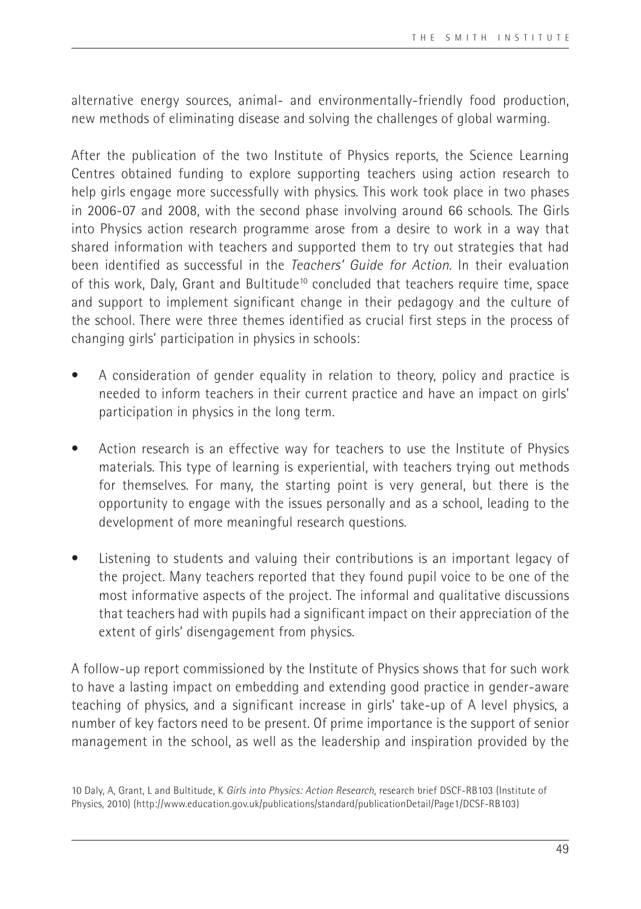alternative energy sources, animal- and environmentally-friendly food production, new methods of eliminating disease and solving the challenges of global warming.

After the publication of the two Institute of Physics reports, the Science Learning Centres obtained funding to explore supporting teachers using action research to help girls engage more successfully with physics. This work took place in two phases in 2006-07 and 2008, with the second phase involving around 66 schools. The Girls into Physics action research programme arose from a desire to work in a way that shared information with teachers and supported them to try out strategies that had been identified as successful in the *Teachers' Guide for Action*. In their evaluation of this work, Daly, Grant and Bultitude[10] concluded that teachers require time, space and support to implement significant change in their pedagogy and the culture of the school. There were three themes identified as crucial first steps in the process of changing girls' participation in physics in schools:

- A consideration of gender equality in relation to theory, policy and practice is needed to inform teachers in their current practice and have an impact on girls' participation in physics in the long term.
- Action research is an effective way for teachers to use the Institute of Physics materials. This type of learning is experiential, with teachers trying out methods for themselves. For many, the starting point is very general, but there is the opportunity to engage with the issues personally and as a school, leading to the development of more meaningful research questions.
- Listening to students and valuing their contributions is an important legacy of the project. Many teachers reported that they found pupil voice to be one of the most informative aspects of the project. The informal and qualitative discussions that teachers had with pupils had a significant impact on their appreciation of the extent of girls' disengagement from physics.

A follow-up report commissioned by the Institute of Physics shows that for such work to have a lasting impact on embedding and extending good practice in gender-aware teaching of physics, and a significant increase in girls' take-up of A level physics, a number of key factors need to be present. Of prime importance is the support of senior management in the school, as well as the leadership and inspiration provided by the

10 Daly, A, Grant, L and Bultitude, K *Girls into Physics: Action Research*, research brief DSCF-RB103 (Institute of Physics, 2010) (http://www.education.gov.uk/publications/standard/publicationDetail/Page1/DCSF-RB103)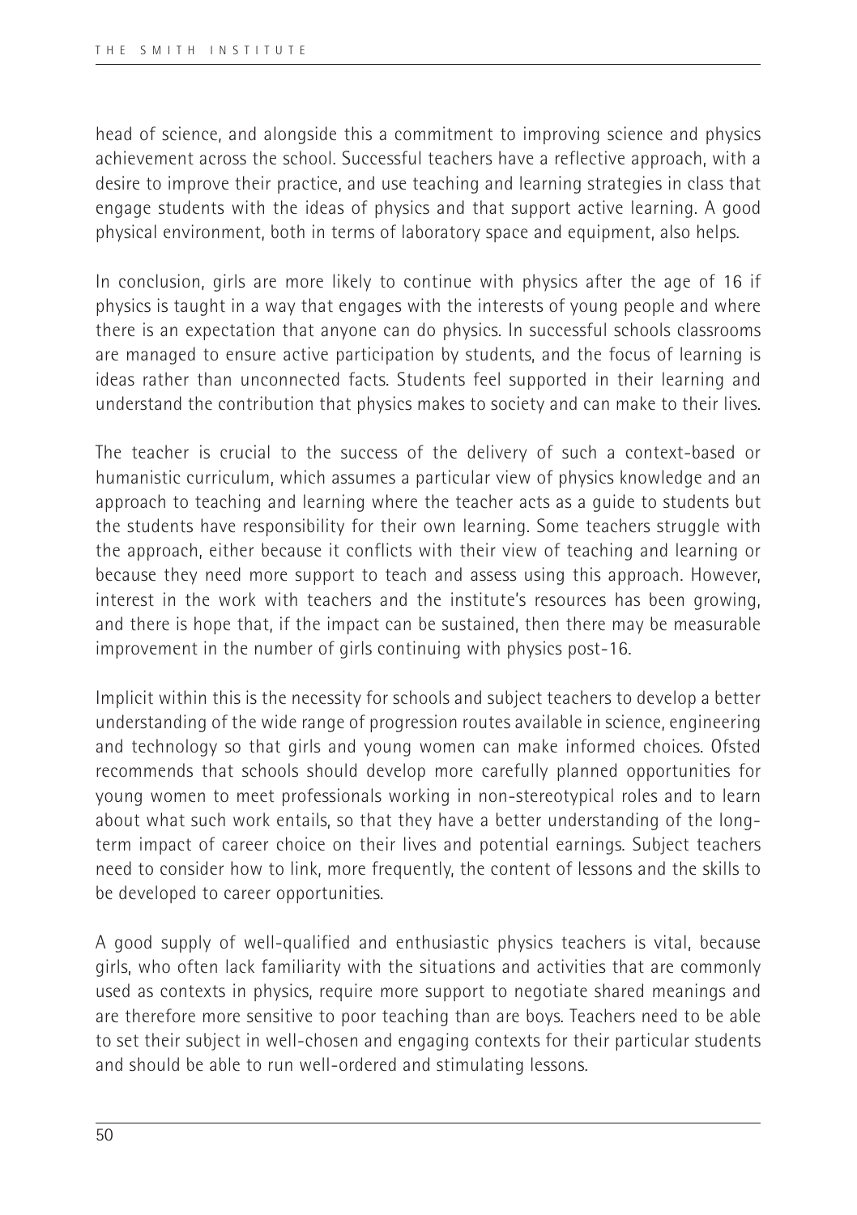head of science, and alongside this a commitment to improving science and physics achievement across the school. Successful teachers have a reflective approach, with a desire to improve their practice, and use teaching and learning strategies in class that engage students with the ideas of physics and that support active learning. A good physical environment, both in terms of laboratory space and equipment, also helps.

In conclusion, girls are more likely to continue with physics after the age of 16 if physics is taught in a way that engages with the interests of young people and where there is an expectation that anyone can do physics. In successful schools classrooms are managed to ensure active participation by students, and the focus of learning is ideas rather than unconnected facts. Students feel supported in their learning and understand the contribution that physics makes to society and can make to their lives.

The teacher is crucial to the success of the delivery of such a context-based or humanistic curriculum, which assumes a particular view of physics knowledge and an approach to teaching and learning where the teacher acts as a guide to students but the students have responsibility for their own learning. Some teachers struggle with the approach, either because it conflicts with their view of teaching and learning or because they need more support to teach and assess using this approach. However, interest in the work with teachers and the institute's resources has been growing, and there is hope that, if the impact can be sustained, then there may be measurable improvement in the number of girls continuing with physics post-16.

Implicit within this is the necessity for schools and subject teachers to develop a better understanding of the wide range of progression routes available in science, engineering and technology so that girls and young women can make informed choices. Ofsted recommends that schools should develop more carefully planned opportunities for young women to meet professionals working in non-stereotypical roles and to learn about what such work entails, so that they have a better understanding of the long-term impact of career choice on their lives and potential earnings. Subject teachers need to consider how to link, more frequently, the content of lessons and the skills to be developed to career opportunities.

A good supply of well-qualified and enthusiastic physics teachers is vital, because girls, who often lack familiarity with the situations and activities that are commonly used as contexts in physics, require more support to negotiate shared meanings and are therefore more sensitive to poor teaching than are boys. Teachers need to be able to set their subject in well-chosen and engaging contexts for their particular students and should be able to run well-ordered and stimulating lessons.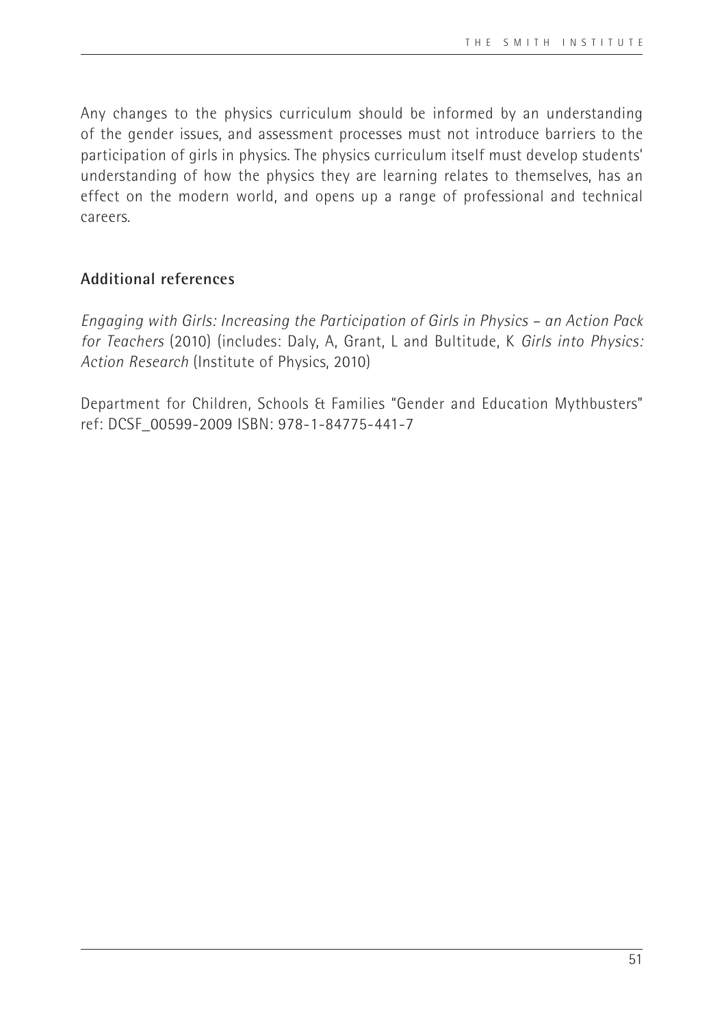Any changes to the physics curriculum should be informed by an understanding of the gender issues, and assessment processes must not introduce barriers to the participation of girls in physics. The physics curriculum itself must develop students' understanding of how the physics they are learning relates to themselves, has an effect on the modern world, and opens up a range of professional and technical careers.

### Additional references

*Engaging with Girls: Increasing the Participation of Girls in Physics – an Action Pack for Teachers* (2010) (includes: Daly, A, Grant, L and Bultitude, K *Girls into Physics: Action Research* (Institute of Physics, 2010)

Department for Children, Schools & Families "Gender and Education Mythbusters" ref: DCSF_00599-2009 ISBN: 978-1-84775-441-7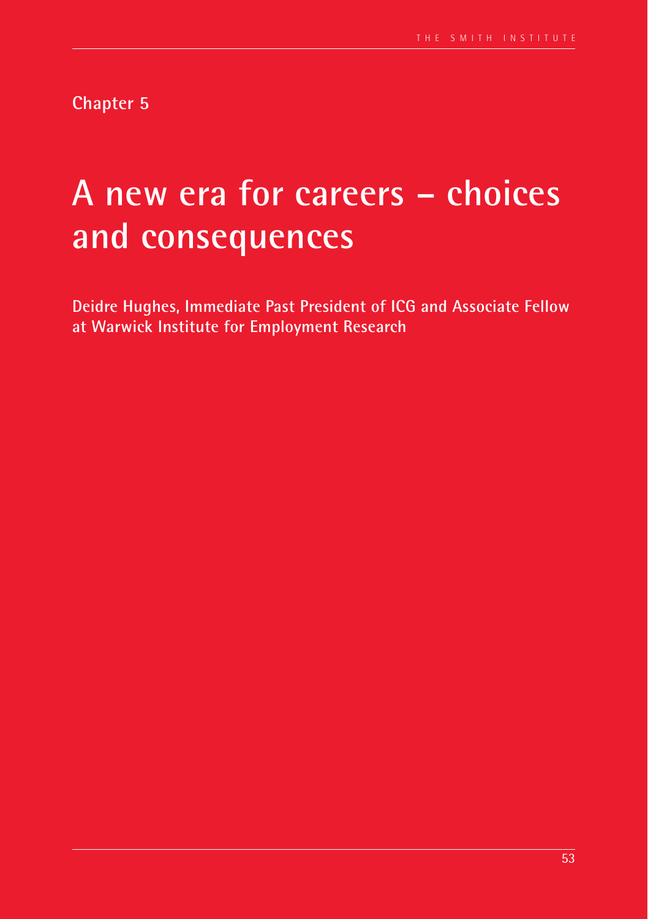Chapter 5

# A new era for careers – choices and consequences

**Deidre Hughes, Immediate Past President of ICG and Associate Fellow at Warwick Institute for Employment Research**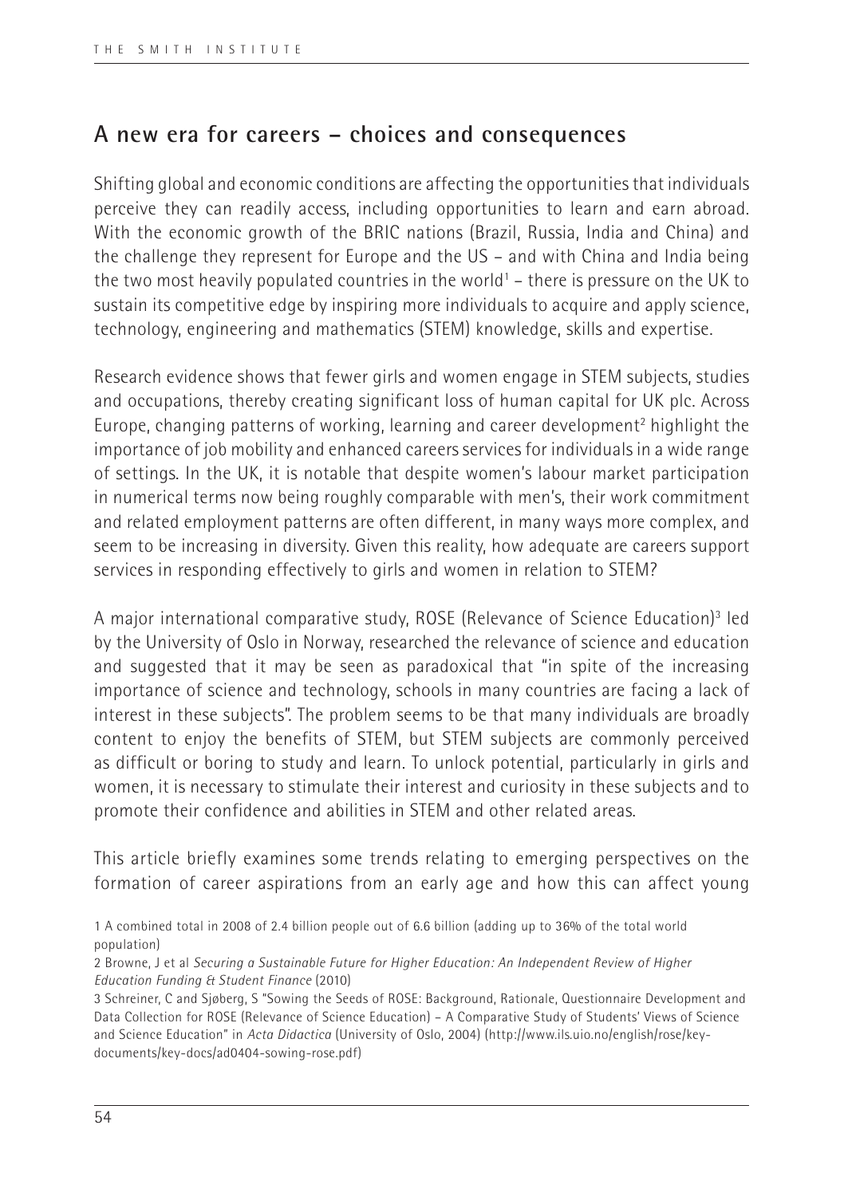## A new era for careers – choices and consequences

Shifting global and economic conditions are affecting the opportunities that individuals perceive they can readily access, including opportunities to learn and earn abroad. With the economic growth of the BRIC nations (Brazil, Russia, India and China) and the challenge they represent for Europe and the US – and with China and India being the two most heavily populated countries in the world[1] – there is pressure on the UK to sustain its competitive edge by inspiring more individuals to acquire and apply science, technology, engineering and mathematics (STEM) knowledge, skills and expertise.

Research evidence shows that fewer girls and women engage in STEM subjects, studies and occupations, thereby creating significant loss of human capital for UK plc. Across Europe, changing patterns of working, learning and career development[2] highlight the importance of job mobility and enhanced careers services for individuals in a wide range of settings. In the UK, it is notable that despite women's labour market participation in numerical terms now being roughly comparable with men's, their work commitment and related employment patterns are often different, in many ways more complex, and seem to be increasing in diversity. Given this reality, how adequate are careers support services in responding effectively to girls and women in relation to STEM?

A major international comparative study, ROSE (Relevance of Science Education)[3] led by the University of Oslo in Norway, researched the relevance of science and education and suggested that it may be seen as paradoxical that "in spite of the increasing importance of science and technology, schools in many countries are facing a lack of interest in these subjects". The problem seems to be that many individuals are broadly content to enjoy the benefits of STEM, but STEM subjects are commonly perceived as difficult or boring to study and learn. To unlock potential, particularly in girls and women, it is necessary to stimulate their interest and curiosity in these subjects and to promote their confidence and abilities in STEM and other related areas.

This article briefly examines some trends relating to emerging perspectives on the formation of career aspirations from an early age and how this can affect young

1 A combined total in 2008 of 2.4 billion people out of 6.6 billion (adding up to 36% of the total world population)

2 Browne, J et al *Securing a Sustainable Future for Higher Education: An Independent Review of Higher Education Funding & Student Finance* (2010)

3 Schreiner, C and Sjøberg, S "Sowing the Seeds of ROSE: Background, Rationale, Questionnaire Development and Data Collection for ROSE (Relevance of Science Education) – A Comparative Study of Students' Views of Science and Science Education" in *Acta Didactica* (University of Oslo, 2004) (http://www.ils.uio.no/english/rose/key-documents/key-docs/ad0404-sowing-rose.pdf)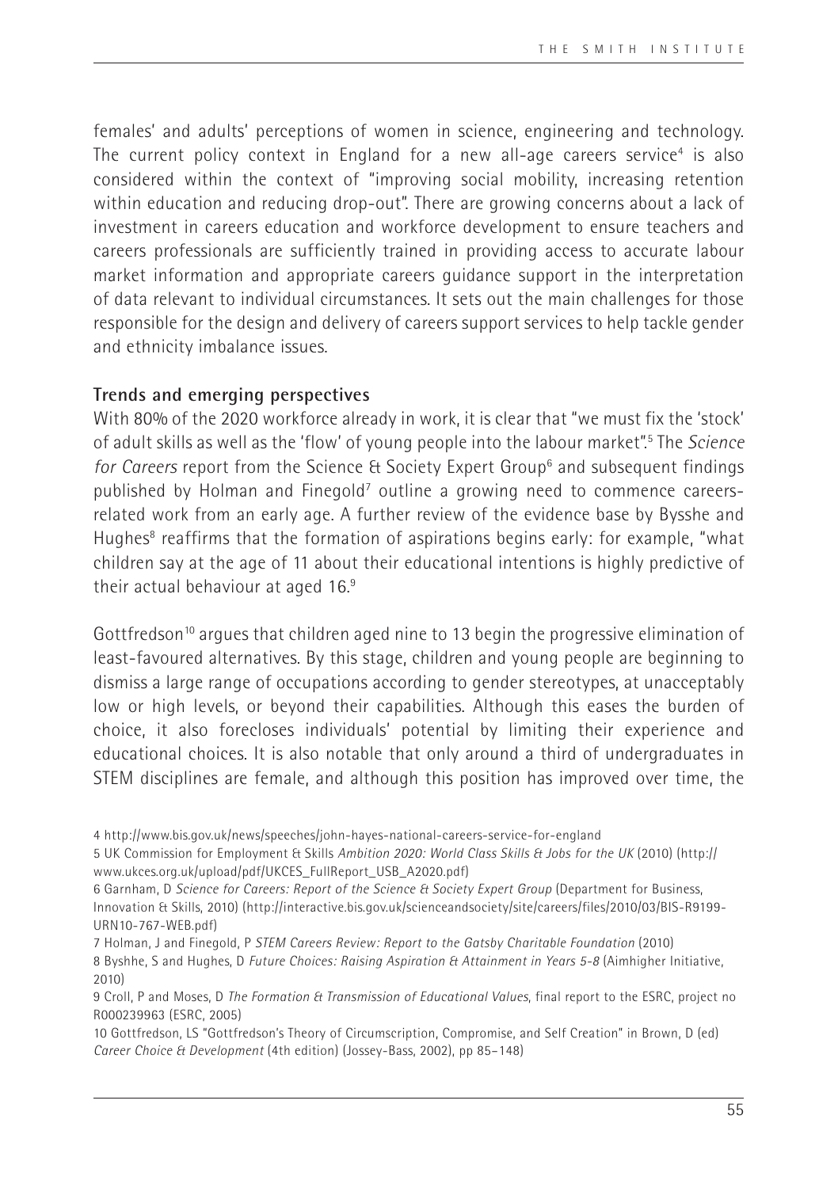females' and adults' perceptions of women in science, engineering and technology. The current policy context in England for a new all-age careers service[4] is also considered within the context of "improving social mobility, increasing retention within education and reducing drop-out". There are growing concerns about a lack of investment in careers education and workforce development to ensure teachers and careers professionals are sufficiently trained in providing access to accurate labour market information and appropriate careers guidance support in the interpretation of data relevant to individual circumstances. It sets out the main challenges for those responsible for the design and delivery of careers support services to help tackle gender and ethnicity imbalance issues.

**Trends and emerging perspectives**

With 80% of the 2020 workforce already in work, it is clear that "we must fix the 'stock' of adult skills as well as the 'flow' of young people into the labour market".[5] The *Science for Careers* report from the Science & Society Expert Group[6] and subsequent findings published by Holman and Finegold[7] outline a growing need to commence careers-related work from an early age. A further review of the evidence base by Bysshe and Hughes[8] reaffirms that the formation of aspirations begins early: for example, "what children say at the age of 11 about their educational intentions is highly predictive of their actual behaviour at aged 16.[9]

Gottfredson[10] argues that children aged nine to 13 begin the progressive elimination of least-favoured alternatives. By this stage, children and young people are beginning to dismiss a large range of occupations according to gender stereotypes, at unacceptably low or high levels, or beyond their capabilities. Although this eases the burden of choice, it also forecloses individuals' potential by limiting their experience and educational choices. It is also notable that only around a third of undergraduates in STEM disciplines are female, and although this position has improved over time, the

4 http://www.bis.gov.uk/news/speeches/john-hayes-national-careers-service-for-england

5 UK Commission for Employment & Skills *Ambition 2020: World Class Skills & Jobs for the UK* (2010) (http://www.ukces.org.uk/upload/pdf/UKCES_FullReport_USB_A2020.pdf)

6 Garnham, D *Science for Careers: Report of the Science & Society Expert Group* (Department for Business, Innovation & Skills, 2010) (http://interactive.bis.gov.uk/scienceandsociety/site/careers/files/2010/03/BIS-R9199-URN10-767-WEB.pdf)

7 Holman, J and Finegold, P *STEM Careers Review: Report to the Gatsby Charitable Foundation* (2010)

8 Byshhe, S and Hughes, D *Future Choices: Raising Aspiration & Attainment in Years 5-8* (Aimhigher Initiative, 2010)

9 Croll, P and Moses, D *The Formation & Transmission of Educational Values*, final report to the ESRC, project no R000239963 (ESRC, 2005)

10 Gottfredson, LS "Gottfredson's Theory of Circumscription, Compromise, and Self Creation" in Brown, D (ed) *Career Choice & Development* (4th edition) (Jossey-Bass, 2002), pp 85–148)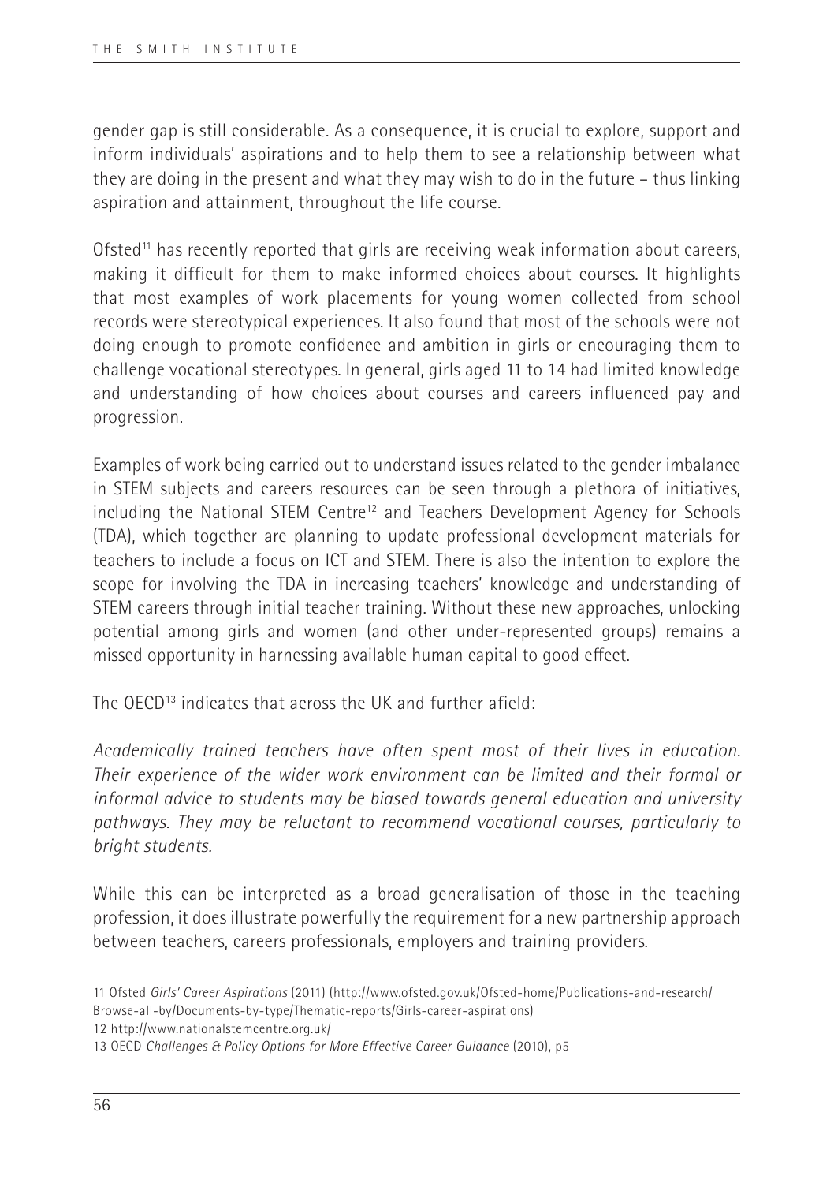gender gap is still considerable. As a consequence, it is crucial to explore, support and inform individuals' aspirations and to help them to see a relationship between what they are doing in the present and what they may wish to do in the future – thus linking aspiration and attainment, throughout the life course.

Ofsted[11] has recently reported that girls are receiving weak information about careers, making it difficult for them to make informed choices about courses. It highlights that most examples of work placements for young women collected from school records were stereotypical experiences. It also found that most of the schools were not doing enough to promote confidence and ambition in girls or encouraging them to challenge vocational stereotypes. In general, girls aged 11 to 14 had limited knowledge and understanding of how choices about courses and careers influenced pay and progression.

Examples of work being carried out to understand issues related to the gender imbalance in STEM subjects and careers resources can be seen through a plethora of initiatives, including the National STEM Centre[12] and Teachers Development Agency for Schools (TDA), which together are planning to update professional development materials for teachers to include a focus on ICT and STEM. There is also the intention to explore the scope for involving the TDA in increasing teachers' knowledge and understanding of STEM careers through initial teacher training. Without these new approaches, unlocking potential among girls and women (and other under-represented groups) remains a missed opportunity in harnessing available human capital to good effect.

The OECD[13] indicates that across the UK and further afield:

*Academically trained teachers have often spent most of their lives in education. Their experience of the wider work environment can be limited and their formal or informal advice to students may be biased towards general education and university pathways. They may be reluctant to recommend vocational courses, particularly to bright students.*

While this can be interpreted as a broad generalisation of those in the teaching profession, it does illustrate powerfully the requirement for a new partnership approach between teachers, careers professionals, employers and training providers.

11 Ofsted *Girls' Career Aspirations* (2011) (http://www.ofsted.gov.uk/Ofsted-home/Publications-and-research/Browse-all-by/Documents-by-type/Thematic-reports/Girls-career-aspirations)
12 http://www.nationalstemcentre.org.uk/
13 OECD *Challenges & Policy Options for More Effective Career Guidance* (2010), p5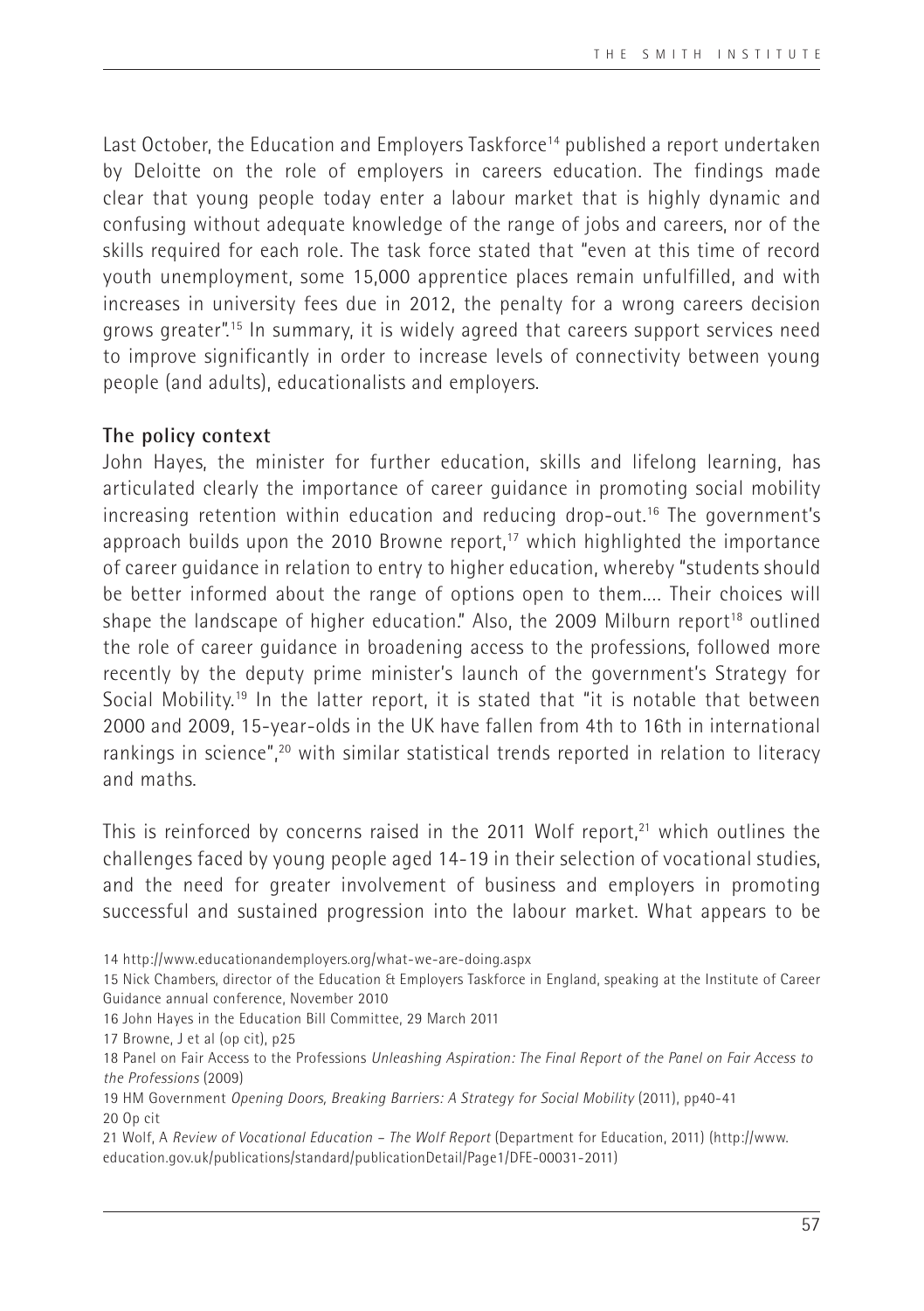Last October, the Education and Employers Taskforce[14] published a report undertaken by Deloitte on the role of employers in careers education. The findings made clear that young people today enter a labour market that is highly dynamic and confusing without adequate knowledge of the range of jobs and careers, nor of the skills required for each role. The task force stated that "even at this time of record youth unemployment, some 15,000 apprentice places remain unfulfilled, and with increases in university fees due in 2012, the penalty for a wrong careers decision grows greater".[15] In summary, it is widely agreed that careers support services need to improve significantly in order to increase levels of connectivity between young people (and adults), educationalists and employers.

**The policy context**

John Hayes, the minister for further education, skills and lifelong learning, has articulated clearly the importance of career guidance in promoting social mobility increasing retention within education and reducing drop-out.[16] The government's approach builds upon the 2010 Browne report,[17] which highlighted the importance of career guidance in relation to entry to higher education, whereby "students should be better informed about the range of options open to them.... Their choices will shape the landscape of higher education." Also, the 2009 Milburn report[18] outlined the role of career guidance in broadening access to the professions, followed more recently by the deputy prime minister's launch of the government's Strategy for Social Mobility.[19] In the latter report, it is stated that "it is notable that between 2000 and 2009, 15-year-olds in the UK have fallen from 4th to 16th in international rankings in science",[20] with similar statistical trends reported in relation to literacy and maths.

This is reinforced by concerns raised in the 2011 Wolf report,[21] which outlines the challenges faced by young people aged 14-19 in their selection of vocational studies, and the need for greater involvement of business and employers in promoting successful and sustained progression into the labour market. What appears to be

14 http://www.educationandemployers.org/what-we-are-doing.aspx

15 Nick Chambers, director of the Education & Employers Taskforce in England, speaking at the Institute of Career Guidance annual conference, November 2010

16 John Hayes in the Education Bill Committee, 29 March 2011

17 Browne, J et al (op cit), p25

18 Panel on Fair Access to the Professions *Unleashing Aspiration: The Final Report of the Panel on Fair Access to the Professions* (2009)

19 HM Government *Opening Doors, Breaking Barriers: A Strategy for Social Mobility* (2011), pp40-41

20 Op cit

21 Wolf, A *Review of Vocational Education – The Wolf Report* (Department for Education, 2011) (http://www.education.gov.uk/publications/standard/publicationDetail/Page1/DFE-00031-2011)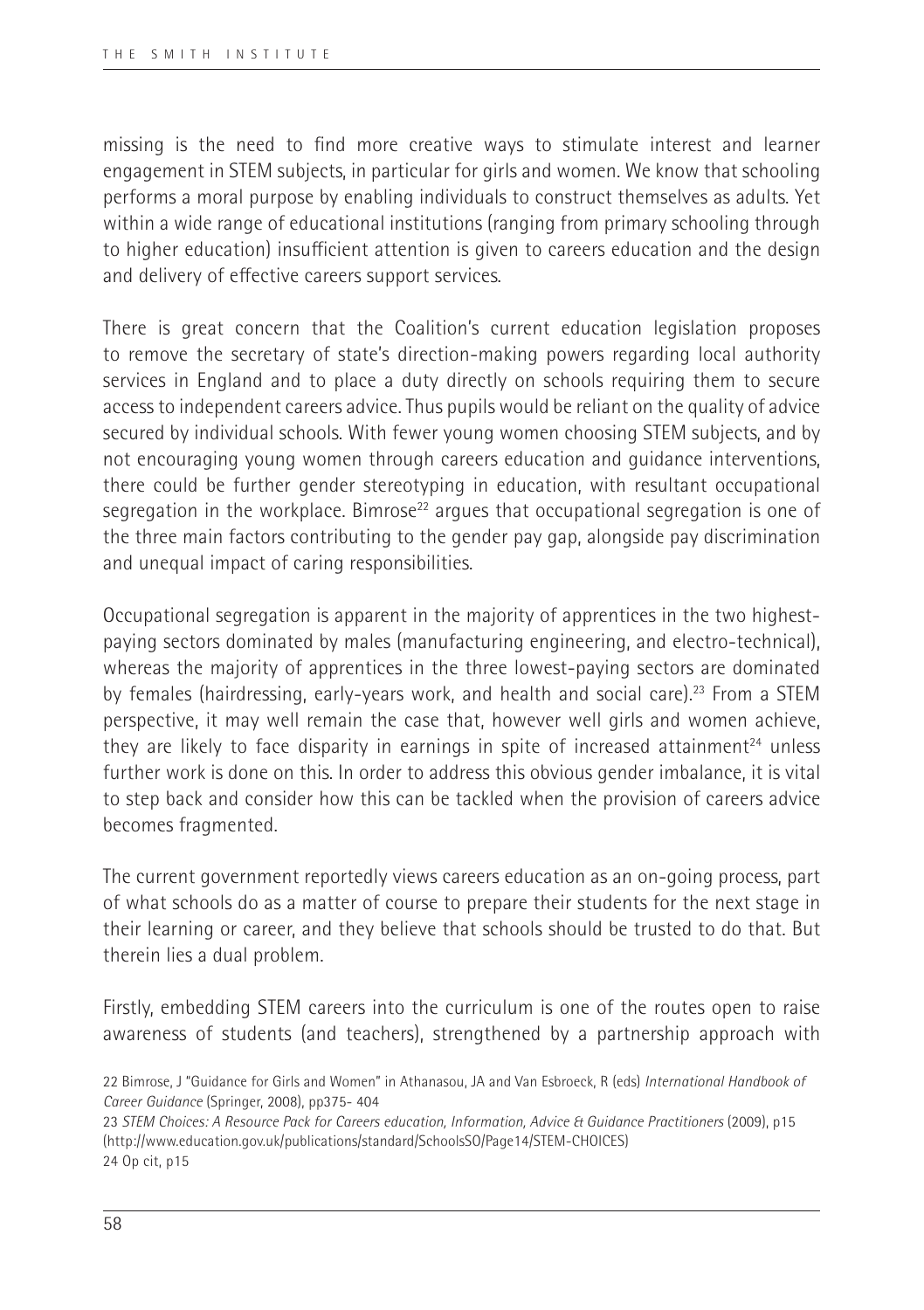missing is the need to find more creative ways to stimulate interest and learner engagement in STEM subjects, in particular for girls and women. We know that schooling performs a moral purpose by enabling individuals to construct themselves as adults. Yet within a wide range of educational institutions (ranging from primary schooling through to higher education) insufficient attention is given to careers education and the design and delivery of effective careers support services.

There is great concern that the Coalition's current education legislation proposes to remove the secretary of state's direction-making powers regarding local authority services in England and to place a duty directly on schools requiring them to secure access to independent careers advice. Thus pupils would be reliant on the quality of advice secured by individual schools. With fewer young women choosing STEM subjects, and by not encouraging young women through careers education and guidance interventions, there could be further gender stereotyping in education, with resultant occupational segregation in the workplace. Bimrose[22] argues that occupational segregation is one of the three main factors contributing to the gender pay gap, alongside pay discrimination and unequal impact of caring responsibilities.

Occupational segregation is apparent in the majority of apprentices in the two highest-paying sectors dominated by males (manufacturing engineering, and electro-technical), whereas the majority of apprentices in the three lowest-paying sectors are dominated by females (hairdressing, early-years work, and health and social care).[23] From a STEM perspective, it may well remain the case that, however well girls and women achieve, they are likely to face disparity in earnings in spite of increased attainment[24] unless further work is done on this. In order to address this obvious gender imbalance, it is vital to step back and consider how this can be tackled when the provision of careers advice becomes fragmented.

The current government reportedly views careers education as an on-going process, part of what schools do as a matter of course to prepare their students for the next stage in their learning or career, and they believe that schools should be trusted to do that. But therein lies a dual problem.

Firstly, embedding STEM careers into the curriculum is one of the routes open to raise awareness of students (and teachers), strengthened by a partnership approach with

22 Bimrose, J "Guidance for Girls and Women" in Athanasou, JA and Van Esbroeck, R (eds) *International Handbook of Career Guidance* (Springer, 2008), pp375- 404

23 *STEM Choices: A Resource Pack for Careers education, Information, Advice & Guidance Practitioners* (2009), p15 (http://www.education.gov.uk/publications/standard/SchoolsSO/Page14/STEM-CHOICES)

24 Op cit, p15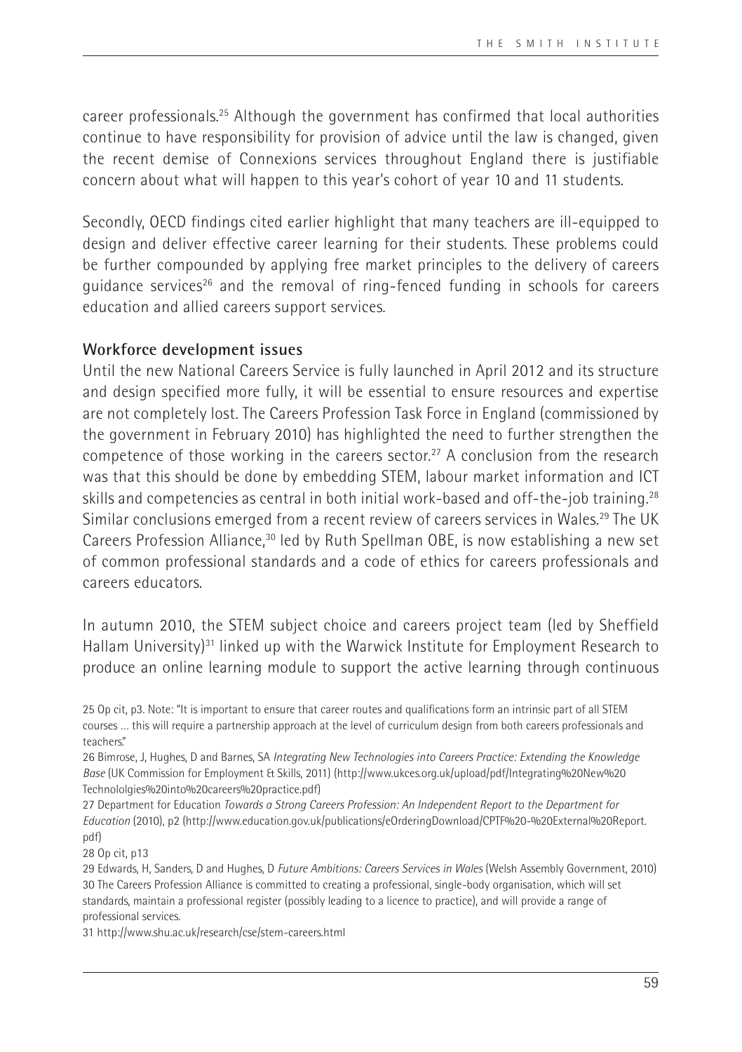career professionals.[25] Although the government has confirmed that local authorities continue to have responsibility for provision of advice until the law is changed, given the recent demise of Connexions services throughout England there is justifiable concern about what will happen to this year's cohort of year 10 and 11 students.

Secondly, OECD findings cited earlier highlight that many teachers are ill-equipped to design and deliver effective career learning for their students. These problems could be further compounded by applying free market principles to the delivery of careers guidance services[26] and the removal of ring-fenced funding in schools for careers education and allied careers support services.

**Workforce development issues**

Until the new National Careers Service is fully launched in April 2012 and its structure and design specified more fully, it will be essential to ensure resources and expertise are not completely lost. The Careers Profession Task Force in England (commissioned by the government in February 2010) has highlighted the need to further strengthen the competence of those working in the careers sector.[27] A conclusion from the research was that this should be done by embedding STEM, labour market information and ICT skills and competencies as central in both initial work-based and off-the-job training.[28] Similar conclusions emerged from a recent review of careers services in Wales.[29] The UK Careers Profession Alliance,[30] led by Ruth Spellman OBE, is now establishing a new set of common professional standards and a code of ethics for careers professionals and careers educators.

In autumn 2010, the STEM subject choice and careers project team (led by Sheffield Hallam University)[31] linked up with the Warwick Institute for Employment Research to produce an online learning module to support the active learning through continuous

25 Op cit, p3. Note: "It is important to ensure that career routes and qualifications form an intrinsic part of all STEM courses ... this will require a partnership approach at the level of curriculum design from both careers professionals and teachers."

26 Bimrose, J, Hughes, D and Barnes, SA *Integrating New Technologies into Careers Practice: Extending the Knowledge Base* (UK Commission for Employment & Skills, 2011) (http://www.ukces.org.uk/upload/pdf/Integrating%20New%20Technololgies%20into%20careers%20practice.pdf)

27 Department for Education *Towards a Strong Careers Profession: An Independent Report to the Department for Education* (2010), p2 (http://www.education.gov.uk/publications/eOrderingDownload/CPTF%20-%20External%20Report.pdf)

28 Op cit, p13

29 Edwards, H, Sanders, D and Hughes, D *Future Ambitions: Careers Services in Wales* (Welsh Assembly Government, 2010)

30 The Careers Profession Alliance is committed to creating a professional, single-body organisation, which will set standards, maintain a professional register (possibly leading to a licence to practice), and will provide a range of professional services.

31 http://www.shu.ac.uk/research/cse/stem-careers.html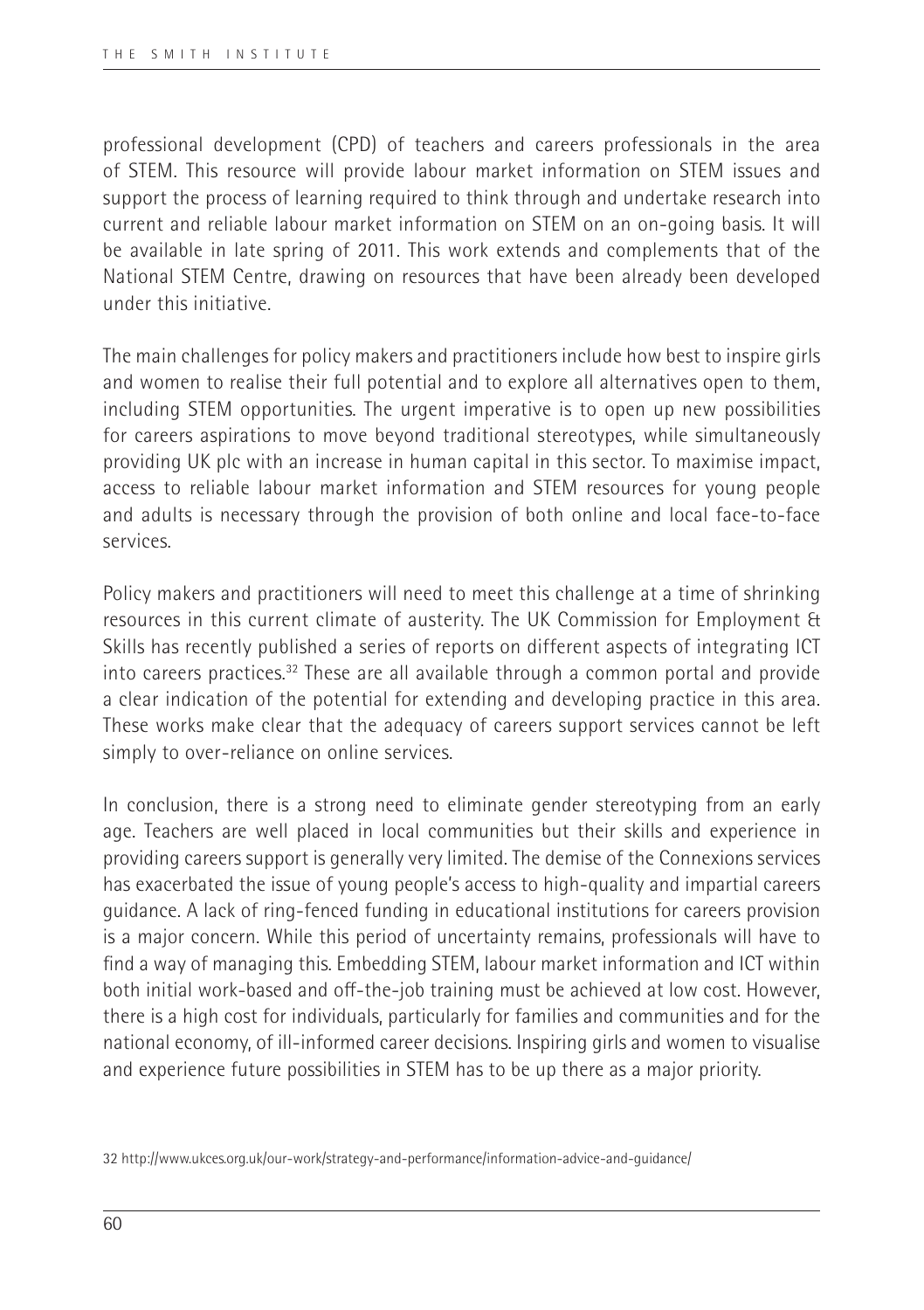professional development (CPD) of teachers and careers professionals in the area of STEM. This resource will provide labour market information on STEM issues and support the process of learning required to think through and undertake research into current and reliable labour market information on STEM on an on-going basis. It will be available in late spring of 2011. This work extends and complements that of the National STEM Centre, drawing on resources that have been already been developed under this initiative.

The main challenges for policy makers and practitioners include how best to inspire girls and women to realise their full potential and to explore all alternatives open to them, including STEM opportunities. The urgent imperative is to open up new possibilities for careers aspirations to move beyond traditional stereotypes, while simultaneously providing UK plc with an increase in human capital in this sector. To maximise impact, access to reliable labour market information and STEM resources for young people and adults is necessary through the provision of both online and local face-to-face services.

Policy makers and practitioners will need to meet this challenge at a time of shrinking resources in this current climate of austerity. The UK Commission for Employment & Skills has recently published a series of reports on different aspects of integrating ICT into careers practices.[32] These are all available through a common portal and provide a clear indication of the potential for extending and developing practice in this area. These works make clear that the adequacy of careers support services cannot be left simply to over-reliance on online services.

In conclusion, there is a strong need to eliminate gender stereotyping from an early age. Teachers are well placed in local communities but their skills and experience in providing careers support is generally very limited. The demise of the Connexions services has exacerbated the issue of young people's access to high-quality and impartial careers guidance. A lack of ring-fenced funding in educational institutions for careers provision is a major concern. While this period of uncertainty remains, professionals will have to find a way of managing this. Embedding STEM, labour market information and ICT within both initial work-based and off-the-job training must be achieved at low cost. However, there is a high cost for individuals, particularly for families and communities and for the national economy, of ill-informed career decisions. Inspiring girls and women to visualise and experience future possibilities in STEM has to be up there as a major priority.

32 http://www.ukces.org.uk/our-work/strategy-and-performance/information-advice-and-guidance/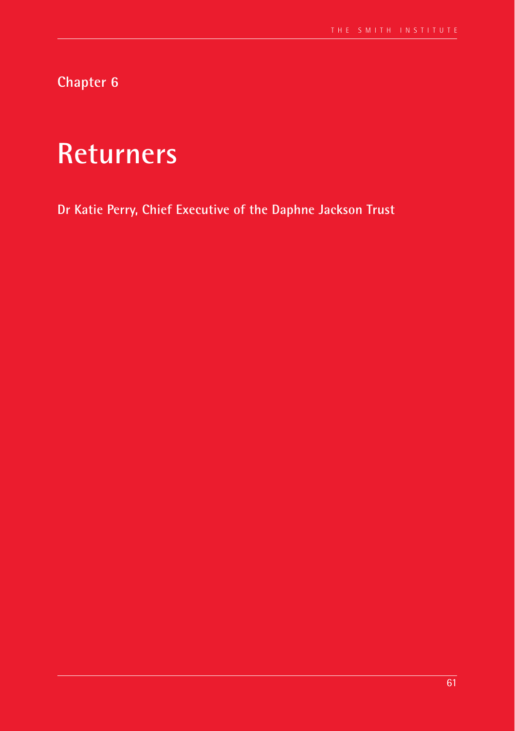Chapter 6

# Returners

**Dr Katie Perry, Chief Executive of the Daphne Jackson Trust**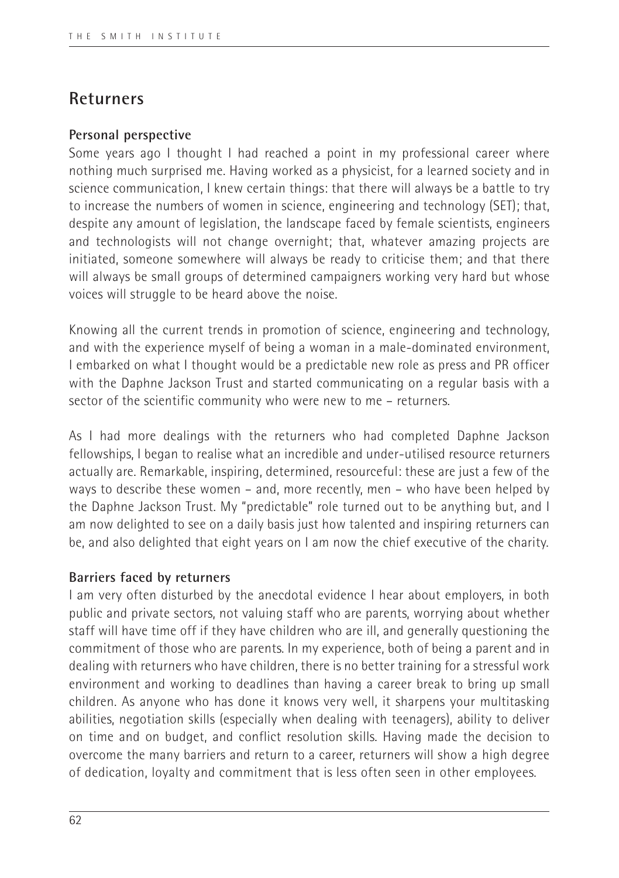## Returners

### Personal perspective

Some years ago I thought I had reached a point in my professional career where nothing much surprised me. Having worked as a physicist, for a learned society and in science communication, I knew certain things: that there will always be a battle to try to increase the numbers of women in science, engineering and technology (SET); that, despite any amount of legislation, the landscape faced by female scientists, engineers and technologists will not change overnight; that, whatever amazing projects are initiated, someone somewhere will always be ready to criticise them; and that there will always be small groups of determined campaigners working very hard but whose voices will struggle to be heard above the noise.

Knowing all the current trends in promotion of science, engineering and technology, and with the experience myself of being a woman in a male-dominated environment, I embarked on what I thought would be a predictable new role as press and PR officer with the Daphne Jackson Trust and started communicating on a regular basis with a sector of the scientific community who were new to me – returners.

As I had more dealings with the returners who had completed Daphne Jackson fellowships, I began to realise what an incredible and under-utilised resource returners actually are. Remarkable, inspiring, determined, resourceful: these are just a few of the ways to describe these women – and, more recently, men – who have been helped by the Daphne Jackson Trust. My "predictable" role turned out to be anything but, and I am now delighted to see on a daily basis just how talented and inspiring returners can be, and also delighted that eight years on I am now the chief executive of the charity.

### Barriers faced by returners

I am very often disturbed by the anecdotal evidence I hear about employers, in both public and private sectors, not valuing staff who are parents, worrying about whether staff will have time off if they have children who are ill, and generally questioning the commitment of those who are parents. In my experience, both of being a parent and in dealing with returners who have children, there is no better training for a stressful work environment and working to deadlines than having a career break to bring up small children. As anyone who has done it knows very well, it sharpens your multitasking abilities, negotiation skills (especially when dealing with teenagers), ability to deliver on time and on budget, and conflict resolution skills. Having made the decision to overcome the many barriers and return to a career, returners will show a high degree of dedication, loyalty and commitment that is less often seen in other employees.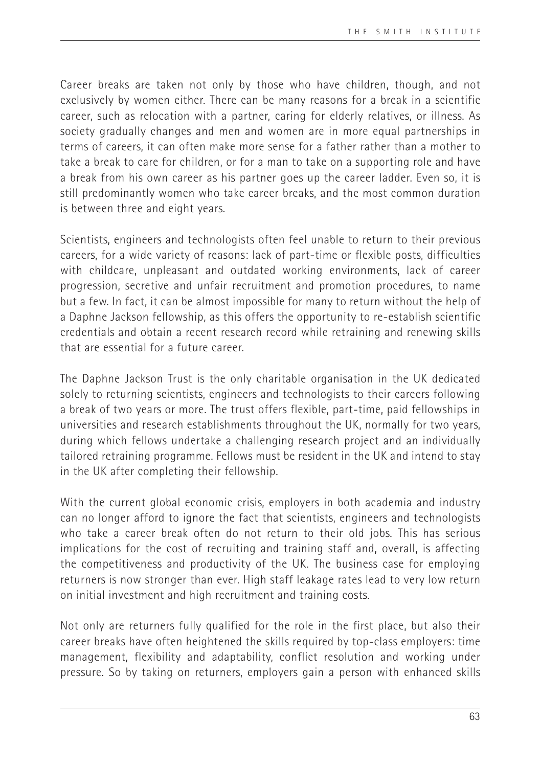Career breaks are taken not only by those who have children, though, and not exclusively by women either. There can be many reasons for a break in a scientific career, such as relocation with a partner, caring for elderly relatives, or illness. As society gradually changes and men and women are in more equal partnerships in terms of careers, it can often make more sense for a father rather than a mother to take a break to care for children, or for a man to take on a supporting role and have a break from his own career as his partner goes up the career ladder. Even so, it is still predominantly women who take career breaks, and the most common duration is between three and eight years.

Scientists, engineers and technologists often feel unable to return to their previous careers, for a wide variety of reasons: lack of part-time or flexible posts, difficulties with childcare, unpleasant and outdated working environments, lack of career progression, secretive and unfair recruitment and promotion procedures, to name but a few. In fact, it can be almost impossible for many to return without the help of a Daphne Jackson fellowship, as this offers the opportunity to re-establish scientific credentials and obtain a recent research record while retraining and renewing skills that are essential for a future career.

The Daphne Jackson Trust is the only charitable organisation in the UK dedicated solely to returning scientists, engineers and technologists to their careers following a break of two years or more. The trust offers flexible, part-time, paid fellowships in universities and research establishments throughout the UK, normally for two years, during which fellows undertake a challenging research project and an individually tailored retraining programme. Fellows must be resident in the UK and intend to stay in the UK after completing their fellowship.

With the current global economic crisis, employers in both academia and industry can no longer afford to ignore the fact that scientists, engineers and technologists who take a career break often do not return to their old jobs. This has serious implications for the cost of recruiting and training staff and, overall, is affecting the competitiveness and productivity of the UK. The business case for employing returners is now stronger than ever. High staff leakage rates lead to very low return on initial investment and high recruitment and training costs.

Not only are returners fully qualified for the role in the first place, but also their career breaks have often heightened the skills required by top-class employers: time management, flexibility and adaptability, conflict resolution and working under pressure. So by taking on returners, employers gain a person with enhanced skills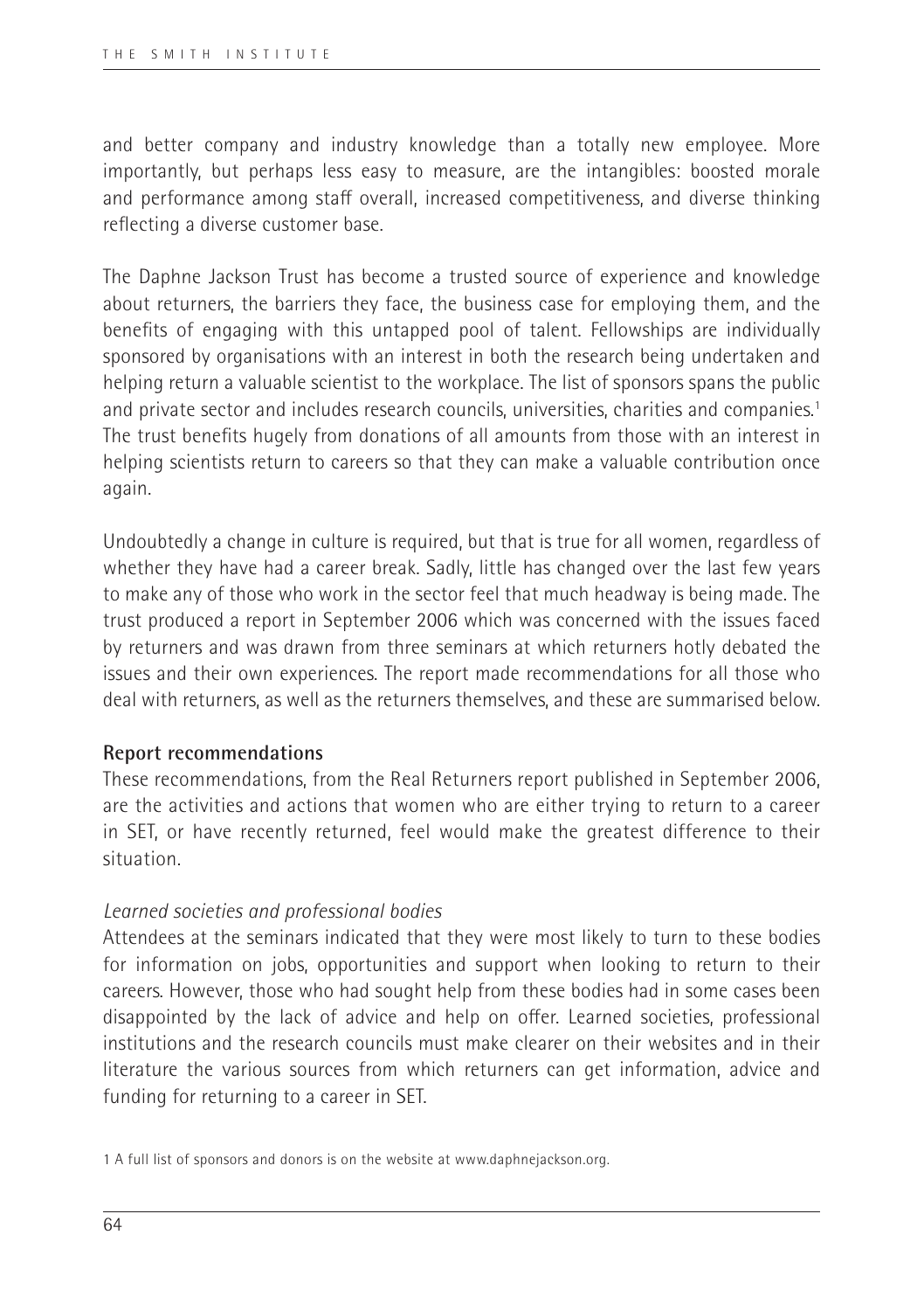and better company and industry knowledge than a totally new employee. More importantly, but perhaps less easy to measure, are the intangibles: boosted morale and performance among staff overall, increased competitiveness, and diverse thinking reflecting a diverse customer base.

The Daphne Jackson Trust has become a trusted source of experience and knowledge about returners, the barriers they face, the business case for employing them, and the benefits of engaging with this untapped pool of talent. Fellowships are individually sponsored by organisations with an interest in both the research being undertaken and helping return a valuable scientist to the workplace. The list of sponsors spans the public and private sector and includes research councils, universities, charities and companies.[1] The trust benefits hugely from donations of all amounts from those with an interest in helping scientists return to careers so that they can make a valuable contribution once again.

Undoubtedly a change in culture is required, but that is true for all women, regardless of whether they have had a career break. Sadly, little has changed over the last few years to make any of those who work in the sector feel that much headway is being made. The trust produced a report in September 2006 which was concerned with the issues faced by returners and was drawn from three seminars at which returners hotly debated the issues and their own experiences. The report made recommendations for all those who deal with returners, as well as the returners themselves, and these are summarised below.

**Report recommendations**

These recommendations, from the Real Returners report published in September 2006, are the activities and actions that women who are either trying to return to a career in SET, or have recently returned, feel would make the greatest difference to their situation.

*Learned societies and professional bodies*

Attendees at the seminars indicated that they were most likely to turn to these bodies for information on jobs, opportunities and support when looking to return to their careers. However, those who had sought help from these bodies had in some cases been disappointed by the lack of advice and help on offer. Learned societies, professional institutions and the research councils must make clearer on their websites and in their literature the various sources from which returners can get information, advice and funding for returning to a career in SET.

1 A full list of sponsors and donors is on the website at www.daphnejackson.org.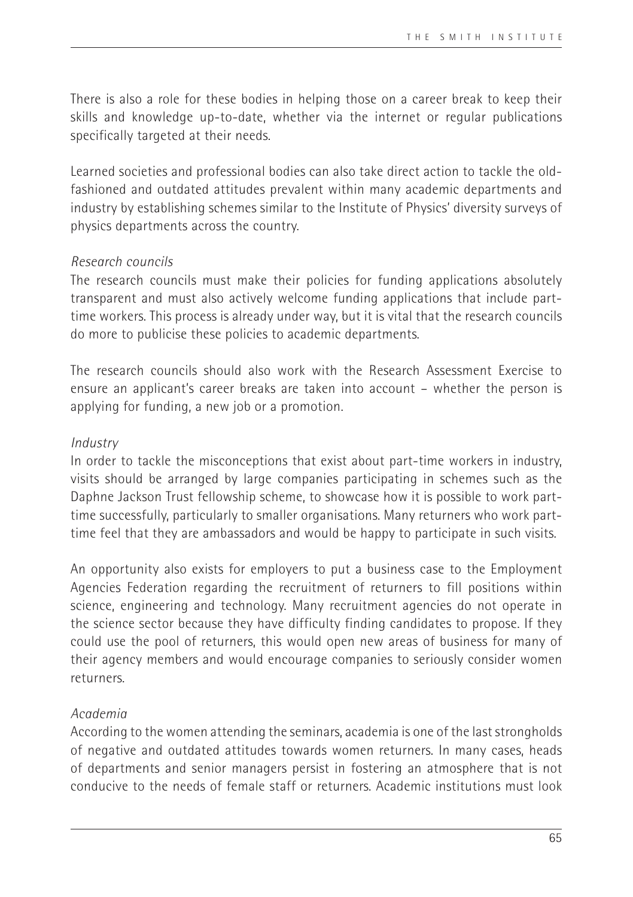There is also a role for these bodies in helping those on a career break to keep their skills and knowledge up-to-date, whether via the internet or regular publications specifically targeted at their needs.

Learned societies and professional bodies can also take direct action to tackle the old-fashioned and outdated attitudes prevalent within many academic departments and industry by establishing schemes similar to the Institute of Physics' diversity surveys of physics departments across the country.

*Research councils*

The research councils must make their policies for funding applications absolutely transparent and must also actively welcome funding applications that include part-time workers. This process is already under way, but it is vital that the research councils do more to publicise these policies to academic departments.

The research councils should also work with the Research Assessment Exercise to ensure an applicant's career breaks are taken into account – whether the person is applying for funding, a new job or a promotion.

*Industry*

In order to tackle the misconceptions that exist about part-time workers in industry, visits should be arranged by large companies participating in schemes such as the Daphne Jackson Trust fellowship scheme, to showcase how it is possible to work part-time successfully, particularly to smaller organisations. Many returners who work part-time feel that they are ambassadors and would be happy to participate in such visits.

An opportunity also exists for employers to put a business case to the Employment Agencies Federation regarding the recruitment of returners to fill positions within science, engineering and technology. Many recruitment agencies do not operate in the science sector because they have difficulty finding candidates to propose. If they could use the pool of returners, this would open new areas of business for many of their agency members and would encourage companies to seriously consider women returners.

*Academia*

According to the women attending the seminars, academia is one of the last strongholds of negative and outdated attitudes towards women returners. In many cases, heads of departments and senior managers persist in fostering an atmosphere that is not conducive to the needs of female staff or returners. Academic institutions must look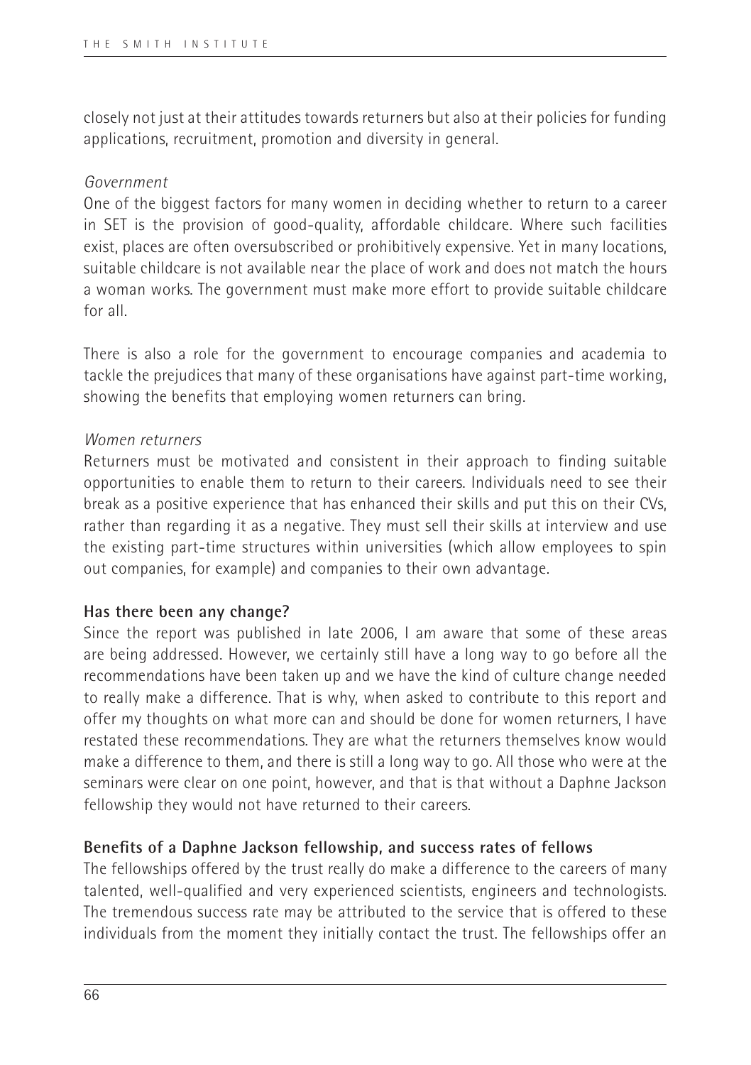closely not just at their attitudes towards returners but also at their policies for funding applications, recruitment, promotion and diversity in general.

*Government*

One of the biggest factors for many women in deciding whether to return to a career in SET is the provision of good-quality, affordable childcare. Where such facilities exist, places are often oversubscribed or prohibitively expensive. Yet in many locations, suitable childcare is not available near the place of work and does not match the hours a woman works. The government must make more effort to provide suitable childcare for all.

There is also a role for the government to encourage companies and academia to tackle the prejudices that many of these organisations have against part-time working, showing the benefits that employing women returners can bring.

*Women returners*

Returners must be motivated and consistent in their approach to finding suitable opportunities to enable them to return to their careers. Individuals need to see their break as a positive experience that has enhanced their skills and put this on their CVs, rather than regarding it as a negative. They must sell their skills at interview and use the existing part-time structures within universities (which allow employees to spin out companies, for example) and companies to their own advantage.

**Has there been any change?**

Since the report was published in late 2006, I am aware that some of these areas are being addressed. However, we certainly still have a long way to go before all the recommendations have been taken up and we have the kind of culture change needed to really make a difference. That is why, when asked to contribute to this report and offer my thoughts on what more can and should be done for women returners, I have restated these recommendations. They are what the returners themselves know would make a difference to them, and there is still a long way to go. All those who were at the seminars were clear on one point, however, and that is that without a Daphne Jackson fellowship they would not have returned to their careers.

**Benefits of a Daphne Jackson fellowship, and success rates of fellows**

The fellowships offered by the trust really do make a difference to the careers of many talented, well-qualified and very experienced scientists, engineers and technologists. The tremendous success rate may be attributed to the service that is offered to these individuals from the moment they initially contact the trust. The fellowships offer an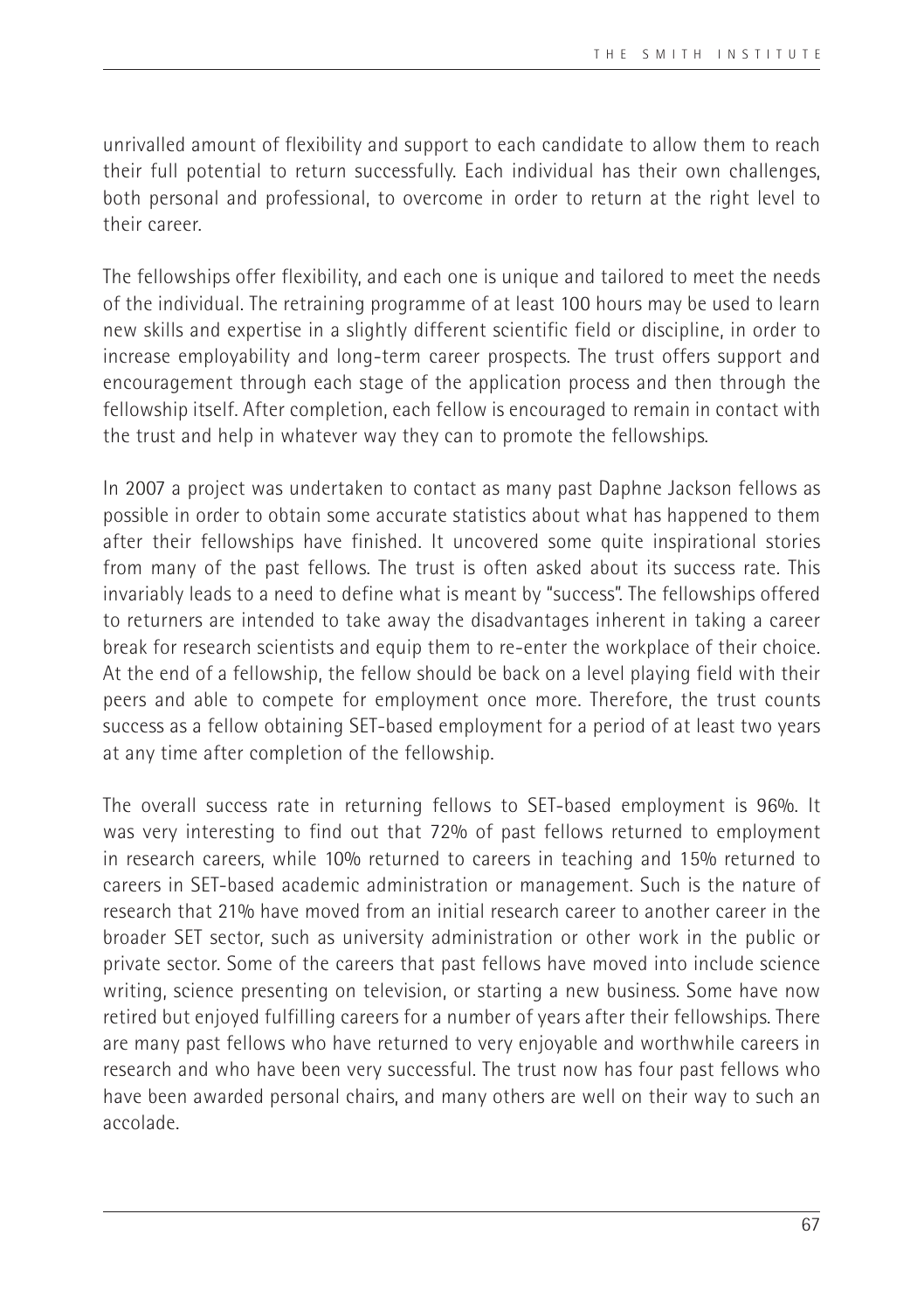unrivalled amount of flexibility and support to each candidate to allow them to reach their full potential to return successfully. Each individual has their own challenges, both personal and professional, to overcome in order to return at the right level to their career.

The fellowships offer flexibility, and each one is unique and tailored to meet the needs of the individual. The retraining programme of at least 100 hours may be used to learn new skills and expertise in a slightly different scientific field or discipline, in order to increase employability and long-term career prospects. The trust offers support and encouragement through each stage of the application process and then through the fellowship itself. After completion, each fellow is encouraged to remain in contact with the trust and help in whatever way they can to promote the fellowships.

In 2007 a project was undertaken to contact as many past Daphne Jackson fellows as possible in order to obtain some accurate statistics about what has happened to them after their fellowships have finished. It uncovered some quite inspirational stories from many of the past fellows. The trust is often asked about its success rate. This invariably leads to a need to define what is meant by "success". The fellowships offered to returners are intended to take away the disadvantages inherent in taking a career break for research scientists and equip them to re-enter the workplace of their choice. At the end of a fellowship, the fellow should be back on a level playing field with their peers and able to compete for employment once more. Therefore, the trust counts success as a fellow obtaining SET-based employment for a period of at least two years at any time after completion of the fellowship.

The overall success rate in returning fellows to SET-based employment is 96%. It was very interesting to find out that 72% of past fellows returned to employment in research careers, while 10% returned to careers in teaching and 15% returned to careers in SET-based academic administration or management. Such is the nature of research that 21% have moved from an initial research career to another career in the broader SET sector, such as university administration or other work in the public or private sector. Some of the careers that past fellows have moved into include science writing, science presenting on television, or starting a new business. Some have now retired but enjoyed fulfilling careers for a number of years after their fellowships. There are many past fellows who have returned to very enjoyable and worthwhile careers in research and who have been very successful. The trust now has four past fellows who have been awarded personal chairs, and many others are well on their way to such an accolade.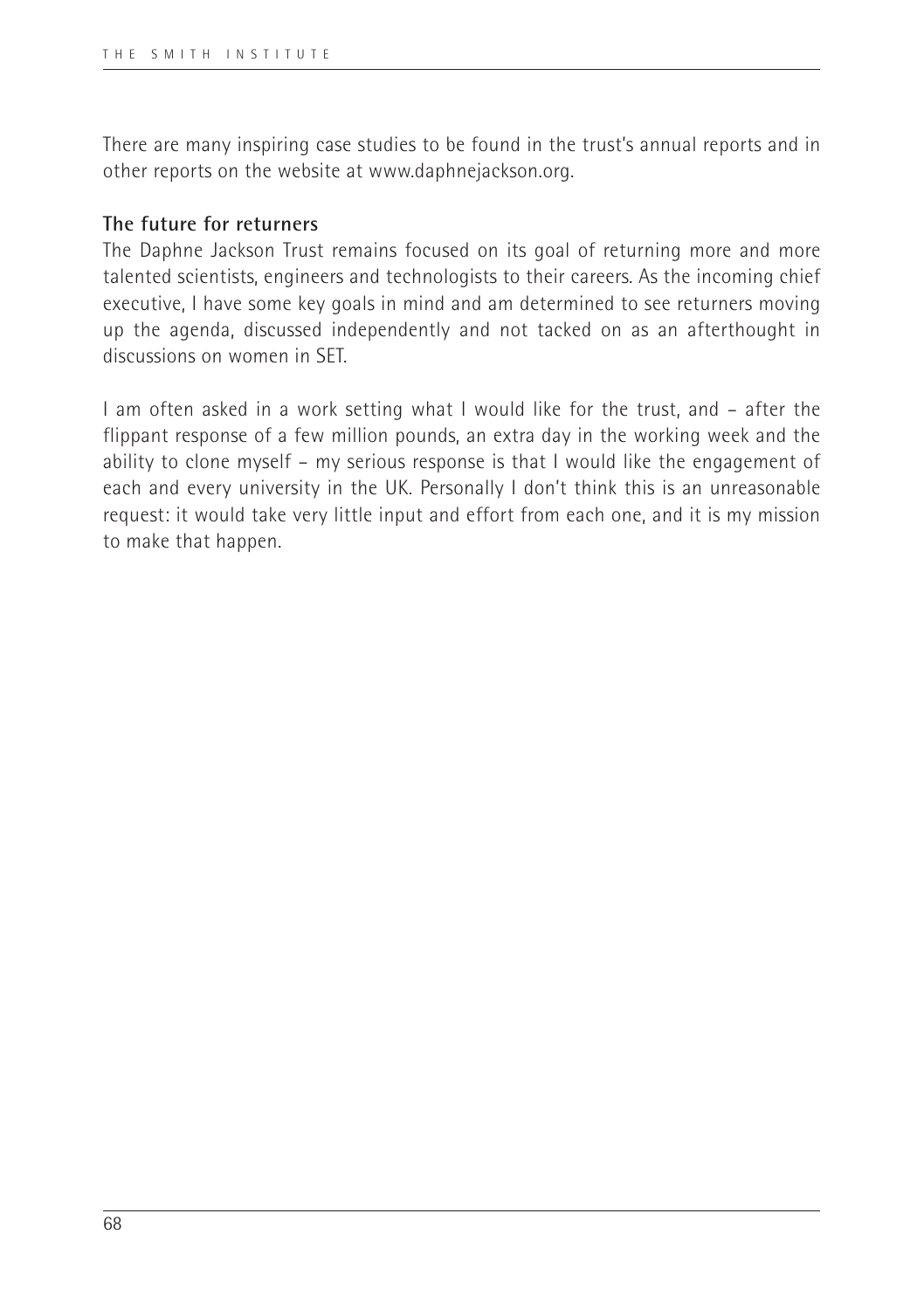There are many inspiring case studies to be found in the trust's annual reports and in other reports on the website at www.daphnejackson.org.

**The future for returners**

The Daphne Jackson Trust remains focused on its goal of returning more and more talented scientists, engineers and technologists to their careers. As the incoming chief executive, I have some key goals in mind and am determined to see returners moving up the agenda, discussed independently and not tacked on as an afterthought in discussions on women in SET.

I am often asked in a work setting what I would like for the trust, and – after the flippant response of a few million pounds, an extra day in the working week and the ability to clone myself – my serious response is that I would like the engagement of each and every university in the UK. Personally I don't think this is an unreasonable request: it would take very little input and effort from each one, and it is my mission to make that happen.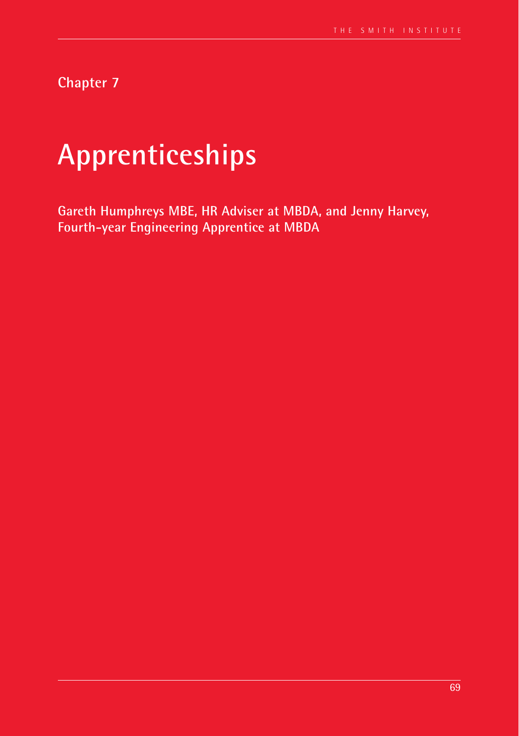Chapter 7

# Apprenticeships

**Gareth Humphreys MBE, HR Adviser at MBDA, and Jenny Harvey, Fourth-year Engineering Apprentice at MBDA**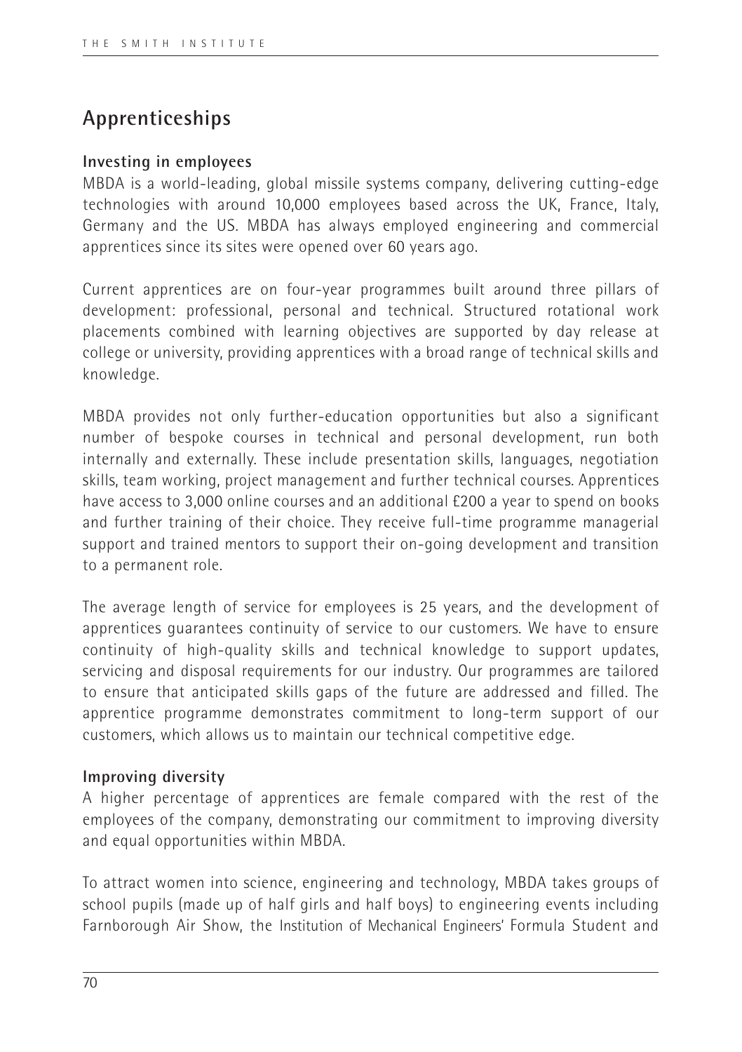## Apprenticeships

### Investing in employees

MBDA is a world-leading, global missile systems company, delivering cutting-edge technologies with around 10,000 employees based across the UK, France, Italy, Germany and the US. MBDA has always employed engineering and commercial apprentices since its sites were opened over 60 years ago.

Current apprentices are on four-year programmes built around three pillars of development: professional, personal and technical. Structured rotational work placements combined with learning objectives are supported by day release at college or university, providing apprentices with a broad range of technical skills and knowledge.

MBDA provides not only further-education opportunities but also a significant number of bespoke courses in technical and personal development, run both internally and externally. These include presentation skills, languages, negotiation skills, team working, project management and further technical courses. Apprentices have access to 3,000 online courses and an additional £200 a year to spend on books and further training of their choice. They receive full-time programme managerial support and trained mentors to support their on-going development and transition to a permanent role.

The average length of service for employees is 25 years, and the development of apprentices guarantees continuity of service to our customers. We have to ensure continuity of high-quality skills and technical knowledge to support updates, servicing and disposal requirements for our industry. Our programmes are tailored to ensure that anticipated skills gaps of the future are addressed and filled. The apprentice programme demonstrates commitment to long-term support of our customers, which allows us to maintain our technical competitive edge.

### Improving diversity

A higher percentage of apprentices are female compared with the rest of the employees of the company, demonstrating our commitment to improving diversity and equal opportunities within MBDA.

To attract women into science, engineering and technology, MBDA takes groups of school pupils (made up of half girls and half boys) to engineering events including Farnborough Air Show, the Institution of Mechanical Engineers' Formula Student and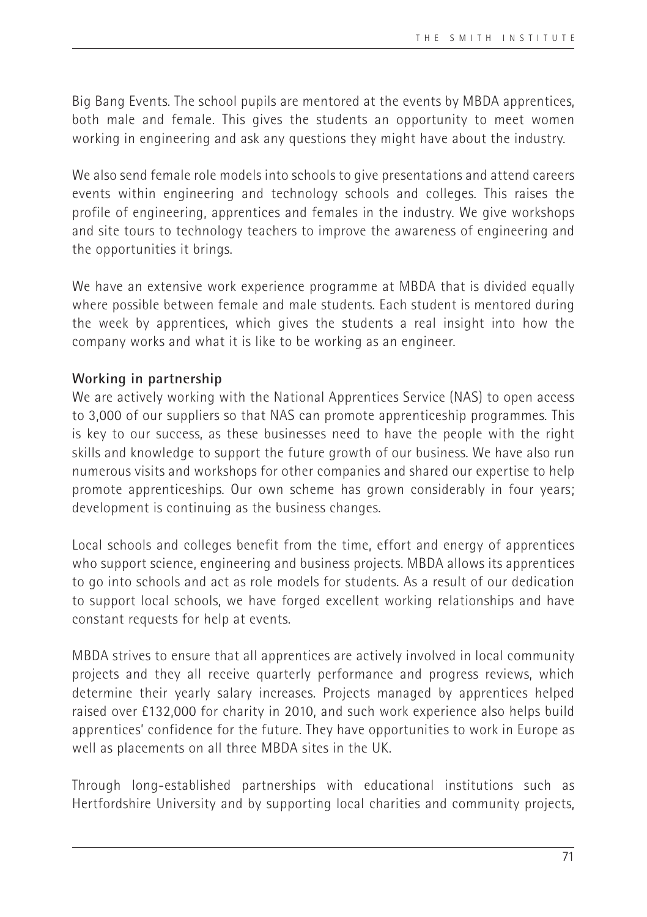Big Bang Events. The school pupils are mentored at the events by MBDA apprentices, both male and female. This gives the students an opportunity to meet women working in engineering and ask any questions they might have about the industry.

We also send female role models into schools to give presentations and attend careers events within engineering and technology schools and colleges. This raises the profile of engineering, apprentices and females in the industry. We give workshops and site tours to technology teachers to improve the awareness of engineering and the opportunities it brings.

We have an extensive work experience programme at MBDA that is divided equally where possible between female and male students. Each student is mentored during the week by apprentices, which gives the students a real insight into how the company works and what it is like to be working as an engineer.

**Working in partnership**

We are actively working with the National Apprentices Service (NAS) to open access to 3,000 of our suppliers so that NAS can promote apprenticeship programmes. This is key to our success, as these businesses need to have the people with the right skills and knowledge to support the future growth of our business. We have also run numerous visits and workshops for other companies and shared our expertise to help promote apprenticeships. Our own scheme has grown considerably in four years; development is continuing as the business changes.

Local schools and colleges benefit from the time, effort and energy of apprentices who support science, engineering and business projects. MBDA allows its apprentices to go into schools and act as role models for students. As a result of our dedication to support local schools, we have forged excellent working relationships and have constant requests for help at events.

MBDA strives to ensure that all apprentices are actively involved in local community projects and they all receive quarterly performance and progress reviews, which determine their yearly salary increases. Projects managed by apprentices helped raised over £132,000 for charity in 2010, and such work experience also helps build apprentices' confidence for the future. They have opportunities to work in Europe as well as placements on all three MBDA sites in the UK.

Through long-established partnerships with educational institutions such as Hertfordshire University and by supporting local charities and community projects,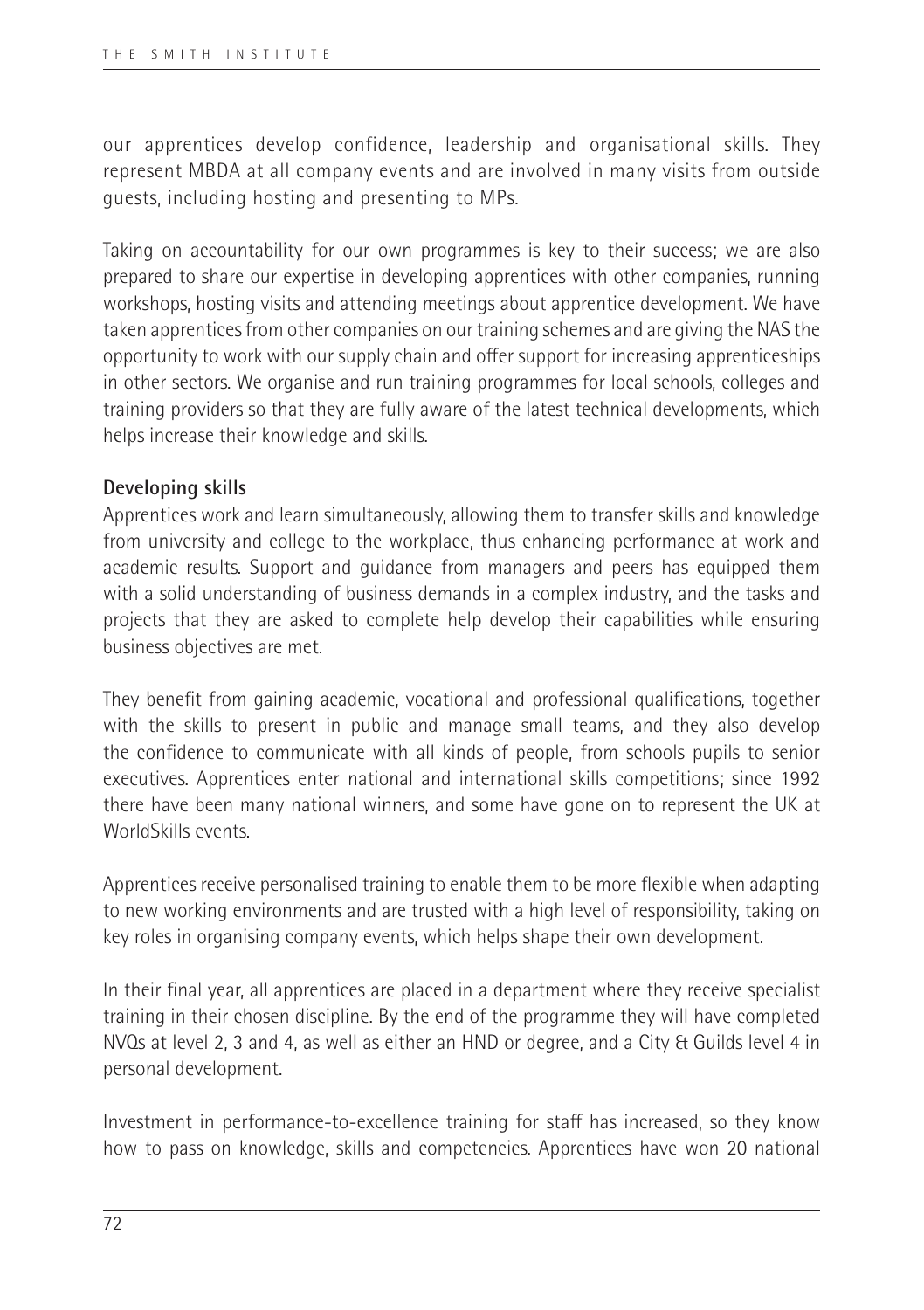our apprentices develop confidence, leadership and organisational skills. They represent MBDA at all company events and are involved in many visits from outside guests, including hosting and presenting to MPs.

Taking on accountability for our own programmes is key to their success; we are also prepared to share our expertise in developing apprentices with other companies, running workshops, hosting visits and attending meetings about apprentice development. We have taken apprentices from other companies on our training schemes and are giving the NAS the opportunity to work with our supply chain and offer support for increasing apprenticeships in other sectors. We organise and run training programmes for local schools, colleges and training providers so that they are fully aware of the latest technical developments, which helps increase their knowledge and skills.

**Developing skills**

Apprentices work and learn simultaneously, allowing them to transfer skills and knowledge from university and college to the workplace, thus enhancing performance at work and academic results. Support and guidance from managers and peers has equipped them with a solid understanding of business demands in a complex industry, and the tasks and projects that they are asked to complete help develop their capabilities while ensuring business objectives are met.

They benefit from gaining academic, vocational and professional qualifications, together with the skills to present in public and manage small teams, and they also develop the confidence to communicate with all kinds of people, from schools pupils to senior executives. Apprentices enter national and international skills competitions; since 1992 there have been many national winners, and some have gone on to represent the UK at WorldSkills events.

Apprentices receive personalised training to enable them to be more flexible when adapting to new working environments and are trusted with a high level of responsibility, taking on key roles in organising company events, which helps shape their own development.

In their final year, all apprentices are placed in a department where they receive specialist training in their chosen discipline. By the end of the programme they will have completed NVQs at level 2, 3 and 4, as well as either an HND or degree, and a City & Guilds level 4 in personal development.

Investment in performance-to-excellence training for staff has increased, so they know how to pass on knowledge, skills and competencies. Apprentices have won 20 national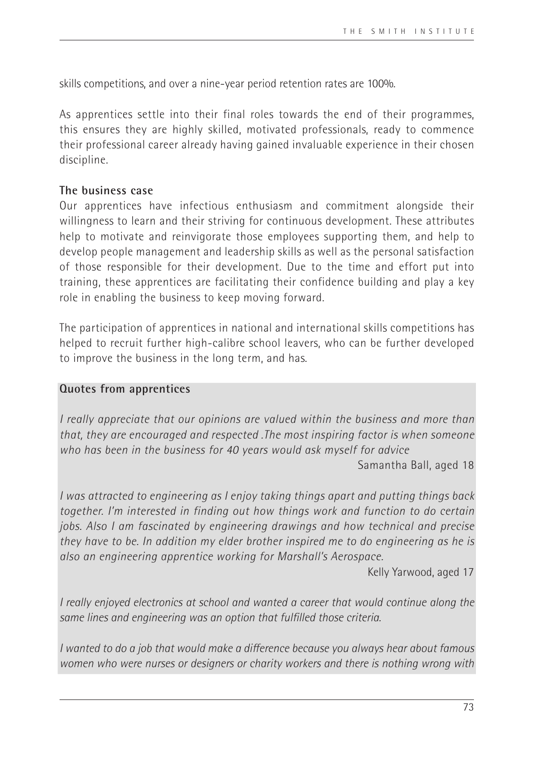skills competitions, and over a nine-year period retention rates are 100%.

As apprentices settle into their final roles towards the end of their programmes, this ensures they are highly skilled, motivated professionals, ready to commence their professional career already having gained invaluable experience in their chosen discipline.

**The business case**

Our apprentices have infectious enthusiasm and commitment alongside their willingness to learn and their striving for continuous development. These attributes help to motivate and reinvigorate those employees supporting them, and help to develop people management and leadership skills as well as the personal satisfaction of those responsible for their development. Due to the time and effort put into training, these apprentices are facilitating their confidence building and play a key role in enabling the business to keep moving forward.

The participation of apprentices in national and international skills competitions has helped to recruit further high-calibre school leavers, who can be further developed to improve the business in the long term, and has.

**Quotes from apprentices**

*I really appreciate that our opinions are valued within the business and more than that, they are encouraged and respected .The most inspiring factor is when someone who has been in the business for 40 years would ask myself for advice*

Samantha Ball, aged 18

*I was attracted to engineering as I enjoy taking things apart and putting things back together. I'm interested in finding out how things work and function to do certain jobs. Also I am fascinated by engineering drawings and how technical and precise they have to be. In addition my elder brother inspired me to do engineering as he is also an engineering apprentice working for Marshall's Aerospace.*

Kelly Yarwood, aged 17

*I really enjoyed electronics at school and wanted a career that would continue along the same lines and engineering was an option that fulfilled those criteria.*

*I wanted to do a job that would make a difference because you always hear about famous women who were nurses or designers or charity workers and there is nothing wrong with*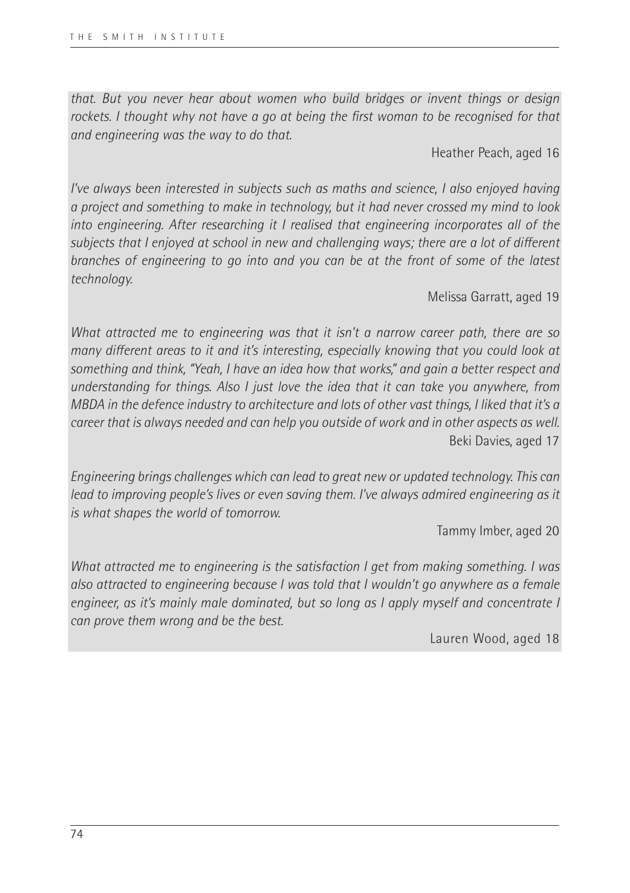*that. But you never hear about women who build bridges or invent things or design rockets. I thought why not have a go at being the first woman to be recognised for that and engineering was the way to do that.*

Heather Peach, aged 16

*I've always been interested in subjects such as maths and science, I also enjoyed having a project and something to make in technology, but it had never crossed my mind to look into engineering. After researching it I realised that engineering incorporates all of the subjects that I enjoyed at school in new and challenging ways; there are a lot of different branches of engineering to go into and you can be at the front of some of the latest technology.*

Melissa Garratt, aged 19

*What attracted me to engineering was that it isn't a narrow career path, there are so many different areas to it and it's interesting, especially knowing that you could look at something and think, "Yeah, I have an idea how that works," and gain a better respect and understanding for things. Also I just love the idea that it can take you anywhere, from MBDA in the defence industry to architecture and lots of other vast things, I liked that it's a career that is always needed and can help you outside of work and in other aspects as well.*

Beki Davies, aged 17

*Engineering brings challenges which can lead to great new or updated technology. This can lead to improving people's lives or even saving them. I've always admired engineering as it is what shapes the world of tomorrow.*

Tammy Imber, aged 20

*What attracted me to engineering is the satisfaction I get from making something. I was also attracted to engineering because I was told that I wouldn't go anywhere as a female engineer, as it's mainly male dominated, but so long as I apply myself and concentrate I can prove them wrong and be the best.*

Lauren Wood, aged 18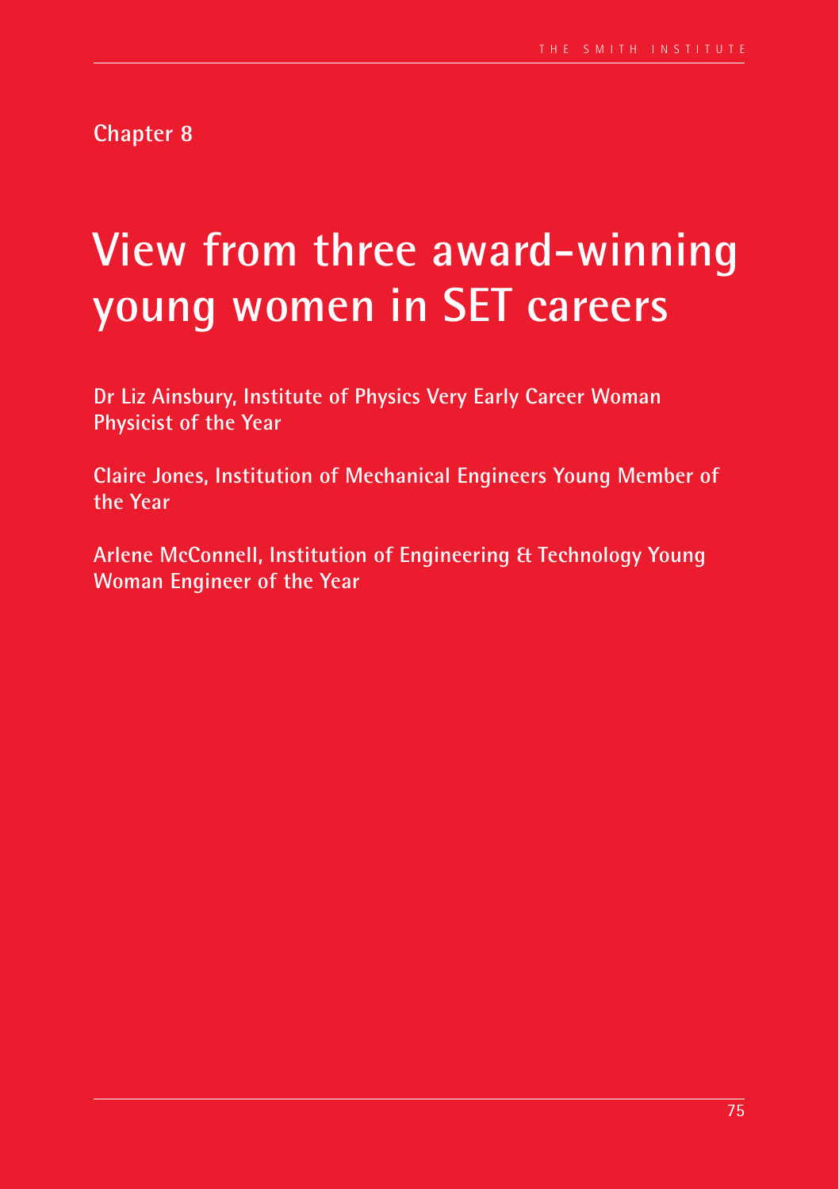Chapter 8

# View from three award-winning young women in SET careers

**Dr Liz Ainsbury, Institute of Physics Very Early Career Woman Physicist of the Year**

**Claire Jones, Institution of Mechanical Engineers Young Member of the Year**

**Arlene McConnell, Institution of Engineering & Technology Young Woman Engineer of the Year**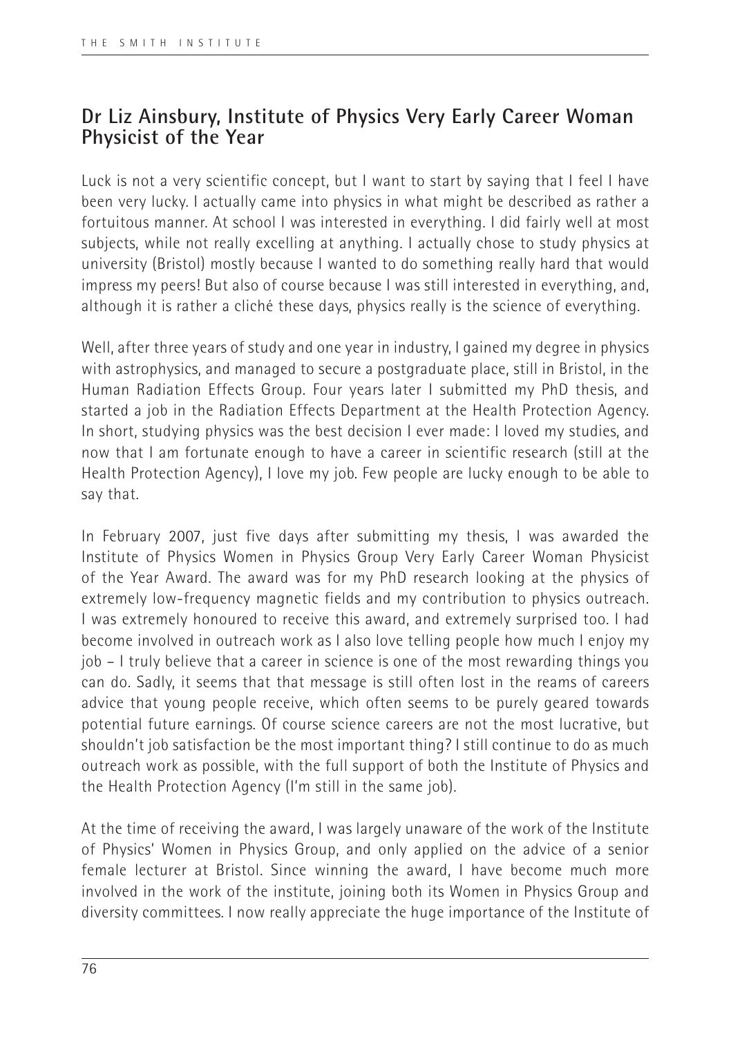## Dr Liz Ainsbury, Institute of Physics Very Early Career Woman Physicist of the Year

Luck is not a very scientific concept, but I want to start by saying that I feel I have been very lucky. I actually came into physics in what might be described as rather a fortuitous manner. At school I was interested in everything. I did fairly well at most subjects, while not really excelling at anything. I actually chose to study physics at university (Bristol) mostly because I wanted to do something really hard that would impress my peers! But also of course because I was still interested in everything, and, although it is rather a cliché these days, physics really is the science of everything.

Well, after three years of study and one year in industry, I gained my degree in physics with astrophysics, and managed to secure a postgraduate place, still in Bristol, in the Human Radiation Effects Group. Four years later I submitted my PhD thesis, and started a job in the Radiation Effects Department at the Health Protection Agency. In short, studying physics was the best decision I ever made: I loved my studies, and now that I am fortunate enough to have a career in scientific research (still at the Health Protection Agency), I love my job. Few people are lucky enough to be able to say that.

In February 2007, just five days after submitting my thesis, I was awarded the Institute of Physics Women in Physics Group Very Early Career Woman Physicist of the Year Award. The award was for my PhD research looking at the physics of extremely low-frequency magnetic fields and my contribution to physics outreach. I was extremely honoured to receive this award, and extremely surprised too. I had become involved in outreach work as I also love telling people how much I enjoy my job – I truly believe that a career in science is one of the most rewarding things you can do. Sadly, it seems that that message is still often lost in the reams of careers advice that young people receive, which often seems to be purely geared towards potential future earnings. Of course science careers are not the most lucrative, but shouldn't job satisfaction be the most important thing? I still continue to do as much outreach work as possible, with the full support of both the Institute of Physics and the Health Protection Agency (I'm still in the same job).

At the time of receiving the award, I was largely unaware of the work of the Institute of Physics' Women in Physics Group, and only applied on the advice of a senior female lecturer at Bristol. Since winning the award, I have become much more involved in the work of the institute, joining both its Women in Physics Group and diversity committees. I now really appreciate the huge importance of the Institute of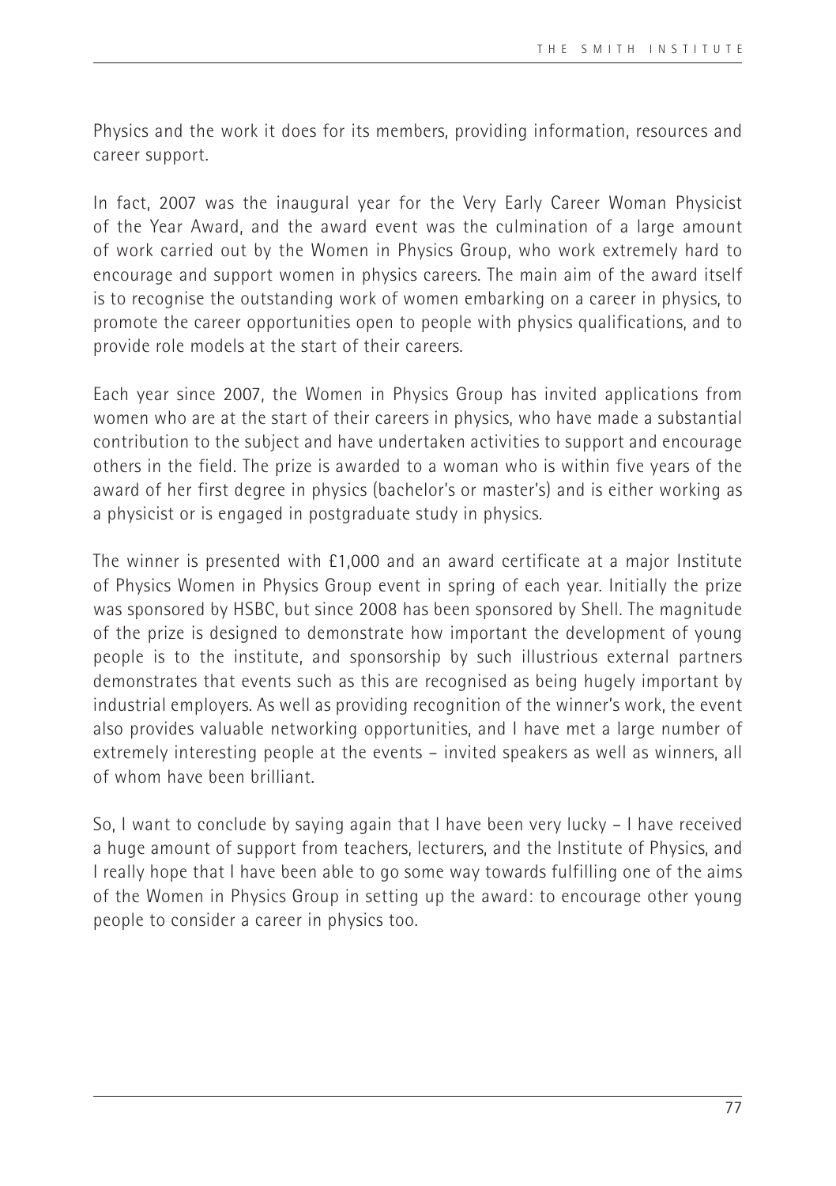Physics and the work it does for its members, providing information, resources and career support.

In fact, 2007 was the inaugural year for the Very Early Career Woman Physicist of the Year Award, and the award event was the culmination of a large amount of work carried out by the Women in Physics Group, who work extremely hard to encourage and support women in physics careers. The main aim of the award itself is to recognise the outstanding work of women embarking on a career in physics, to promote the career opportunities open to people with physics qualifications, and to provide role models at the start of their careers.

Each year since 2007, the Women in Physics Group has invited applications from women who are at the start of their careers in physics, who have made a substantial contribution to the subject and have undertaken activities to support and encourage others in the field. The prize is awarded to a woman who is within five years of the award of her first degree in physics (bachelor's or master's) and is either working as a physicist or is engaged in postgraduate study in physics.

The winner is presented with £1,000 and an award certificate at a major Institute of Physics Women in Physics Group event in spring of each year. Initially the prize was sponsored by HSBC, but since 2008 has been sponsored by Shell. The magnitude of the prize is designed to demonstrate how important the development of young people is to the institute, and sponsorship by such illustrious external partners demonstrates that events such as this are recognised as being hugely important by industrial employers. As well as providing recognition of the winner's work, the event also provides valuable networking opportunities, and I have met a large number of extremely interesting people at the events – invited speakers as well as winners, all of whom have been brilliant.

So, I want to conclude by saying again that I have been very lucky – I have received a huge amount of support from teachers, lecturers, and the Institute of Physics, and I really hope that I have been able to go some way towards fulfilling one of the aims of the Women in Physics Group in setting up the award: to encourage other young people to consider a career in physics too.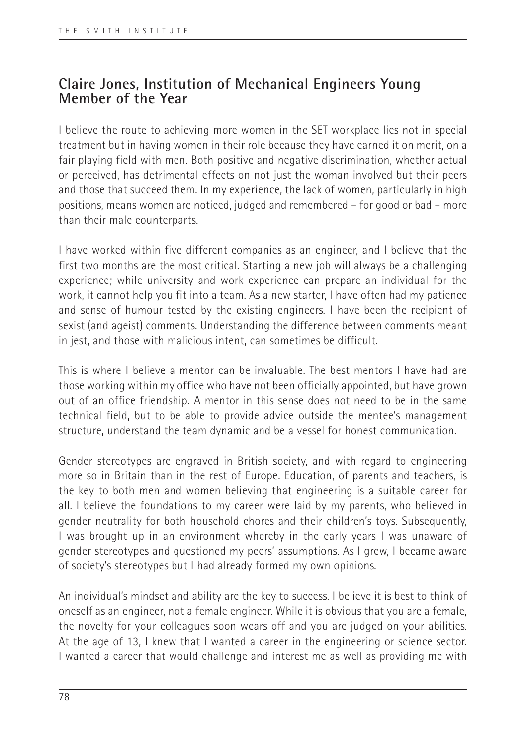## Claire Jones, Institution of Mechanical Engineers Young Member of the Year

I believe the route to achieving more women in the SET workplace lies not in special treatment but in having women in their role because they have earned it on merit, on a fair playing field with men. Both positive and negative discrimination, whether actual or perceived, has detrimental effects on not just the woman involved but their peers and those that succeed them. In my experience, the lack of women, particularly in high positions, means women are noticed, judged and remembered – for good or bad – more than their male counterparts.

I have worked within five different companies as an engineer, and I believe that the first two months are the most critical. Starting a new job will always be a challenging experience; while university and work experience can prepare an individual for the work, it cannot help you fit into a team. As a new starter, I have often had my patience and sense of humour tested by the existing engineers. I have been the recipient of sexist (and ageist) comments. Understanding the difference between comments meant in jest, and those with malicious intent, can sometimes be difficult.

This is where I believe a mentor can be invaluable. The best mentors I have had are those working within my office who have not been officially appointed, but have grown out of an office friendship. A mentor in this sense does not need to be in the same technical field, but to be able to provide advice outside the mentee's management structure, understand the team dynamic and be a vessel for honest communication.

Gender stereotypes are engraved in British society, and with regard to engineering more so in Britain than in the rest of Europe. Education, of parents and teachers, is the key to both men and women believing that engineering is a suitable career for all. I believe the foundations to my career were laid by my parents, who believed in gender neutrality for both household chores and their children's toys. Subsequently, I was brought up in an environment whereby in the early years I was unaware of gender stereotypes and questioned my peers' assumptions. As I grew, I became aware of society's stereotypes but I had already formed my own opinions.

An individual's mindset and ability are the key to success. I believe it is best to think of oneself as an engineer, not a female engineer. While it is obvious that you are a female, the novelty for your colleagues soon wears off and you are judged on your abilities. At the age of 13, I knew that I wanted a career in the engineering or science sector. I wanted a career that would challenge and interest me as well as providing me with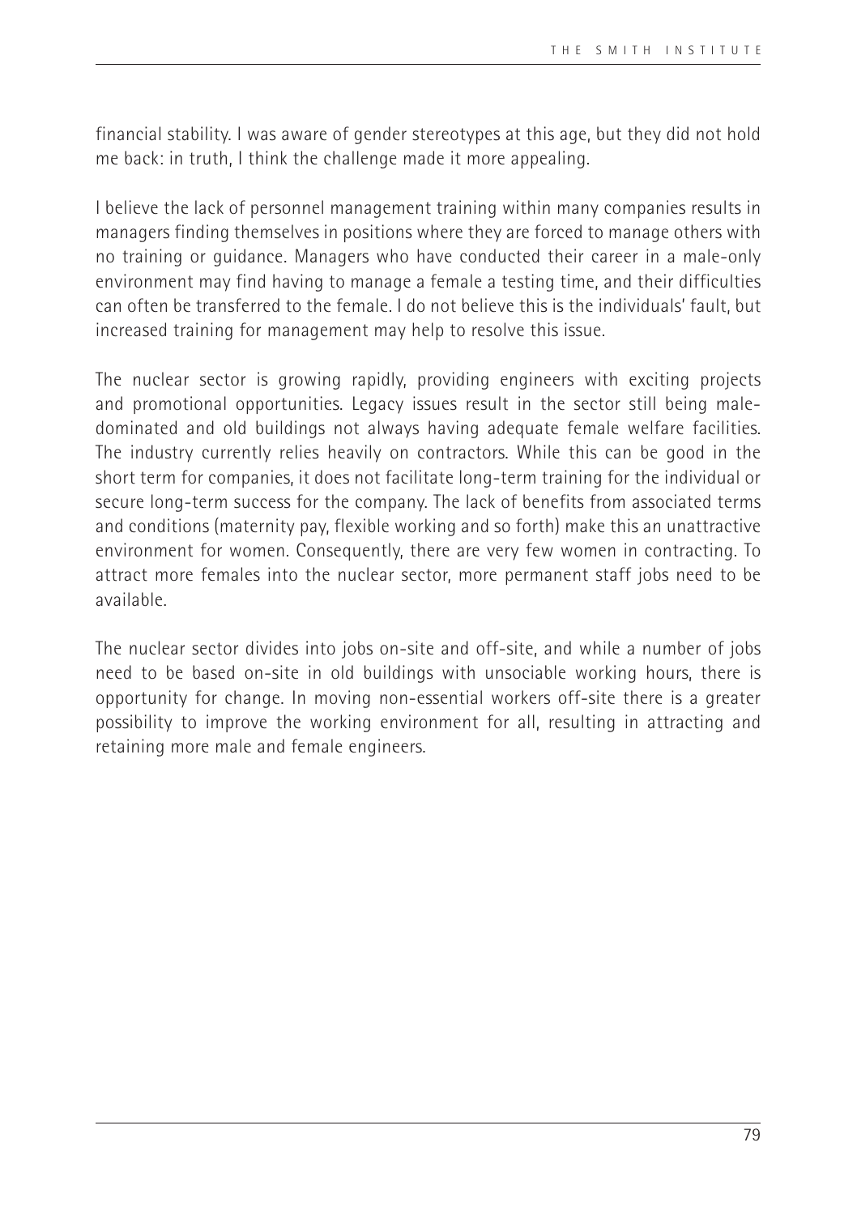financial stability. I was aware of gender stereotypes at this age, but they did not hold me back: in truth, I think the challenge made it more appealing.

I believe the lack of personnel management training within many companies results in managers finding themselves in positions where they are forced to manage others with no training or guidance. Managers who have conducted their career in a male-only environment may find having to manage a female a testing time, and their difficulties can often be transferred to the female. I do not believe this is the individuals' fault, but increased training for management may help to resolve this issue.

The nuclear sector is growing rapidly, providing engineers with exciting projects and promotional opportunities. Legacy issues result in the sector still being male-dominated and old buildings not always having adequate female welfare facilities. The industry currently relies heavily on contractors. While this can be good in the short term for companies, it does not facilitate long-term training for the individual or secure long-term success for the company. The lack of benefits from associated terms and conditions (maternity pay, flexible working and so forth) make this an unattractive environment for women. Consequently, there are very few women in contracting. To attract more females into the nuclear sector, more permanent staff jobs need to be available.

The nuclear sector divides into jobs on-site and off-site, and while a number of jobs need to be based on-site in old buildings with unsociable working hours, there is opportunity for change. In moving non-essential workers off-site there is a greater possibility to improve the working environment for all, resulting in attracting and retaining more male and female engineers.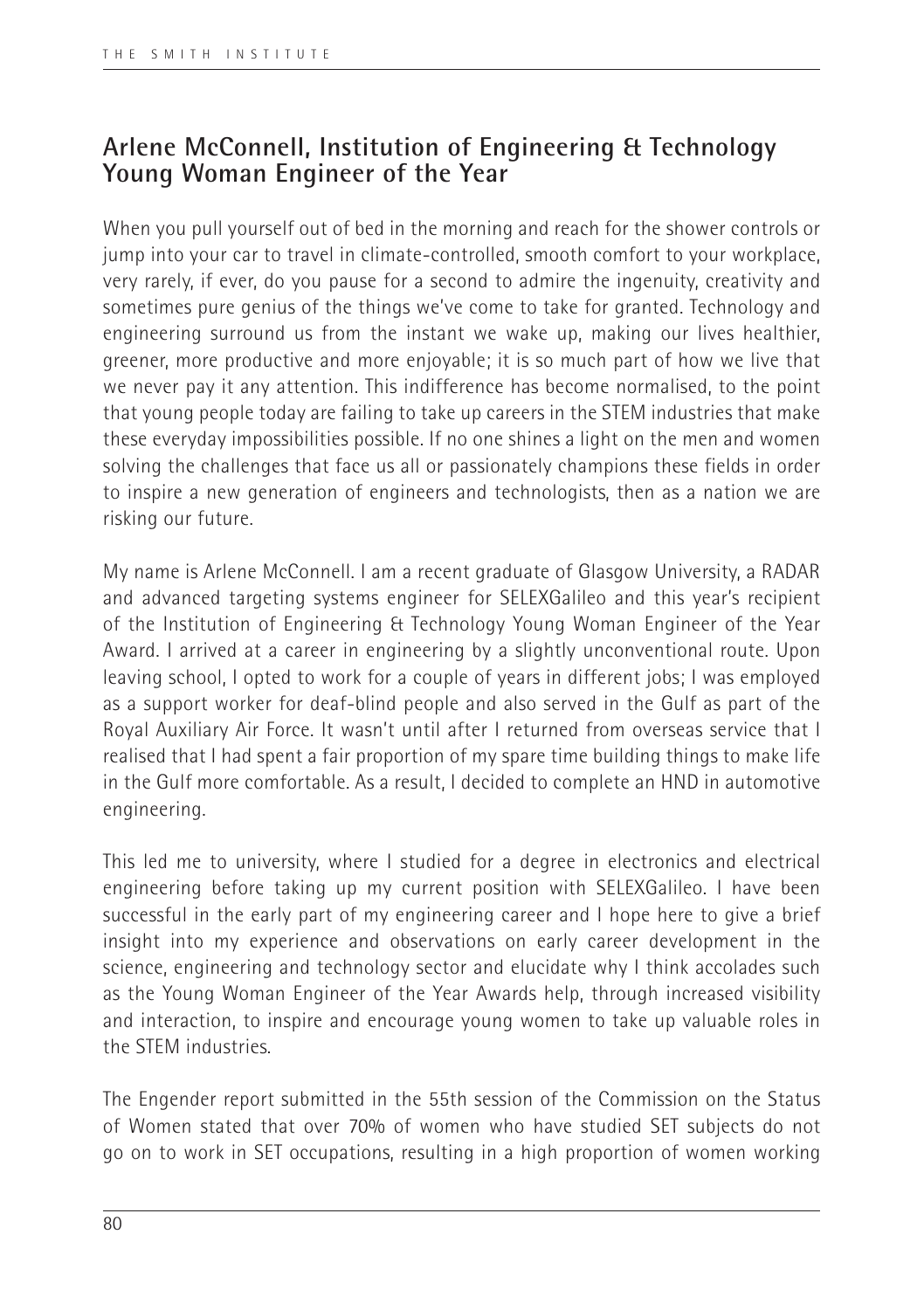## Arlene McConnell, Institution of Engineering & Technology Young Woman Engineer of the Year

When you pull yourself out of bed in the morning and reach for the shower controls or jump into your car to travel in climate-controlled, smooth comfort to your workplace, very rarely, if ever, do you pause for a second to admire the ingenuity, creativity and sometimes pure genius of the things we've come to take for granted. Technology and engineering surround us from the instant we wake up, making our lives healthier, greener, more productive and more enjoyable; it is so much part of how we live that we never pay it any attention. This indifference has become normalised, to the point that young people today are failing to take up careers in the STEM industries that make these everyday impossibilities possible. If no one shines a light on the men and women solving the challenges that face us all or passionately champions these fields in order to inspire a new generation of engineers and technologists, then as a nation we are risking our future.

My name is Arlene McConnell. I am a recent graduate of Glasgow University, a RADAR and advanced targeting systems engineer for SELEXGalileo and this year's recipient of the Institution of Engineering & Technology Young Woman Engineer of the Year Award. I arrived at a career in engineering by a slightly unconventional route. Upon leaving school, I opted to work for a couple of years in different jobs; I was employed as a support worker for deaf-blind people and also served in the Gulf as part of the Royal Auxiliary Air Force. It wasn't until after I returned from overseas service that I realised that I had spent a fair proportion of my spare time building things to make life in the Gulf more comfortable. As a result, I decided to complete an HND in automotive engineering.

This led me to university, where I studied for a degree in electronics and electrical engineering before taking up my current position with SELEXGalileo. I have been successful in the early part of my engineering career and I hope here to give a brief insight into my experience and observations on early career development in the science, engineering and technology sector and elucidate why I think accolades such as the Young Woman Engineer of the Year Awards help, through increased visibility and interaction, to inspire and encourage young women to take up valuable roles in the STEM industries.

The Engender report submitted in the 55th session of the Commission on the Status of Women stated that over 70% of women who have studied SET subjects do not go on to work in SET occupations, resulting in a high proportion of women working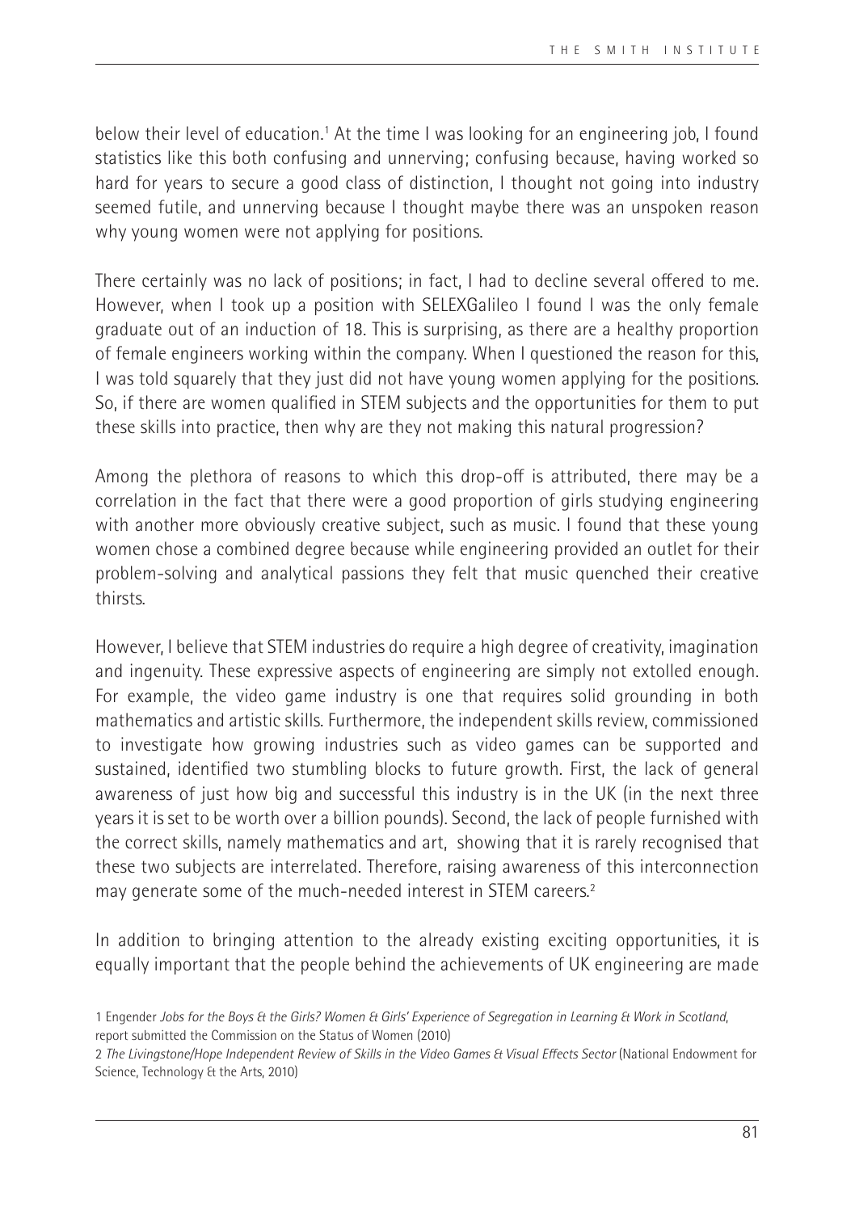below their level of education.[1] At the time I was looking for an engineering job, I found statistics like this both confusing and unnerving; confusing because, having worked so hard for years to secure a good class of distinction, I thought not going into industry seemed futile, and unnerving because I thought maybe there was an unspoken reason why young women were not applying for positions.

There certainly was no lack of positions; in fact, I had to decline several offered to me. However, when I took up a position with SELEXGalileo I found I was the only female graduate out of an induction of 18. This is surprising, as there are a healthy proportion of female engineers working within the company. When I questioned the reason for this, I was told squarely that they just did not have young women applying for the positions. So, if there are women qualified in STEM subjects and the opportunities for them to put these skills into practice, then why are they not making this natural progression?

Among the plethora of reasons to which this drop-off is attributed, there may be a correlation in the fact that there were a good proportion of girls studying engineering with another more obviously creative subject, such as music. I found that these young women chose a combined degree because while engineering provided an outlet for their problem-solving and analytical passions they felt that music quenched their creative thirsts.

However, I believe that STEM industries do require a high degree of creativity, imagination and ingenuity. These expressive aspects of engineering are simply not extolled enough. For example, the video game industry is one that requires solid grounding in both mathematics and artistic skills. Furthermore, the independent skills review, commissioned to investigate how growing industries such as video games can be supported and sustained, identified two stumbling blocks to future growth. First, the lack of general awareness of just how big and successful this industry is in the UK (in the next three years it is set to be worth over a billion pounds). Second, the lack of people furnished with the correct skills, namely mathematics and art, showing that it is rarely recognised that these two subjects are interrelated. Therefore, raising awareness of this interconnection may generate some of the much-needed interest in STEM careers.[2]

In addition to bringing attention to the already existing exciting opportunities, it is equally important that the people behind the achievements of UK engineering are made

1 Engender *Jobs for the Boys & the Girls? Women & Girls' Experience of Segregation in Learning & Work in Scotland*, report submitted the Commission on the Status of Women (2010)

2 *The Livingstone/Hope Independent Review of Skills in the Video Games & Visual Effects Sector* (National Endowment for Science, Technology & the Arts, 2010)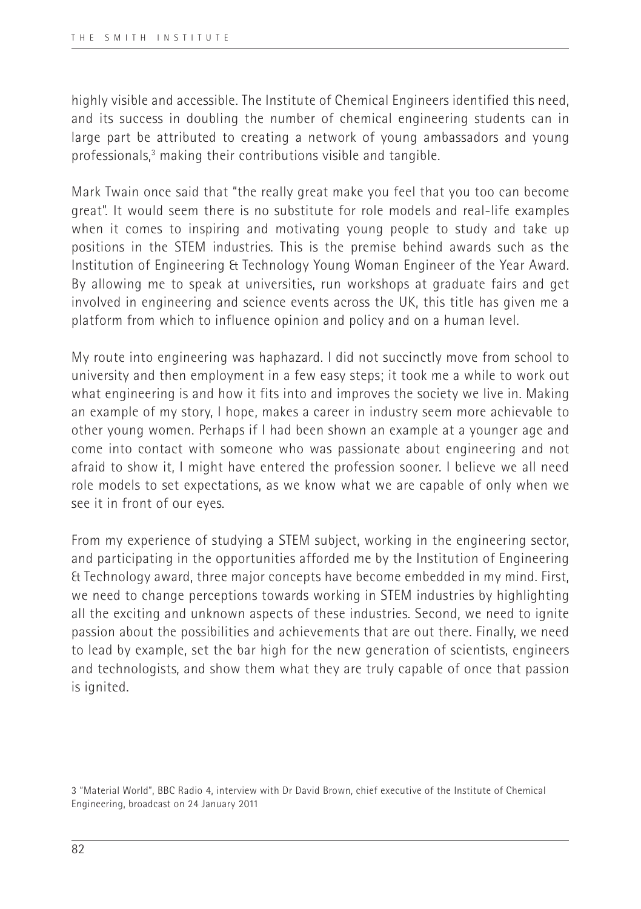highly visible and accessible. The Institute of Chemical Engineers identified this need, and its success in doubling the number of chemical engineering students can in large part be attributed to creating a network of young ambassadors and young professionals,[3] making their contributions visible and tangible.

Mark Twain once said that "the really great make you feel that you too can become great". It would seem there is no substitute for role models and real-life examples when it comes to inspiring and motivating young people to study and take up positions in the STEM industries. This is the premise behind awards such as the Institution of Engineering & Technology Young Woman Engineer of the Year Award. By allowing me to speak at universities, run workshops at graduate fairs and get involved in engineering and science events across the UK, this title has given me a platform from which to influence opinion and policy and on a human level.

My route into engineering was haphazard. I did not succinctly move from school to university and then employment in a few easy steps; it took me a while to work out what engineering is and how it fits into and improves the society we live in. Making an example of my story, I hope, makes a career in industry seem more achievable to other young women. Perhaps if I had been shown an example at a younger age and come into contact with someone who was passionate about engineering and not afraid to show it, I might have entered the profession sooner. I believe we all need role models to set expectations, as we know what we are capable of only when we see it in front of our eyes.

From my experience of studying a STEM subject, working in the engineering sector, and participating in the opportunities afforded me by the Institution of Engineering & Technology award, three major concepts have become embedded in my mind. First, we need to change perceptions towards working in STEM industries by highlighting all the exciting and unknown aspects of these industries. Second, we need to ignite passion about the possibilities and achievements that are out there. Finally, we need to lead by example, set the bar high for the new generation of scientists, engineers and technologists, and show them what they are truly capable of once that passion is ignited.

3 "Material World", BBC Radio 4, interview with Dr David Brown, chief executive of the Institute of Chemical Engineering, broadcast on 24 January 2011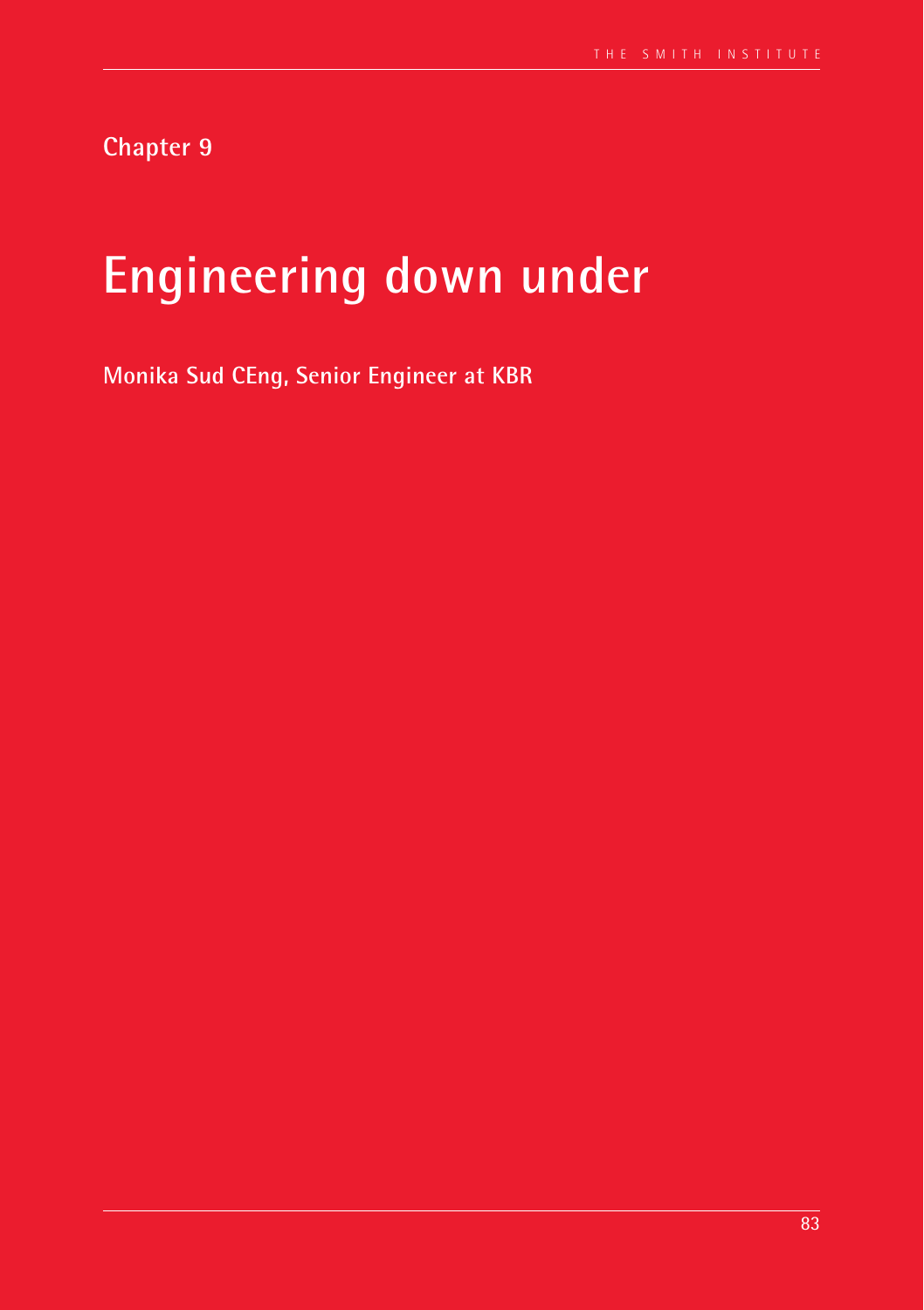Chapter 9

# Engineering down under

**Monika Sud CEng, Senior Engineer at KBR**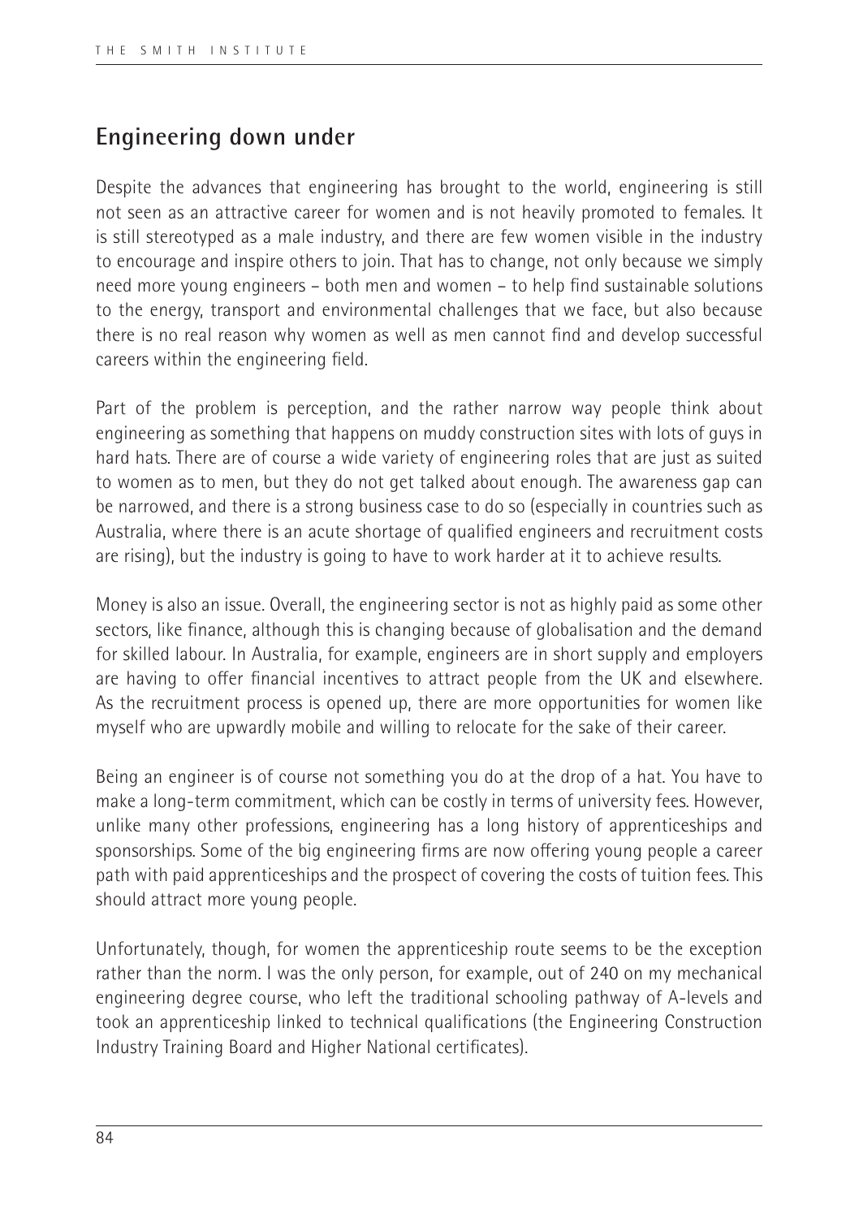## Engineering down under

Despite the advances that engineering has brought to the world, engineering is still not seen as an attractive career for women and is not heavily promoted to females. It is still stereotyped as a male industry, and there are few women visible in the industry to encourage and inspire others to join. That has to change, not only because we simply need more young engineers – both men and women – to help find sustainable solutions to the energy, transport and environmental challenges that we face, but also because there is no real reason why women as well as men cannot find and develop successful careers within the engineering field.

Part of the problem is perception, and the rather narrow way people think about engineering as something that happens on muddy construction sites with lots of guys in hard hats. There are of course a wide variety of engineering roles that are just as suited to women as to men, but they do not get talked about enough. The awareness gap can be narrowed, and there is a strong business case to do so (especially in countries such as Australia, where there is an acute shortage of qualified engineers and recruitment costs are rising), but the industry is going to have to work harder at it to achieve results.

Money is also an issue. Overall, the engineering sector is not as highly paid as some other sectors, like finance, although this is changing because of globalisation and the demand for skilled labour. In Australia, for example, engineers are in short supply and employers are having to offer financial incentives to attract people from the UK and elsewhere. As the recruitment process is opened up, there are more opportunities for women like myself who are upwardly mobile and willing to relocate for the sake of their career.

Being an engineer is of course not something you do at the drop of a hat. You have to make a long-term commitment, which can be costly in terms of university fees. However, unlike many other professions, engineering has a long history of apprenticeships and sponsorships. Some of the big engineering firms are now offering young people a career path with paid apprenticeships and the prospect of covering the costs of tuition fees. This should attract more young people.

Unfortunately, though, for women the apprenticeship route seems to be the exception rather than the norm. I was the only person, for example, out of 240 on my mechanical engineering degree course, who left the traditional schooling pathway of A-levels and took an apprenticeship linked to technical qualifications (the Engineering Construction Industry Training Board and Higher National certificates).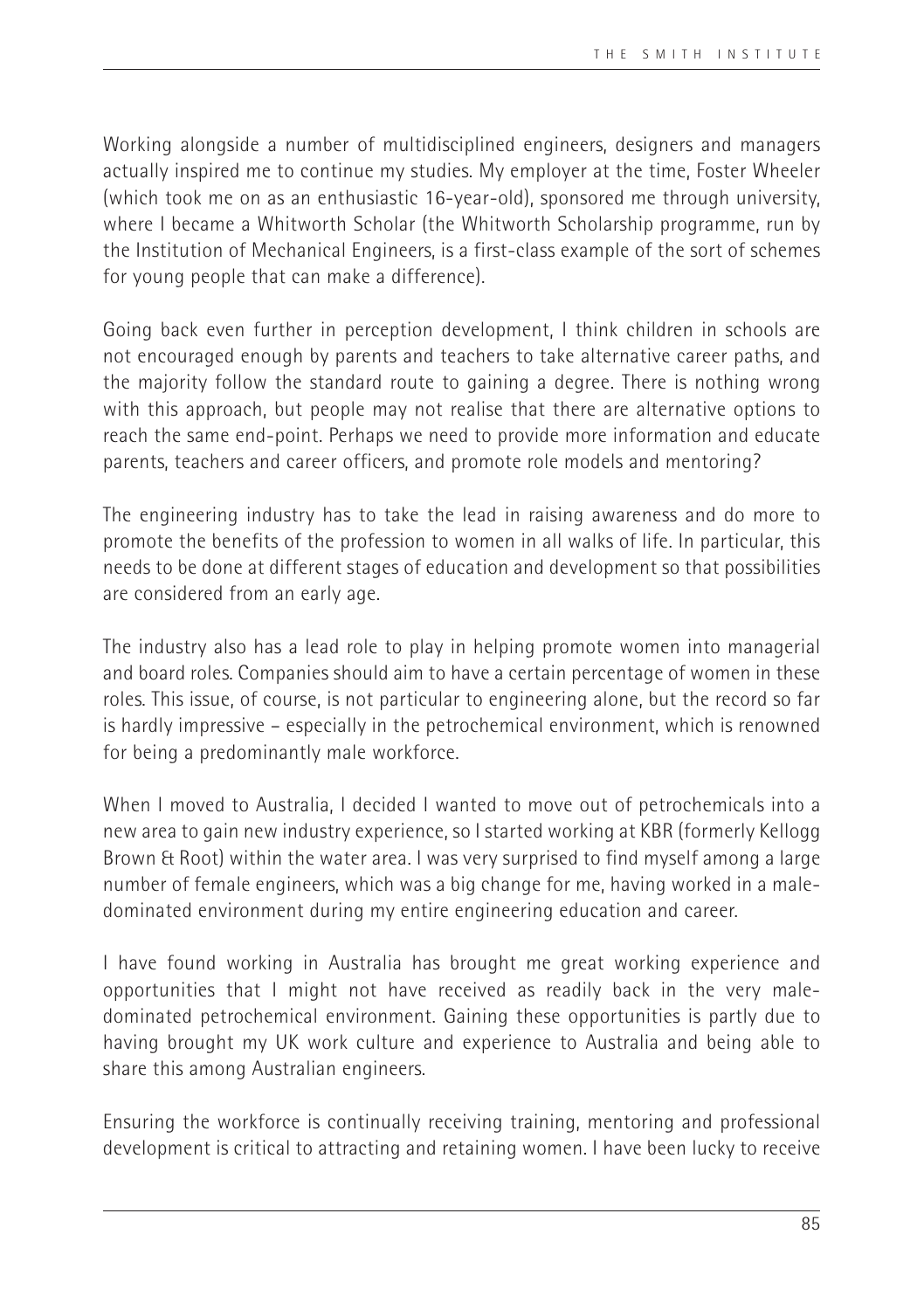Working alongside a number of multidisciplined engineers, designers and managers actually inspired me to continue my studies. My employer at the time, Foster Wheeler (which took me on as an enthusiastic 16-year-old), sponsored me through university, where I became a Whitworth Scholar (the Whitworth Scholarship programme, run by the Institution of Mechanical Engineers, is a first-class example of the sort of schemes for young people that can make a difference).

Going back even further in perception development, I think children in schools are not encouraged enough by parents and teachers to take alternative career paths, and the majority follow the standard route to gaining a degree. There is nothing wrong with this approach, but people may not realise that there are alternative options to reach the same end-point. Perhaps we need to provide more information and educate parents, teachers and career officers, and promote role models and mentoring?

The engineering industry has to take the lead in raising awareness and do more to promote the benefits of the profession to women in all walks of life. In particular, this needs to be done at different stages of education and development so that possibilities are considered from an early age.

The industry also has a lead role to play in helping promote women into managerial and board roles. Companies should aim to have a certain percentage of women in these roles. This issue, of course, is not particular to engineering alone, but the record so far is hardly impressive – especially in the petrochemical environment, which is renowned for being a predominantly male workforce.

When I moved to Australia, I decided I wanted to move out of petrochemicals into a new area to gain new industry experience, so I started working at KBR (formerly Kellogg Brown & Root) within the water area. I was very surprised to find myself among a large number of female engineers, which was a big change for me, having worked in a male-dominated environment during my entire engineering education and career.

I have found working in Australia has brought me great working experience and opportunities that I might not have received as readily back in the very male-dominated petrochemical environment. Gaining these opportunities is partly due to having brought my UK work culture and experience to Australia and being able to share this among Australian engineers.

Ensuring the workforce is continually receiving training, mentoring and professional development is critical to attracting and retaining women. I have been lucky to receive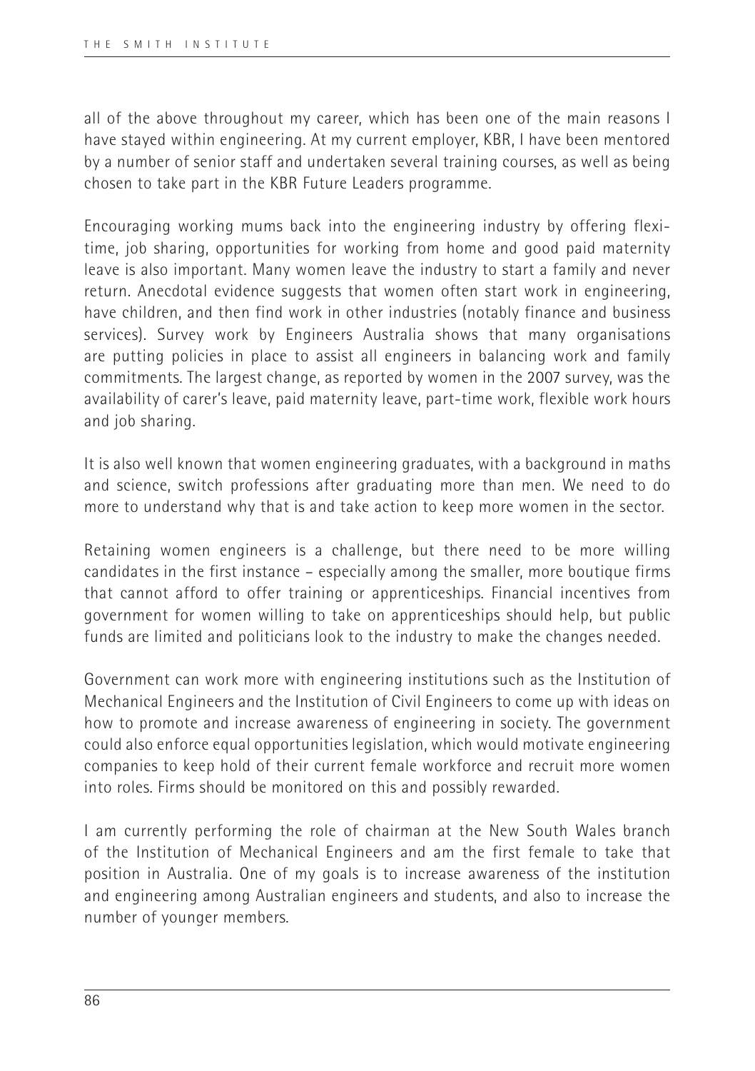all of the above throughout my career, which has been one of the main reasons I have stayed within engineering. At my current employer, KBR, I have been mentored by a number of senior staff and undertaken several training courses, as well as being chosen to take part in the KBR Future Leaders programme.

Encouraging working mums back into the engineering industry by offering flexi-time, job sharing, opportunities for working from home and good paid maternity leave is also important. Many women leave the industry to start a family and never return. Anecdotal evidence suggests that women often start work in engineering, have children, and then find work in other industries (notably finance and business services). Survey work by Engineers Australia shows that many organisations are putting policies in place to assist all engineers in balancing work and family commitments. The largest change, as reported by women in the 2007 survey, was the availability of carer's leave, paid maternity leave, part-time work, flexible work hours and job sharing.

It is also well known that women engineering graduates, with a background in maths and science, switch professions after graduating more than men. We need to do more to understand why that is and take action to keep more women in the sector.

Retaining women engineers is a challenge, but there need to be more willing candidates in the first instance – especially among the smaller, more boutique firms that cannot afford to offer training or apprenticeships. Financial incentives from government for women willing to take on apprenticeships should help, but public funds are limited and politicians look to the industry to make the changes needed.

Government can work more with engineering institutions such as the Institution of Mechanical Engineers and the Institution of Civil Engineers to come up with ideas on how to promote and increase awareness of engineering in society. The government could also enforce equal opportunities legislation, which would motivate engineering companies to keep hold of their current female workforce and recruit more women into roles. Firms should be monitored on this and possibly rewarded.

I am currently performing the role of chairman at the New South Wales branch of the Institution of Mechanical Engineers and am the first female to take that position in Australia. One of my goals is to increase awareness of the institution and engineering among Australian engineers and students, and also to increase the number of younger members.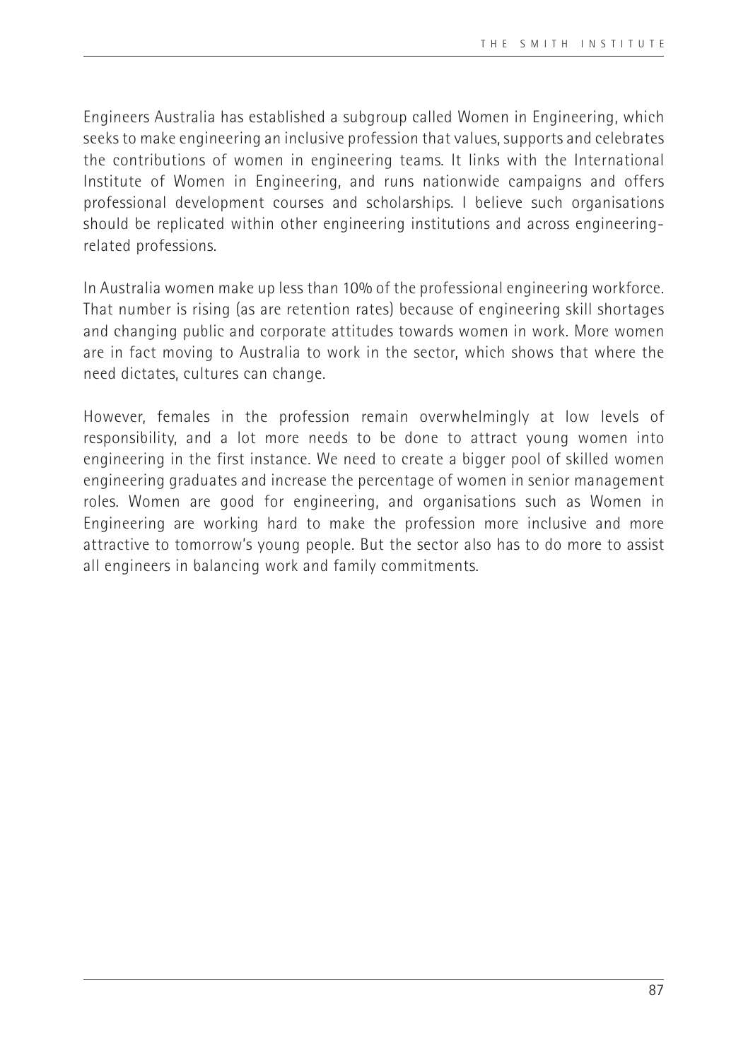Engineers Australia has established a subgroup called Women in Engineering, which seeks to make engineering an inclusive profession that values, supports and celebrates the contributions of women in engineering teams. It links with the International Institute of Women in Engineering, and runs nationwide campaigns and offers professional development courses and scholarships. I believe such organisations should be replicated within other engineering institutions and across engineering-related professions.

In Australia women make up less than 10% of the professional engineering workforce. That number is rising (as are retention rates) because of engineering skill shortages and changing public and corporate attitudes towards women in work. More women are in fact moving to Australia to work in the sector, which shows that where the need dictates, cultures can change.

However, females in the profession remain overwhelmingly at low levels of responsibility, and a lot more needs to be done to attract young women into engineering in the first instance. We need to create a bigger pool of skilled women engineering graduates and increase the percentage of women in senior management roles. Women are good for engineering, and organisations such as Women in Engineering are working hard to make the profession more inclusive and more attractive to tomorrow's young people. But the sector also has to do more to assist all engineers in balancing work and family commitments.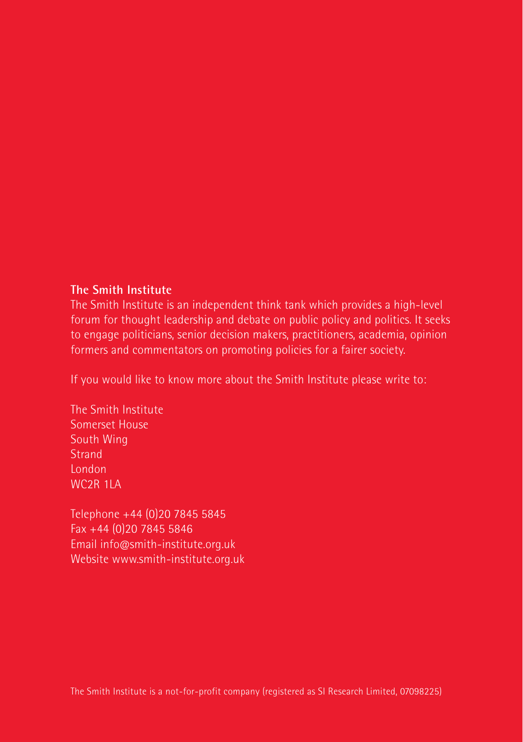**The Smith Institute**

The Smith Institute is an independent think tank which provides a high-level forum for thought leadership and debate on public policy and politics. It seeks to engage politicians, senior decision makers, practitioners, academia, opinion formers and commentators on promoting policies for a fairer society.

If you would like to know more about the Smith Institute please write to:

The Smith Institute
Somerset House
South Wing
Strand
London
WC2R 1LA

Telephone +44 (0)20 7845 5845
Fax +44 (0)20 7845 5846
Email info@smith-institute.org.uk
Website www.smith-institute.org.uk

The Smith Institute is a not-for-profit company (registered as SI Research Limited, 07098225)